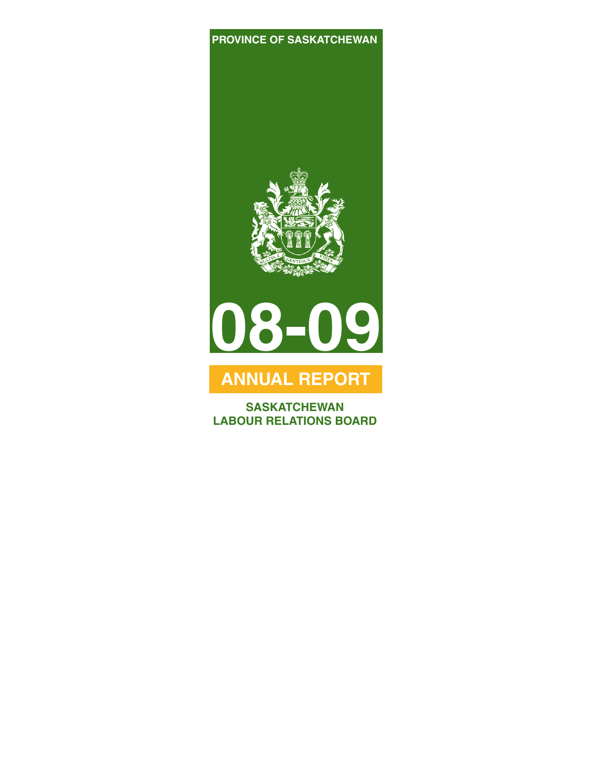PROVINCE OF SASKATCHEWAN

# 08-09

## ANNUAL REPORT

**SASKATCHEWAN LABOUR RELATIONS BOARD**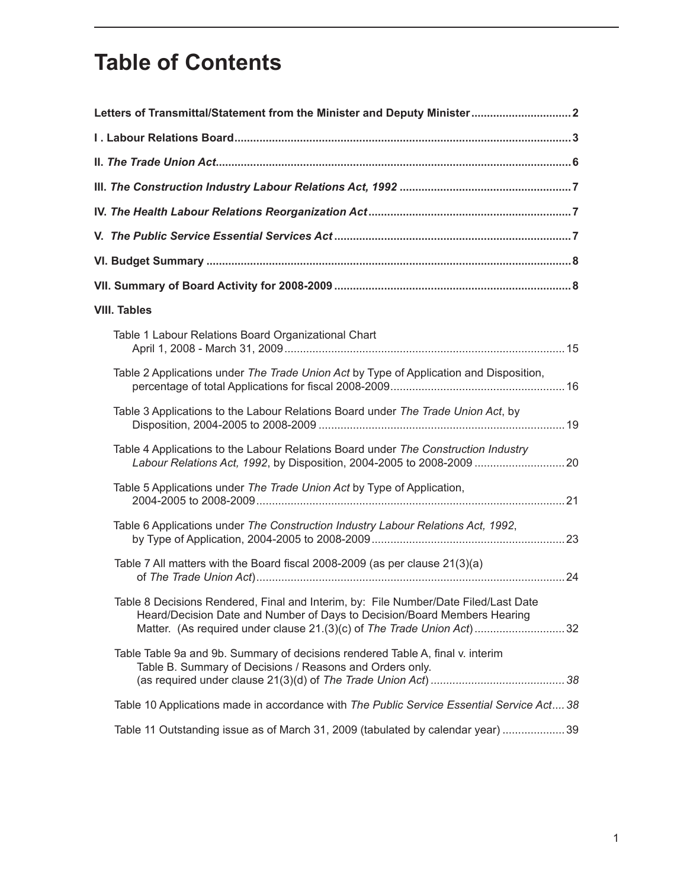# Table of Contents

**Letters of Transmittal/Statement from the Minister and Deputy Minister** ................................ 2

**I . Labour Relations Board** ................................................................................................ 3

**II. *The Trade Union Act*** ........................................................................................................ 6

**III. *The Construction Industry Labour Relations Act, 1992*** ................................................ 7

**IV. *The Health Labour Relations Reorganization Act*** ........................................................... 7

**V. *The Public Service Essential Services Act*** ....................................................................... 7

**VI. Budget Summary** .............................................................................................................. 8

**VII. Summary of Board Activity for 2008-2009** ........................................................................ 8

**VIII. Tables**

Table 1 Labour Relations Board Organizational Chart April 1, 2008 - March 31, 2009 ........................................ 15

Table 2 Applications under *The Trade Union Act* by Type of Application and Disposition, percentage of total Applications for fiscal 2008-2009 ........................................ 16

Table 3 Applications to the Labour Relations Board under *The Trade Union Act*, by Disposition, 2004-2005 to 2008-2009 ........................................ 19

Table 4 Applications to the Labour Relations Board under *The Construction Industry Labour Relations Act, 1992*, by Disposition, 2004-2005 to 2008-2009 ........................................ 20

Table 5 Applications under *The Trade Union Act* by Type of Application, 2004-2005 to 2008-2009 ........................................ 21

Table 6 Applications under *The Construction Industry Labour Relations Act, 1992*, by Type of Application, 2004-2005 to 2008-2009 ........................................ 23

Table 7 All matters with the Board fiscal 2008-2009 (as per clause 21(3)(a) of *The Trade Union Act*) ........................................ 24

Table 8 Decisions Rendered, Final and Interim, by: File Number/Date Filed/Last Date Heard/Decision Date and Number of Days to Decision/Board Members Hearing Matter. (As required under clause 21.(3)(c) of *The Trade Union Act*) ........................................ 32

Table Table 9a and 9b. Summary of decisions rendered Table A, final v. interim Table B. Summary of Decisions / Reasons and Orders only. (as required under clause 21(3)(d) of *The Trade Union Act*) ........................................ *38*

Table 10 Applications made in accordance with *The Public Service Essential Service Act* .... *38*

Table 11 Outstanding issue as of March 31, 2009 (tabulated by calendar year) .................... 39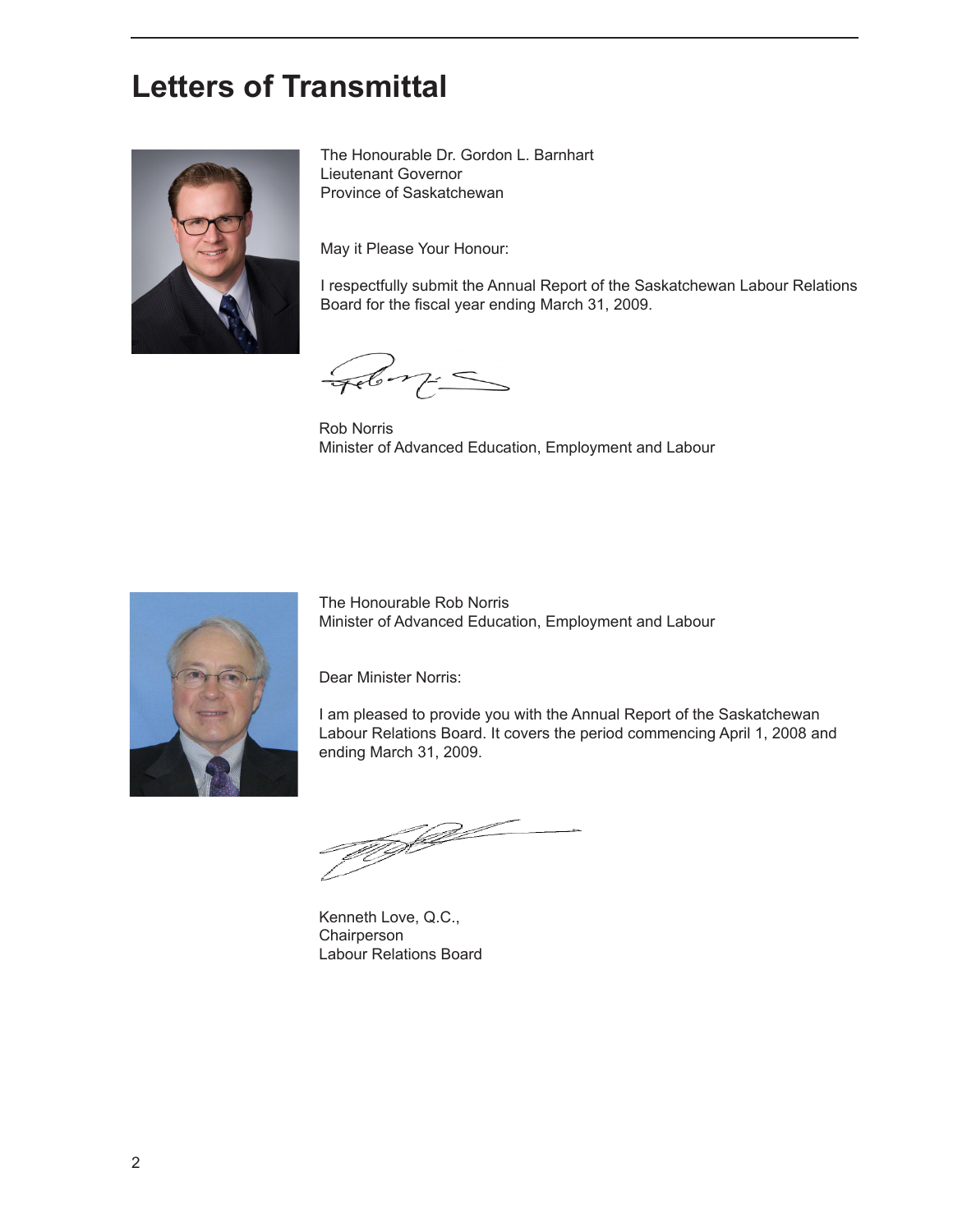# Letters of Transmittal

The Honourable Dr. Gordon L. Barnhart
Lieutenant Governor
Province of Saskatchewan

May it Please Your Honour:

I respectfully submit the Annual Report of the Saskatchewan Labour Relations Board for the fiscal year ending March 31, 2009.

Rob Norris
Minister of Advanced Education, Employment and Labour

The Honourable Rob Norris
Minister of Advanced Education, Employment and Labour

Dear Minister Norris:

I am pleased to provide you with the Annual Report of the Saskatchewan Labour Relations Board. It covers the period commencing April 1, 2008 and ending March 31, 2009.

Kenneth Love, Q.C.,
Chairperson
Labour Relations Board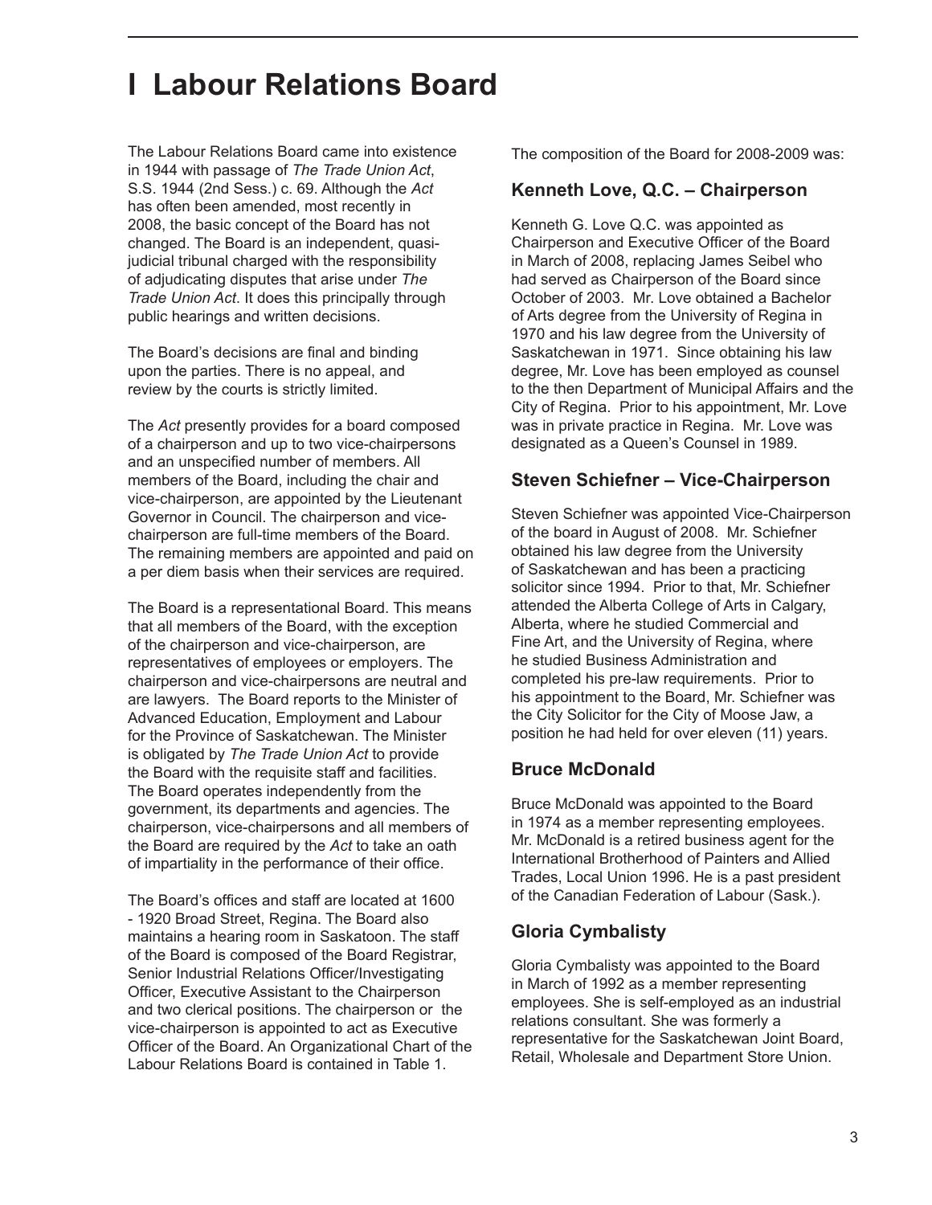# I Labour Relations Board

The Labour Relations Board came into existence in 1944 with passage of *The Trade Union Act*, S.S. 1944 (2nd Sess.) c. 69. Although the *Act* has often been amended, most recently in 2008, the basic concept of the Board has not changed. The Board is an independent, quasi-judicial tribunal charged with the responsibility of adjudicating disputes that arise under *The Trade Union Act*. It does this principally through public hearings and written decisions.

The Board's decisions are final and binding upon the parties. There is no appeal, and review by the courts is strictly limited.

The *Act* presently provides for a board composed of a chairperson and up to two vice-chairpersons and an unspecified number of members. All members of the Board, including the chair and vice-chairperson, are appointed by the Lieutenant Governor in Council. The chairperson and vice-chairperson are full-time members of the Board. The remaining members are appointed and paid on a per diem basis when their services are required.

The Board is a representational Board. This means that all members of the Board, with the exception of the chairperson and vice-chairperson, are representatives of employees or employers. The chairperson and vice-chairpersons are neutral and are lawyers. The Board reports to the Minister of Advanced Education, Employment and Labour for the Province of Saskatchewan. The Minister is obligated by *The Trade Union Act* to provide the Board with the requisite staff and facilities. The Board operates independently from the government, its departments and agencies. The chairperson, vice-chairpersons and all members of the Board are required by the *Act* to take an oath of impartiality in the performance of their office.

The Board's offices and staff are located at 1600 - 1920 Broad Street, Regina. The Board also maintains a hearing room in Saskatoon. The staff of the Board is composed of the Board Registrar, Senior Industrial Relations Officer/Investigating Officer, Executive Assistant to the Chairperson and two clerical positions. The chairperson or the vice-chairperson is appointed to act as Executive Officer of the Board. An Organizational Chart of the Labour Relations Board is contained in Table 1.

The composition of the Board for 2008-2009 was:

### Kenneth Love, Q.C. – Chairperson

Kenneth G. Love Q.C. was appointed as Chairperson and Executive Officer of the Board in March of 2008, replacing James Seibel who had served as Chairperson of the Board since October of 2003. Mr. Love obtained a Bachelor of Arts degree from the University of Regina in 1970 and his law degree from the University of Saskatchewan in 1971. Since obtaining his law degree, Mr. Love has been employed as counsel to the then Department of Municipal Affairs and the City of Regina. Prior to his appointment, Mr. Love was in private practice in Regina. Mr. Love was designated as a Queen's Counsel in 1989.

### Steven Schiefner – Vice-Chairperson

Steven Schiefner was appointed Vice-Chairperson of the board in August of 2008. Mr. Schiefner obtained his law degree from the University of Saskatchewan and has been a practicing solicitor since 1994. Prior to that, Mr. Schiefner attended the Alberta College of Arts in Calgary, Alberta, where he studied Commercial and Fine Art, and the University of Regina, where he studied Business Administration and completed his pre-law requirements. Prior to his appointment to the Board, Mr. Schiefner was the City Solicitor for the City of Moose Jaw, a position he had held for over eleven (11) years.

### Bruce McDonald

Bruce McDonald was appointed to the Board in 1974 as a member representing employees. Mr. McDonald is a retired business agent for the International Brotherhood of Painters and Allied Trades, Local Union 1996. He is a past president of the Canadian Federation of Labour (Sask.).

### Gloria Cymbalisty

Gloria Cymbalisty was appointed to the Board in March of 1992 as a member representing employees. She is self-employed as an industrial relations consultant. She was formerly a representative for the Saskatchewan Joint Board, Retail, Wholesale and Department Store Union.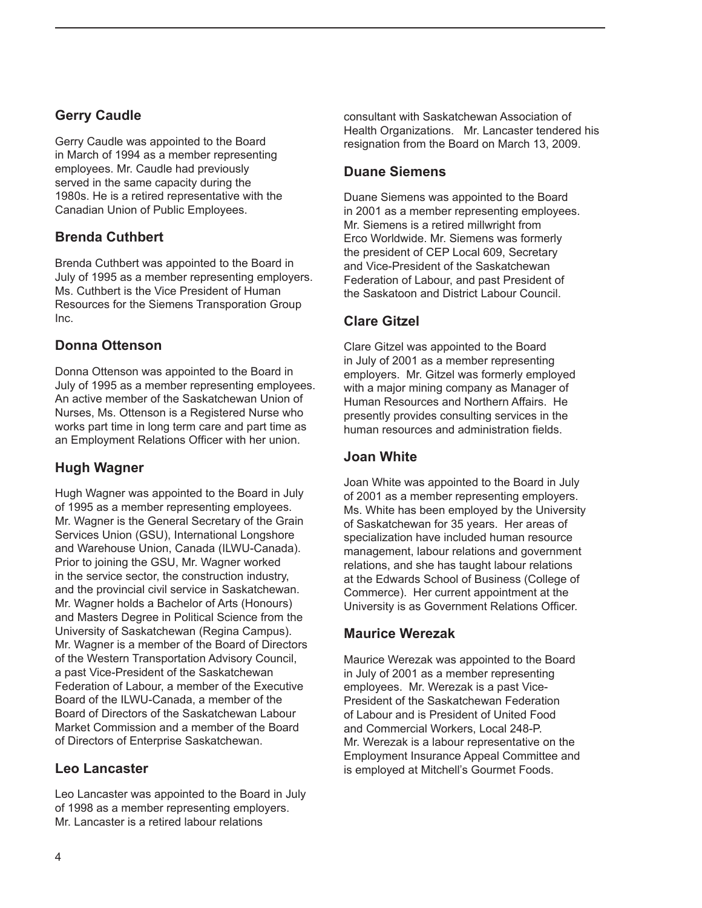## Gerry Caudle

Gerry Caudle was appointed to the Board in March of 1994 as a member representing employees. Mr. Caudle had previously served in the same capacity during the 1980s. He is a retired representative with the Canadian Union of Public Employees.

## Brenda Cuthbert

Brenda Cuthbert was appointed to the Board in July of 1995 as a member representing employers. Ms. Cuthbert is the Vice President of Human Resources for the Siemens Transporation Group Inc.

## Donna Ottenson

Donna Ottenson was appointed to the Board in July of 1995 as a member representing employees. An active member of the Saskatchewan Union of Nurses, Ms. Ottenson is a Registered Nurse who works part time in long term care and part time as an Employment Relations Officer with her union.

## Hugh Wagner

Hugh Wagner was appointed to the Board in July of 1995 as a member representing employees. Mr. Wagner is the General Secretary of the Grain Services Union (GSU), International Longshore and Warehouse Union, Canada (ILWU-Canada). Prior to joining the GSU, Mr. Wagner worked in the service sector, the construction industry, and the provincial civil service in Saskatchewan. Mr. Wagner holds a Bachelor of Arts (Honours) and Masters Degree in Political Science from the University of Saskatchewan (Regina Campus). Mr. Wagner is a member of the Board of Directors of the Western Transportation Advisory Council, a past Vice-President of the Saskatchewan Federation of Labour, a member of the Executive Board of the ILWU-Canada, a member of the Board of Directors of the Saskatchewan Labour Market Commission and a member of the Board of Directors of Enterprise Saskatchewan.

## Leo Lancaster

Leo Lancaster was appointed to the Board in July of 1998 as a member representing employers. Mr. Lancaster is a retired labour relations consultant with Saskatchewan Association of Health Organizations. Mr. Lancaster tendered his resignation from the Board on March 13, 2009.

## Duane Siemens

Duane Siemens was appointed to the Board in 2001 as a member representing employees. Mr. Siemens is a retired millwright from Erco Worldwide. Mr. Siemens was formerly the president of CEP Local 609, Secretary and Vice-President of the Saskatchewan Federation of Labour, and past President of the Saskatoon and District Labour Council.

## Clare Gitzel

Clare Gitzel was appointed to the Board in July of 2001 as a member representing employers. Mr. Gitzel was formerly employed with a major mining company as Manager of Human Resources and Northern Affairs. He presently provides consulting services in the human resources and administration fields.

## Joan White

Joan White was appointed to the Board in July of 2001 as a member representing employers. Ms. White has been employed by the University of Saskatchewan for 35 years. Her areas of specialization have included human resource management, labour relations and government relations, and she has taught labour relations at the Edwards School of Business (College of Commerce). Her current appointment at the University is as Government Relations Officer.

## Maurice Werezak

Maurice Werezak was appointed to the Board in July of 2001 as a member representing employees. Mr. Werezak is a past Vice-President of the Saskatchewan Federation of Labour and is President of United Food and Commercial Workers, Local 248-P. Mr. Werezak is a labour representative on the Employment Insurance Appeal Committee and is employed at Mitchell's Gourmet Foods.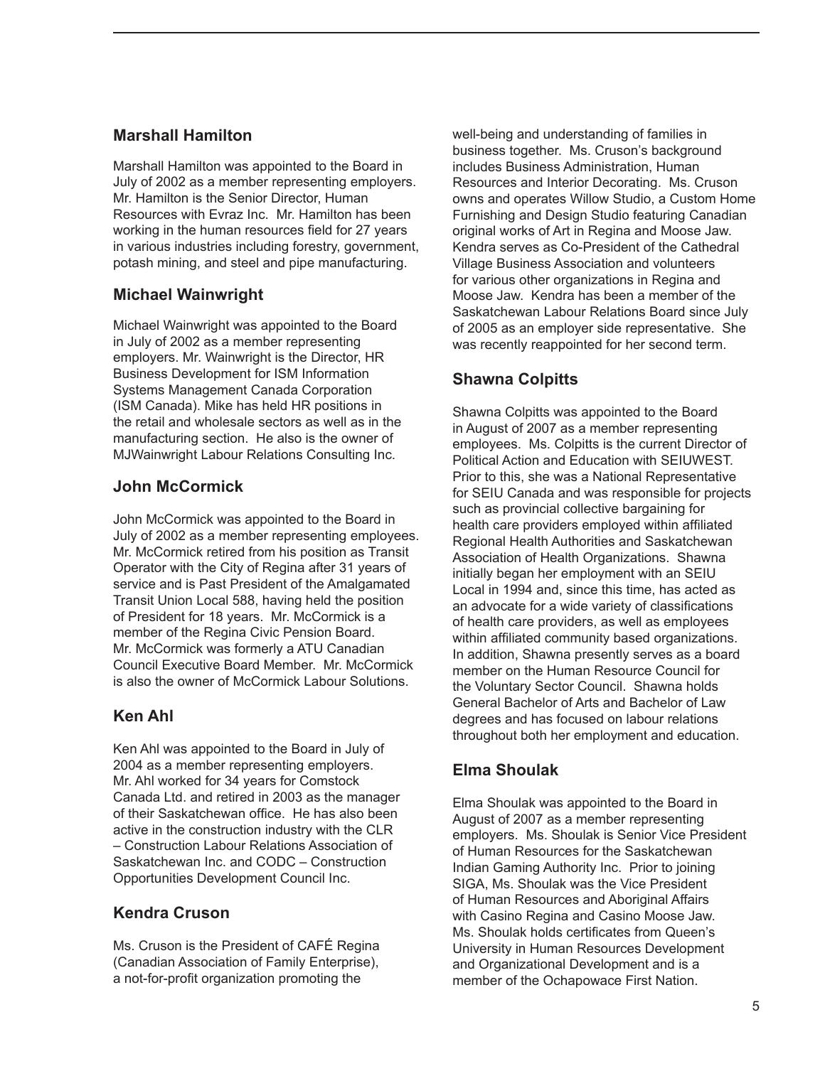## Marshall Hamilton

Marshall Hamilton was appointed to the Board in July of 2002 as a member representing employers. Mr. Hamilton is the Senior Director, Human Resources with Evraz Inc. Mr. Hamilton has been working in the human resources field for 27 years in various industries including forestry, government, potash mining, and steel and pipe manufacturing.

## Michael Wainwright

Michael Wainwright was appointed to the Board in July of 2002 as a member representing employers. Mr. Wainwright is the Director, HR Business Development for ISM Information Systems Management Canada Corporation (ISM Canada). Mike has held HR positions in the retail and wholesale sectors as well as in the manufacturing section. He also is the owner of MJWainwright Labour Relations Consulting Inc.

## John McCormick

John McCormick was appointed to the Board in July of 2002 as a member representing employees. Mr. McCormick retired from his position as Transit Operator with the City of Regina after 31 years of service and is Past President of the Amalgamated Transit Union Local 588, having held the position of President for 18 years. Mr. McCormick is a member of the Regina Civic Pension Board. Mr. McCormick was formerly a ATU Canadian Council Executive Board Member. Mr. McCormick is also the owner of McCormick Labour Solutions.

## Ken Ahl

Ken Ahl was appointed to the Board in July of 2004 as a member representing employers. Mr. Ahl worked for 34 years for Comstock Canada Ltd. and retired in 2003 as the manager of their Saskatchewan office. He has also been active in the construction industry with the CLR – Construction Labour Relations Association of Saskatchewan Inc. and CODC – Construction Opportunities Development Council Inc.

## Kendra Cruson

Ms. Cruson is the President of CAFÉ Regina (Canadian Association of Family Enterprise), a not-for-profit organization promoting the well-being and understanding of families in business together. Ms. Cruson's background includes Business Administration, Human Resources and Interior Decorating. Ms. Cruson owns and operates Willow Studio, a Custom Home Furnishing and Design Studio featuring Canadian original works of Art in Regina and Moose Jaw. Kendra serves as Co-President of the Cathedral Village Business Association and volunteers for various other organizations in Regina and Moose Jaw. Kendra has been a member of the Saskatchewan Labour Relations Board since July of 2005 as an employer side representative. She was recently reappointed for her second term.

## Shawna Colpitts

Shawna Colpitts was appointed to the Board in August of 2007 as a member representing employees. Ms. Colpitts is the current Director of Political Action and Education with SEIUWEST. Prior to this, she was a National Representative for SEIU Canada and was responsible for projects such as provincial collective bargaining for health care providers employed within affiliated Regional Health Authorities and Saskatchewan Association of Health Organizations. Shawna initially began her employment with an SEIU Local in 1994 and, since this time, has acted as an advocate for a wide variety of classifications of health care providers, as well as employees within affiliated community based organizations. In addition, Shawna presently serves as a board member on the Human Resource Council for the Voluntary Sector Council. Shawna holds General Bachelor of Arts and Bachelor of Law degrees and has focused on labour relations throughout both her employment and education.

## Elma Shoulak

Elma Shoulak was appointed to the Board in August of 2007 as a member representing employers. Ms. Shoulak is Senior Vice President of Human Resources for the Saskatchewan Indian Gaming Authority Inc. Prior to joining SIGA, Ms. Shoulak was the Vice President of Human Resources and Aboriginal Affairs with Casino Regina and Casino Moose Jaw. Ms. Shoulak holds certificates from Queen's University in Human Resources Development and Organizational Development and is a member of the Ochapowace First Nation.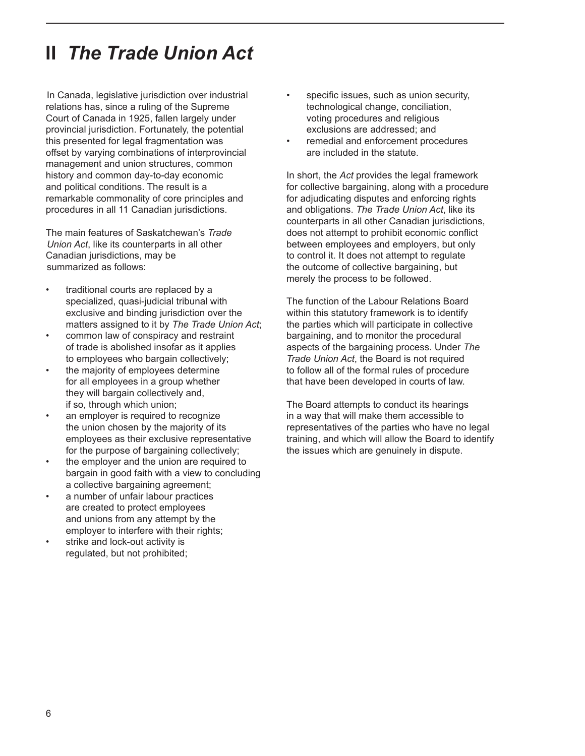# II *The Trade Union Act*

In Canada, legislative jurisdiction over industrial relations has, since a ruling of the Supreme Court of Canada in 1925, fallen largely under provincial jurisdiction. Fortunately, the potential this presented for legal fragmentation was offset by varying combinations of interprovincial management and union structures, common history and common day-to-day economic and political conditions. The result is a remarkable commonality of core principles and procedures in all 11 Canadian jurisdictions.

The main features of Saskatchewan's *Trade Union Act*, like its counterparts in all other Canadian jurisdictions, may be summarized as follows:

- traditional courts are replaced by a specialized, quasi-judicial tribunal with exclusive and binding jurisdiction over the matters assigned to it by *The Trade Union Act*;
- common law of conspiracy and restraint of trade is abolished insofar as it applies to employees who bargain collectively;
- the majority of employees determine for all employees in a group whether they will bargain collectively and, if so, through which union;
- an employer is required to recognize the union chosen by the majority of its employees as their exclusive representative for the purpose of bargaining collectively;
- the employer and the union are required to bargain in good faith with a view to concluding a collective bargaining agreement;
- a number of unfair labour practices are created to protect employees and unions from any attempt by the employer to interfere with their rights;
- strike and lock-out activity is regulated, but not prohibited;
- specific issues, such as union security, technological change, conciliation, voting procedures and religious exclusions are addressed; and
- remedial and enforcement procedures are included in the statute.

In short, the *Act* provides the legal framework for collective bargaining, along with a procedure for adjudicating disputes and enforcing rights and obligations. *The Trade Union Act*, like its counterparts in all other Canadian jurisdictions, does not attempt to prohibit economic conflict between employees and employers, but only to control it. It does not attempt to regulate the outcome of collective bargaining, but merely the process to be followed.

The function of the Labour Relations Board within this statutory framework is to identify the parties which will participate in collective bargaining, and to monitor the procedural aspects of the bargaining process. Under *The Trade Union Act*, the Board is not required to follow all of the formal rules of procedure that have been developed in courts of law.

The Board attempts to conduct its hearings in a way that will make them accessible to representatives of the parties who have no legal training, and which will allow the Board to identify the issues which are genuinely in dispute.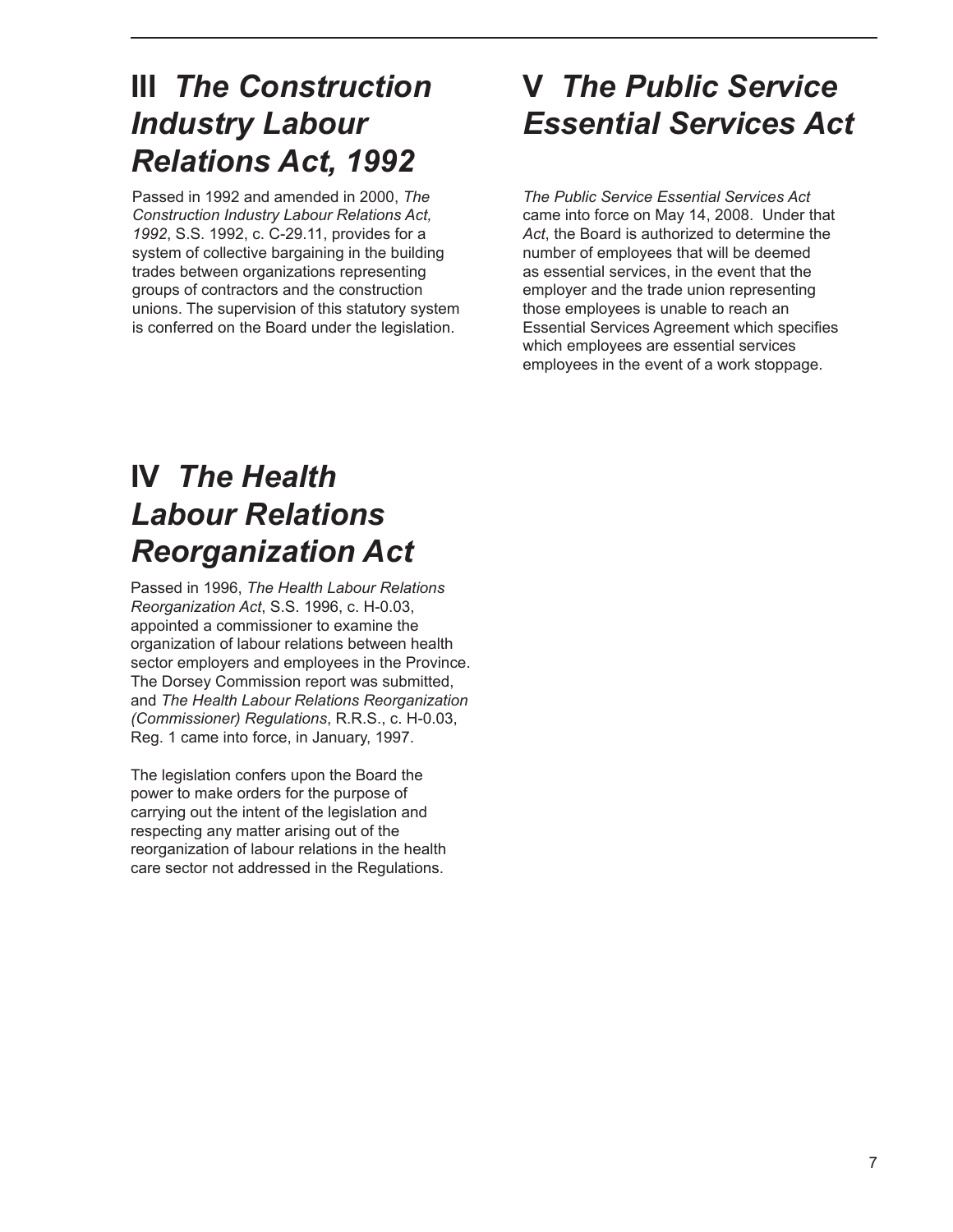## III *The Construction Industry Labour Relations Act, 1992*

Passed in 1992 and amended in 2000, *The Construction Industry Labour Relations Act, 1992*, S.S. 1992, c. C-29.11, provides for a system of collective bargaining in the building trades between organizations representing groups of contractors and the construction unions. The supervision of this statutory system is conferred on the Board under the legislation.

## IV *The Health Labour Relations Reorganization Act*

Passed in 1996, *The Health Labour Relations Reorganization Act*, S.S. 1996, c. H-0.03, appointed a commissioner to examine the organization of labour relations between health sector employers and employees in the Province. The Dorsey Commission report was submitted, and *The Health Labour Relations Reorganization (Commissioner) Regulations*, R.R.S., c. H-0.03, Reg. 1 came into force, in January, 1997.

The legislation confers upon the Board the power to make orders for the purpose of carrying out the intent of the legislation and respecting any matter arising out of the reorganization of labour relations in the health care sector not addressed in the Regulations.

## V *The Public Service Essential Services Act*

*The Public Service Essential Services Act* came into force on May 14, 2008. Under that *Act*, the Board is authorized to determine the number of employees that will be deemed as essential services, in the event that the employer and the trade union representing those employees is unable to reach an Essential Services Agreement which specifies which employees are essential services employees in the event of a work stoppage.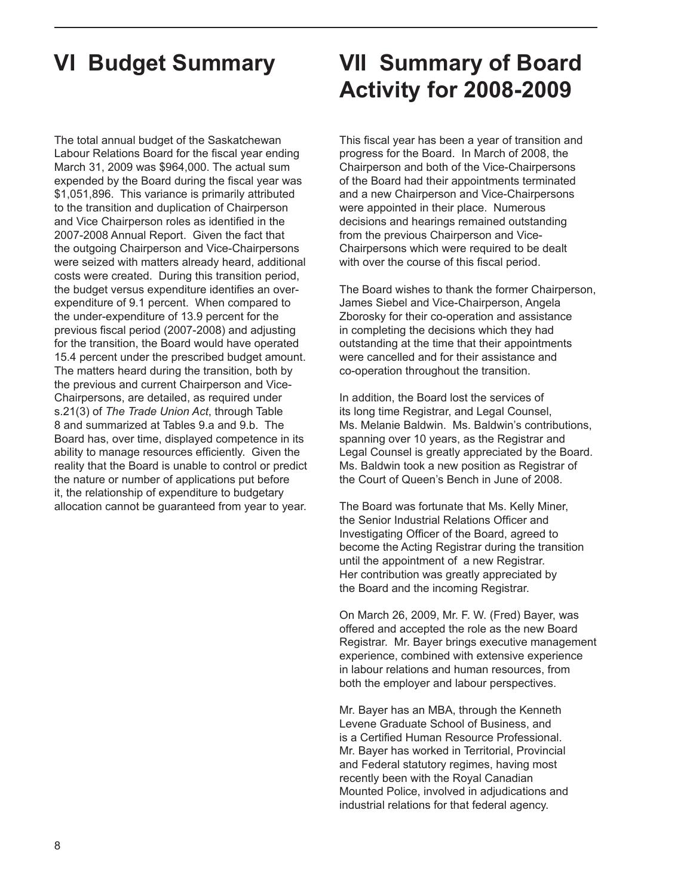# VI Budget Summary

The total annual budget of the Saskatchewan Labour Relations Board for the fiscal year ending March 31, 2009 was $964,000. The actual sum expended by the Board during the fiscal year was $1,051,896. This variance is primarily attributed to the transition and duplication of Chairperson and Vice Chairperson roles as identified in the 2007-2008 Annual Report. Given the fact that the outgoing Chairperson and Vice-Chairpersons were seized with matters already heard, additional costs were created. During this transition period, the budget versus expenditure identifies an over-expenditure of 9.1 percent. When compared to the under-expenditure of 13.9 percent for the previous fiscal period (2007-2008) and adjusting for the transition, the Board would have operated 15.4 percent under the prescribed budget amount. The matters heard during the transition, both by the previous and current Chairperson and Vice-Chairpersons, are detailed, as required under s.21(3) of *The Trade Union Act*, through Table 8 and summarized at Tables 9.a and 9.b. The Board has, over time, displayed competence in its ability to manage resources efficiently. Given the reality that the Board is unable to control or predict the nature or number of applications put before it, the relationship of expenditure to budgetary allocation cannot be guaranteed from year to year.

# VII Summary of Board Activity for 2008-2009

This fiscal year has been a year of transition and progress for the Board. In March of 2008, the Chairperson and both of the Vice-Chairpersons of the Board had their appointments terminated and a new Chairperson and Vice-Chairpersons were appointed in their place. Numerous decisions and hearings remained outstanding from the previous Chairperson and Vice-Chairpersons which were required to be dealt with over the course of this fiscal period.

The Board wishes to thank the former Chairperson, James Siebel and Vice-Chairperson, Angela Zborosky for their co-operation and assistance in completing the decisions which they had outstanding at the time that their appointments were cancelled and for their assistance and co-operation throughout the transition.

In addition, the Board lost the services of its long time Registrar, and Legal Counsel, Ms. Melanie Baldwin. Ms. Baldwin's contributions, spanning over 10 years, as the Registrar and Legal Counsel is greatly appreciated by the Board. Ms. Baldwin took a new position as Registrar of the Court of Queen's Bench in June of 2008.

The Board was fortunate that Ms. Kelly Miner, the Senior Industrial Relations Officer and Investigating Officer of the Board, agreed to become the Acting Registrar during the transition until the appointment of a new Registrar. Her contribution was greatly appreciated by the Board and the incoming Registrar.

On March 26, 2009, Mr. F. W. (Fred) Bayer, was offered and accepted the role as the new Board Registrar. Mr. Bayer brings executive management experience, combined with extensive experience in labour relations and human resources, from both the employer and labour perspectives.

Mr. Bayer has an MBA, through the Kenneth Levene Graduate School of Business, and is a Certified Human Resource Professional. Mr. Bayer has worked in Territorial, Provincial and Federal statutory regimes, having most recently been with the Royal Canadian Mounted Police, involved in adjudications and industrial relations for that federal agency.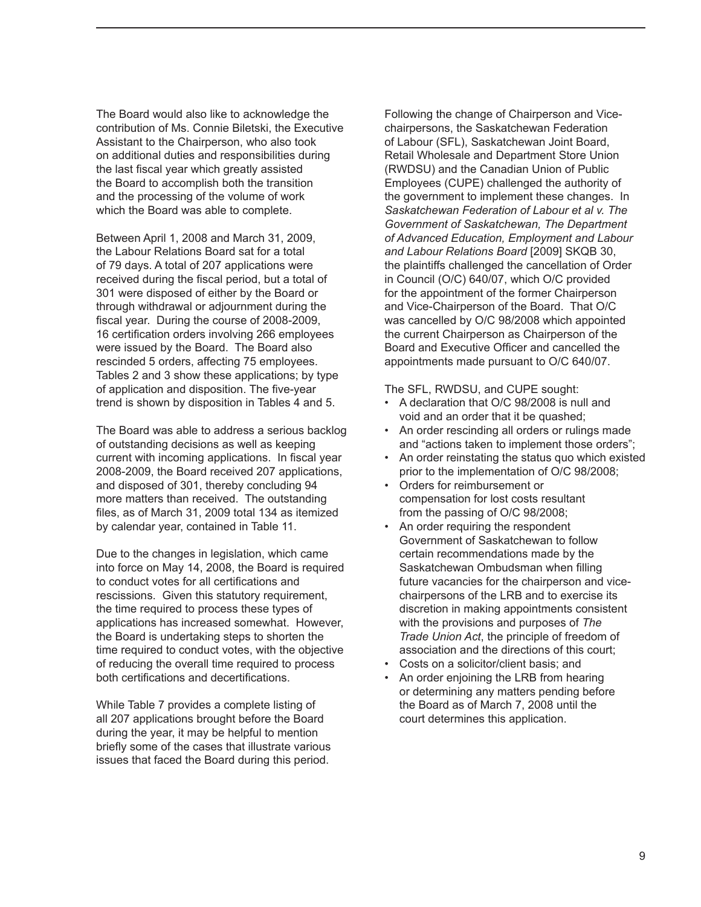The Board would also like to acknowledge the contribution of Ms. Connie Biletski, the Executive Assistant to the Chairperson, who also took on additional duties and responsibilities during the last fiscal year which greatly assisted the Board to accomplish both the transition and the processing of the volume of work which the Board was able to complete.

Between April 1, 2008 and March 31, 2009, the Labour Relations Board sat for a total of 79 days. A total of 207 applications were received during the fiscal period, but a total of 301 were disposed of either by the Board or through withdrawal or adjournment during the fiscal year. During the course of 2008-2009, 16 certification orders involving 266 employees were issued by the Board. The Board also rescinded 5 orders, affecting 75 employees. Tables 2 and 3 show these applications; by type of application and disposition. The five-year trend is shown by disposition in Tables 4 and 5.

The Board was able to address a serious backlog of outstanding decisions as well as keeping current with incoming applications. In fiscal year 2008-2009, the Board received 207 applications, and disposed of 301, thereby concluding 94 more matters than received. The outstanding files, as of March 31, 2009 total 134 as itemized by calendar year, contained in Table 11.

Due to the changes in legislation, which came into force on May 14, 2008, the Board is required to conduct votes for all certifications and rescissions. Given this statutory requirement, the time required to process these types of applications has increased somewhat. However, the Board is undertaking steps to shorten the time required to conduct votes, with the objective of reducing the overall time required to process both certifications and decertifications.

While Table 7 provides a complete listing of all 207 applications brought before the Board during the year, it may be helpful to mention briefly some of the cases that illustrate various issues that faced the Board during this period.

Following the change of Chairperson and Vice-chairpersons, the Saskatchewan Federation of Labour (SFL), Saskatchewan Joint Board, Retail Wholesale and Department Store Union (RWDSU) and the Canadian Union of Public Employees (CUPE) challenged the authority of the government to implement these changes. In *Saskatchewan Federation of Labour et al v. The Government of Saskatchewan, The Department of Advanced Education, Employment and Labour and Labour Relations Board* [2009] SKQB 30, the plaintiffs challenged the cancellation of Order in Council (O/C) 640/07, which O/C provided for the appointment of the former Chairperson and Vice-Chairperson of the Board. That O/C was cancelled by O/C 98/2008 which appointed the current Chairperson as Chairperson of the Board and Executive Officer and cancelled the appointments made pursuant to O/C 640/07.

The SFL, RWDSU, and CUPE sought:

- A declaration that O/C 98/2008 is null and void and an order that it be quashed;
- An order rescinding all orders or rulings made and "actions taken to implement those orders";
- An order reinstating the status quo which existed prior to the implementation of O/C 98/2008;
- Orders for reimbursement or compensation for lost costs resultant from the passing of O/C 98/2008;
- An order requiring the respondent Government of Saskatchewan to follow certain recommendations made by the Saskatchewan Ombudsman when filling future vacancies for the chairperson and vice-chairpersons of the LRB and to exercise its discretion in making appointments consistent with the provisions and purposes of *The Trade Union Act*, the principle of freedom of association and the directions of this court;
- Costs on a solicitor/client basis; and
- An order enjoining the LRB from hearing or determining any matters pending before the Board as of March 7, 2008 until the court determines this application.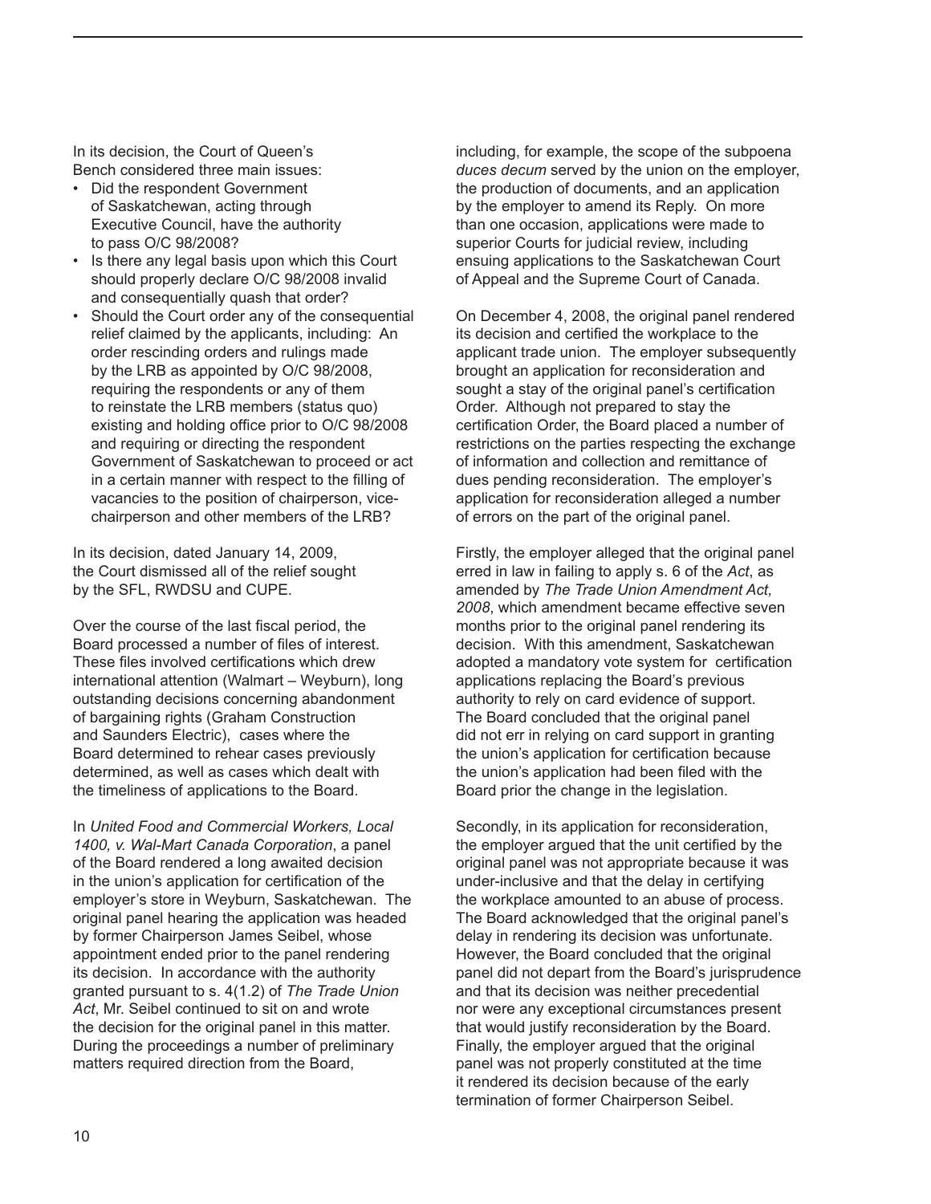In its decision, the Court of Queen's Bench considered three main issues:

- Did the respondent Government of Saskatchewan, acting through Executive Council, have the authority to pass O/C 98/2008?
- Is there any legal basis upon which this Court should properly declare O/C 98/2008 invalid and consequentially quash that order?
- Should the Court order any of the consequential relief claimed by the applicants, including: An order rescinding orders and rulings made by the LRB as appointed by O/C 98/2008, requiring the respondents or any of them to reinstate the LRB members (status quo) existing and holding office prior to O/C 98/2008 and requiring or directing the respondent Government of Saskatchewan to proceed or act in a certain manner with respect to the filling of vacancies to the position of chairperson, vice-chairperson and other members of the LRB?

In its decision, dated January 14, 2009, the Court dismissed all of the relief sought by the SFL, RWDSU and CUPE.

Over the course of the last fiscal period, the Board processed a number of files of interest. These files involved certifications which drew international attention (Walmart – Weyburn), long outstanding decisions concerning abandonment of bargaining rights (Graham Construction and Saunders Electric), cases where the Board determined to rehear cases previously determined, as well as cases which dealt with the timeliness of applications to the Board.

In *United Food and Commercial Workers, Local 1400, v. Wal-Mart Canada Corporation*, a panel of the Board rendered a long awaited decision in the union's application for certification of the employer's store in Weyburn, Saskatchewan. The original panel hearing the application was headed by former Chairperson James Seibel, whose appointment ended prior to the panel rendering its decision. In accordance with the authority granted pursuant to s. 4(1.2) of *The Trade Union Act*, Mr. Seibel continued to sit on and wrote the decision for the original panel in this matter. During the proceedings a number of preliminary matters required direction from the Board, including, for example, the scope of the subpoena *duces decum* served by the union on the employer, the production of documents, and an application by the employer to amend its Reply. On more than one occasion, applications were made to superior Courts for judicial review, including ensuing applications to the Saskatchewan Court of Appeal and the Supreme Court of Canada.

On December 4, 2008, the original panel rendered its decision and certified the workplace to the applicant trade union. The employer subsequently brought an application for reconsideration and sought a stay of the original panel's certification Order. Although not prepared to stay the certification Order, the Board placed a number of restrictions on the parties respecting the exchange of information and collection and remittance of dues pending reconsideration. The employer's application for reconsideration alleged a number of errors on the part of the original panel.

Firstly, the employer alleged that the original panel erred in law in failing to apply s. 6 of the *Act*, as amended by *The Trade Union Amendment Act, 2008*, which amendment became effective seven months prior to the original panel rendering its decision. With this amendment, Saskatchewan adopted a mandatory vote system for certification applications replacing the Board's previous authority to rely on card evidence of support. The Board concluded that the original panel did not err in relying on card support in granting the union's application for certification because the union's application had been filed with the Board prior the change in the legislation.

Secondly, in its application for reconsideration, the employer argued that the unit certified by the original panel was not appropriate because it was under-inclusive and that the delay in certifying the workplace amounted to an abuse of process. The Board acknowledged that the original panel's delay in rendering its decision was unfortunate. However, the Board concluded that the original panel did not depart from the Board's jurisprudence and that its decision was neither precedential nor were any exceptional circumstances present that would justify reconsideration by the Board. Finally, the employer argued that the original panel was not properly constituted at the time it rendered its decision because of the early termination of former Chairperson Seibel.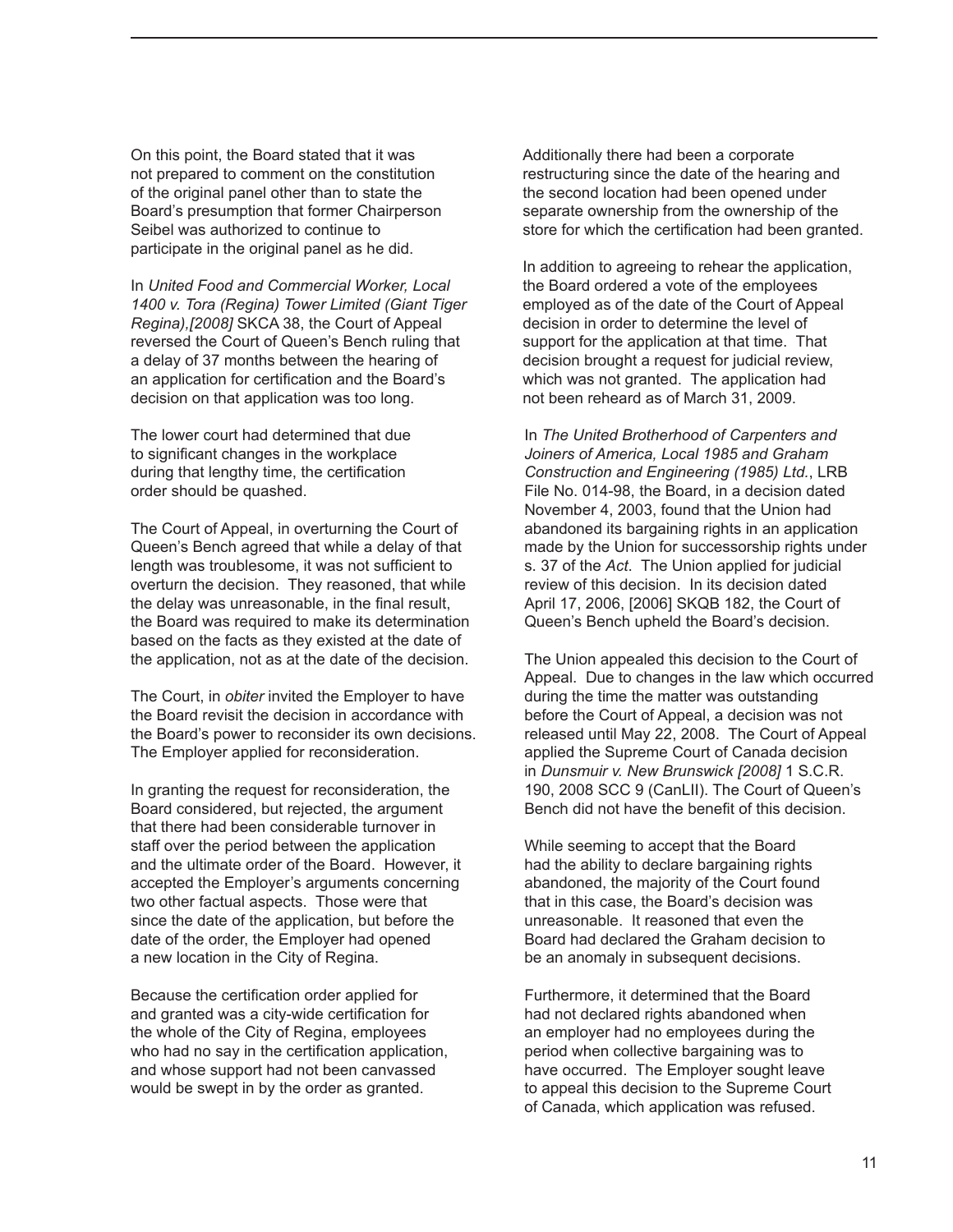On this point, the Board stated that it was not prepared to comment on the constitution of the original panel other than to state the Board's presumption that former Chairperson Seibel was authorized to continue to participate in the original panel as he did.

In *United Food and Commercial Worker, Local 1400 v. Tora (Regina) Tower Limited (Giant Tiger Regina),[2008]* SKCA 38, the Court of Appeal reversed the Court of Queen's Bench ruling that a delay of 37 months between the hearing of an application for certification and the Board's decision on that application was too long.

The lower court had determined that due to significant changes in the workplace during that lengthy time, the certification order should be quashed.

The Court of Appeal, in overturning the Court of Queen's Bench agreed that while a delay of that length was troublesome, it was not sufficient to overturn the decision. They reasoned, that while the delay was unreasonable, in the final result, the Board was required to make its determination based on the facts as they existed at the date of the application, not as at the date of the decision.

The Court, in *obiter* invited the Employer to have the Board revisit the decision in accordance with the Board's power to reconsider its own decisions. The Employer applied for reconsideration.

In granting the request for reconsideration, the Board considered, but rejected, the argument that there had been considerable turnover in staff over the period between the application and the ultimate order of the Board. However, it accepted the Employer's arguments concerning two other factual aspects. Those were that since the date of the application, but before the date of the order, the Employer had opened a new location in the City of Regina.

Because the certification order applied for and granted was a city-wide certification for the whole of the City of Regina, employees who had no say in the certification application, and whose support had not been canvassed would be swept in by the order as granted.

Additionally there had been a corporate restructuring since the date of the hearing and the second location had been opened under separate ownership from the ownership of the store for which the certification had been granted.

In addition to agreeing to rehear the application, the Board ordered a vote of the employees employed as of the date of the Court of Appeal decision in order to determine the level of support for the application at that time. That decision brought a request for judicial review, which was not granted. The application had not been reheard as of March 31, 2009.

In *The United Brotherhood of Carpenters and Joiners of America, Local 1985 and Graham Construction and Engineering (1985) Ltd.*, LRB File No. 014-98, the Board, in a decision dated November 4, 2003, found that the Union had abandoned its bargaining rights in an application made by the Union for successorship rights under s. 37 of the *Act*. The Union applied for judicial review of this decision. In its decision dated April 17, 2006, [2006] SKQB 182, the Court of Queen's Bench upheld the Board's decision.

The Union appealed this decision to the Court of Appeal. Due to changes in the law which occurred during the time the matter was outstanding before the Court of Appeal, a decision was not released until May 22, 2008. The Court of Appeal applied the Supreme Court of Canada decision in *Dunsmuir v. New Brunswick [2008]* 1 S.C.R. 190, 2008 SCC 9 (CanLII). The Court of Queen's Bench did not have the benefit of this decision.

While seeming to accept that the Board had the ability to declare bargaining rights abandoned, the majority of the Court found that in this case, the Board's decision was unreasonable. It reasoned that even the Board had declared the Graham decision to be an anomaly in subsequent decisions.

Furthermore, it determined that the Board had not declared rights abandoned when an employer had no employees during the period when collective bargaining was to have occurred. The Employer sought leave to appeal this decision to the Supreme Court of Canada, which application was refused.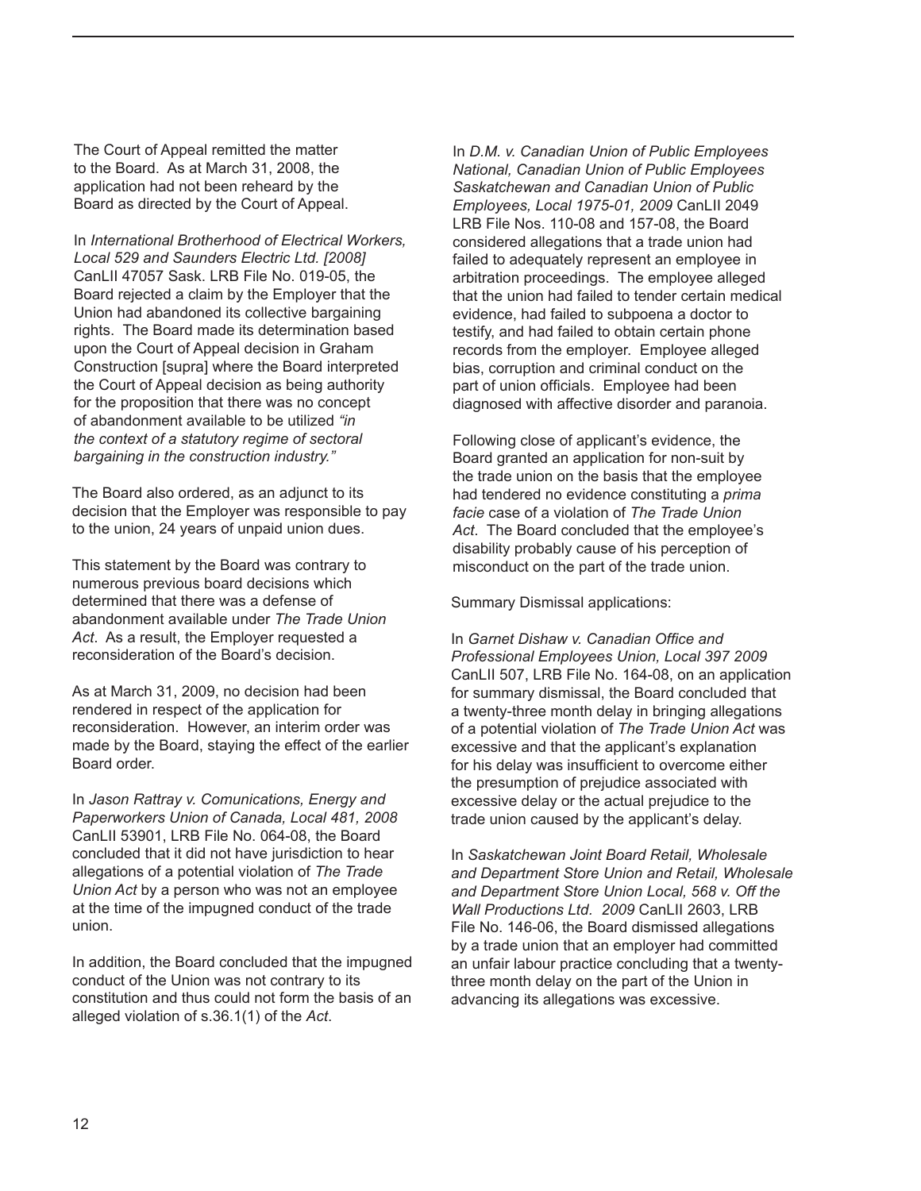The Court of Appeal remitted the matter to the Board. As at March 31, 2008, the application had not been reheard by the Board as directed by the Court of Appeal.

In *International Brotherhood of Electrical Workers, Local 529 and Saunders Electric Ltd. [2008]* CanLII 47057 Sask. LRB File No. 019-05, the Board rejected a claim by the Employer that the Union had abandoned its collective bargaining rights. The Board made its determination based upon the Court of Appeal decision in Graham Construction [supra] where the Board interpreted the Court of Appeal decision as being authority for the proposition that there was no concept of abandonment available to be utilized *"in the context of a statutory regime of sectoral bargaining in the construction industry."*

The Board also ordered, as an adjunct to its decision that the Employer was responsible to pay to the union, 24 years of unpaid union dues.

This statement by the Board was contrary to numerous previous board decisions which determined that there was a defense of abandonment available under *The Trade Union Act*. As a result, the Employer requested a reconsideration of the Board's decision.

As at March 31, 2009, no decision had been rendered in respect of the application for reconsideration. However, an interim order was made by the Board, staying the effect of the earlier Board order.

In *Jason Rattray v. Comunications, Energy and Paperworkers Union of Canada, Local 481, 2008* CanLII 53901, LRB File No. 064-08, the Board concluded that it did not have jurisdiction to hear allegations of a potential violation of *The Trade Union Act* by a person who was not an employee at the time of the impugned conduct of the trade union.

In addition, the Board concluded that the impugned conduct of the Union was not contrary to its constitution and thus could not form the basis of an alleged violation of s.36.1(1) of the *Act*.

In *D.M. v. Canadian Union of Public Employees National, Canadian Union of Public Employees Saskatchewan and Canadian Union of Public Employees, Local 1975-01, 2009* CanLII 2049 LRB File Nos. 110-08 and 157-08, the Board considered allegations that a trade union had failed to adequately represent an employee in arbitration proceedings. The employee alleged that the union had failed to tender certain medical evidence, had failed to subpoena a doctor to testify, and had failed to obtain certain phone records from the employer. Employee alleged bias, corruption and criminal conduct on the part of union officials. Employee had been diagnosed with affective disorder and paranoia.

Following close of applicant's evidence, the Board granted an application for non-suit by the trade union on the basis that the employee had tendered no evidence constituting a *prima facie* case of a violation of *The Trade Union Act*. The Board concluded that the employee's disability probably cause of his perception of misconduct on the part of the trade union.

Summary Dismissal applications:

In *Garnet Dishaw v. Canadian Office and Professional Employees Union, Local 397 2009* CanLII 507, LRB File No. 164-08, on an application for summary dismissal, the Board concluded that a twenty-three month delay in bringing allegations of a potential violation of *The Trade Union Act* was excessive and that the applicant's explanation for his delay was insufficient to overcome either the presumption of prejudice associated with excessive delay or the actual prejudice to the trade union caused by the applicant's delay.

In *Saskatchewan Joint Board Retail, Wholesale and Department Store Union and Retail, Wholesale and Department Store Union Local, 568 v. Off the Wall Productions Ltd. 2009* CanLII 2603, LRB File No. 146-06, the Board dismissed allegations by a trade union that an employer had committed an unfair labour practice concluding that a twenty-three month delay on the part of the Union in advancing its allegations was excessive.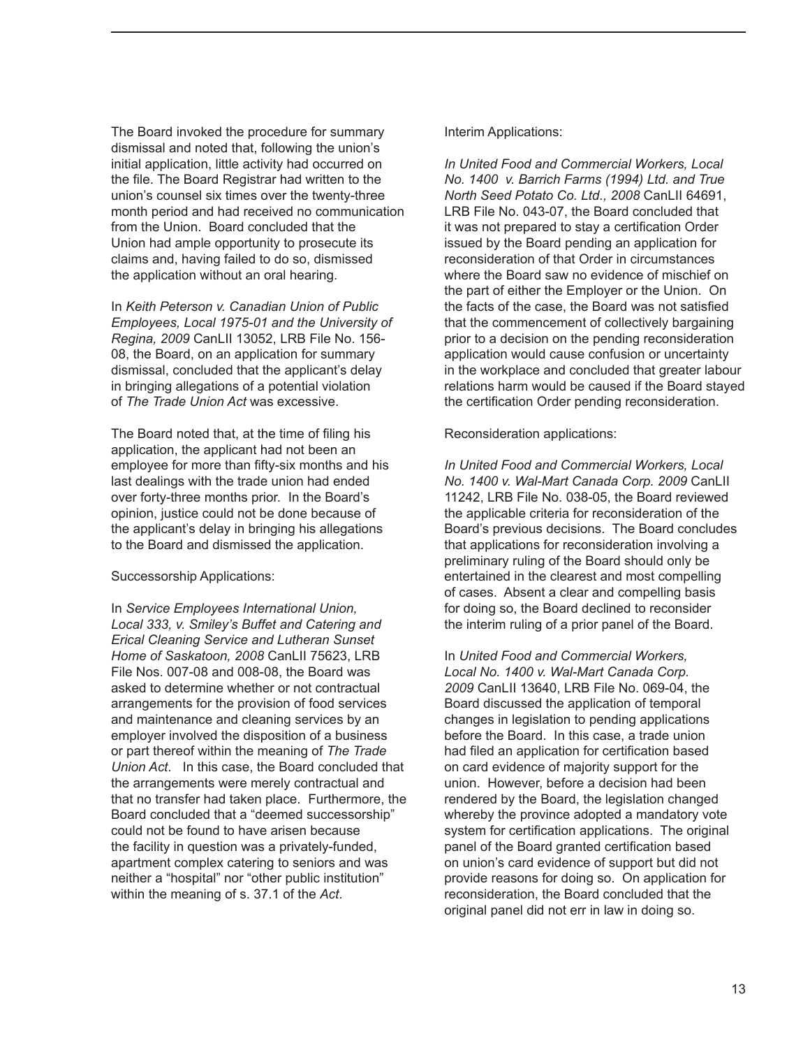The Board invoked the procedure for summary dismissal and noted that, following the union's initial application, little activity had occurred on the file. The Board Registrar had written to the union's counsel six times over the twenty-three month period and had received no communication from the Union. Board concluded that the Union had ample opportunity to prosecute its claims and, having failed to do so, dismissed the application without an oral hearing.

In *Keith Peterson v. Canadian Union of Public Employees, Local 1975-01 and the University of Regina, 2009* CanLII 13052, LRB File No. 156-08, the Board, on an application for summary dismissal, concluded that the applicant's delay in bringing allegations of a potential violation of *The Trade Union Act* was excessive.

The Board noted that, at the time of filing his application, the applicant had not been an employee for more than fifty-six months and his last dealings with the trade union had ended over forty-three months prior. In the Board's opinion, justice could not be done because of the applicant's delay in bringing his allegations to the Board and dismissed the application.

Successorship Applications:

In *Service Employees International Union, Local 333, v. Smiley's Buffet and Catering and Erical Cleaning Service and Lutheran Sunset Home of Saskatoon, 2008* CanLII 75623, LRB File Nos. 007-08 and 008-08, the Board was asked to determine whether or not contractual arrangements for the provision of food services and maintenance and cleaning services by an employer involved the disposition of a business or part thereof within the meaning of *The Trade Union Act*. In this case, the Board concluded that the arrangements were merely contractual and that no transfer had taken place. Furthermore, the Board concluded that a "deemed successorship" could not be found to have arisen because the facility in question was a privately-funded, apartment complex catering to seniors and was neither a "hospital" nor "other public institution" within the meaning of s. 37.1 of the *Act*.

Interim Applications:

*In United Food and Commercial Workers, Local No. 1400 v. Barrich Farms (1994) Ltd. and True North Seed Potato Co. Ltd., 2008* CanLII 64691, LRB File No. 043-07, the Board concluded that it was not prepared to stay a certification Order issued by the Board pending an application for reconsideration of that Order in circumstances where the Board saw no evidence of mischief on the part of either the Employer or the Union. On the facts of the case, the Board was not satisfied that the commencement of collectively bargaining prior to a decision on the pending reconsideration application would cause confusion or uncertainty in the workplace and concluded that greater labour relations harm would be caused if the Board stayed the certification Order pending reconsideration.

Reconsideration applications:

*In United Food and Commercial Workers, Local No. 1400 v. Wal-Mart Canada Corp. 2009* CanLII 11242, LRB File No. 038-05, the Board reviewed the applicable criteria for reconsideration of the Board's previous decisions. The Board concludes that applications for reconsideration involving a preliminary ruling of the Board should only be entertained in the clearest and most compelling of cases. Absent a clear and compelling basis for doing so, the Board declined to reconsider the interim ruling of a prior panel of the Board.

In *United Food and Commercial Workers, Local No. 1400 v. Wal-Mart Canada Corp. 2009* CanLII 13640, LRB File No. 069-04, the Board discussed the application of temporal changes in legislation to pending applications before the Board. In this case, a trade union had filed an application for certification based on card evidence of majority support for the union. However, before a decision had been rendered by the Board, the legislation changed whereby the province adopted a mandatory vote system for certification applications. The original panel of the Board granted certification based on union's card evidence of support but did not provide reasons for doing so. On application for reconsideration, the Board concluded that the original panel did not err in law in doing so.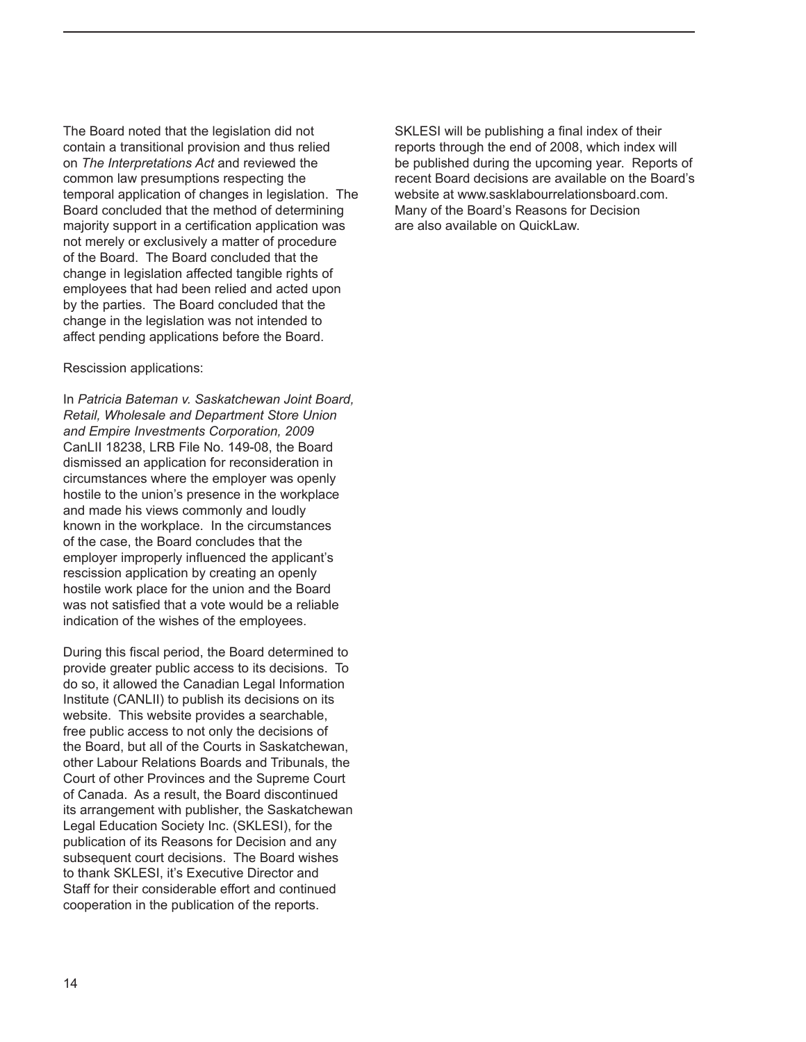The Board noted that the legislation did not contain a transitional provision and thus relied on *The Interpretations Act* and reviewed the common law presumptions respecting the temporal application of changes in legislation. The Board concluded that the method of determining majority support in a certification application was not merely or exclusively a matter of procedure of the Board. The Board concluded that the change in legislation affected tangible rights of employees that had been relied and acted upon by the parties. The Board concluded that the change in the legislation was not intended to affect pending applications before the Board.

Rescission applications:

In *Patricia Bateman v. Saskatchewan Joint Board, Retail, Wholesale and Department Store Union and Empire Investments Corporation, 2009* CanLII 18238, LRB File No. 149-08, the Board dismissed an application for reconsideration in circumstances where the employer was openly hostile to the union's presence in the workplace and made his views commonly and loudly known in the workplace. In the circumstances of the case, the Board concludes that the employer improperly influenced the applicant's rescission application by creating an openly hostile work place for the union and the Board was not satisfied that a vote would be a reliable indication of the wishes of the employees.

During this fiscal period, the Board determined to provide greater public access to its decisions. To do so, it allowed the Canadian Legal Information Institute (CANLII) to publish its decisions on its website. This website provides a searchable, free public access to not only the decisions of the Board, but all of the Courts in Saskatchewan, other Labour Relations Boards and Tribunals, the Court of other Provinces and the Supreme Court of Canada. As a result, the Board discontinued its arrangement with publisher, the Saskatchewan Legal Education Society Inc. (SKLESI), for the publication of its Reasons for Decision and any subsequent court decisions. The Board wishes to thank SKLESI, it's Executive Director and Staff for their considerable effort and continued cooperation in the publication of the reports.

SKLESI will be publishing a final index of their reports through the end of 2008, which index will be published during the upcoming year. Reports of recent Board decisions are available on the Board's website at www.sasklabourrelationsboard.com. Many of the Board's Reasons for Decision are also available on QuickLaw.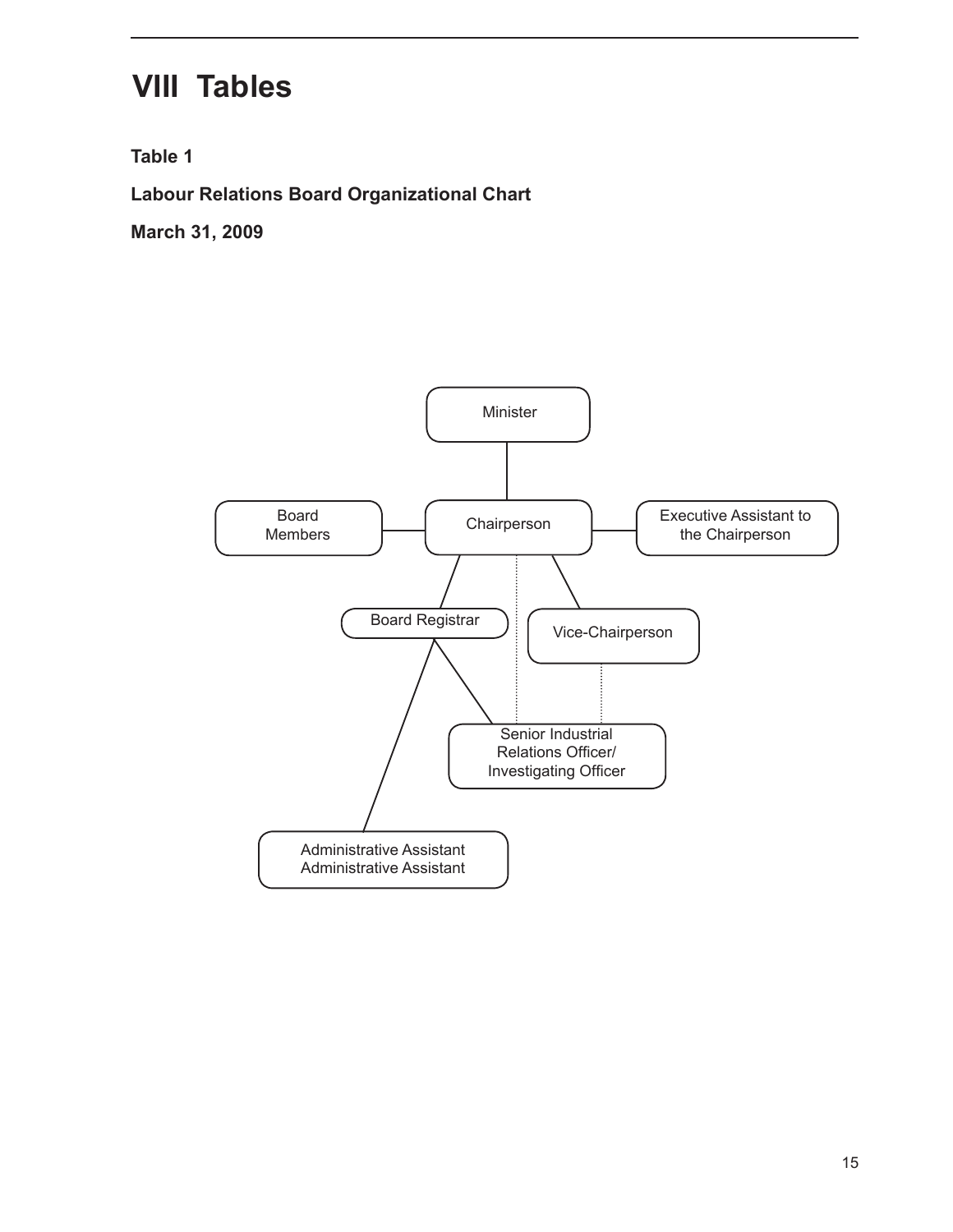# VIII Tables

**Table 1**

**Labour Relations Board Organizational Chart**

**March 31, 2009**

Minister

Board Members

Chairperson

Executive Assistant to the Chairperson

Board Registrar

Vice-Chairperson

Senior Industrial Relations Officer/ Investigating Officer

Administrative Assistant
Administrative Assistant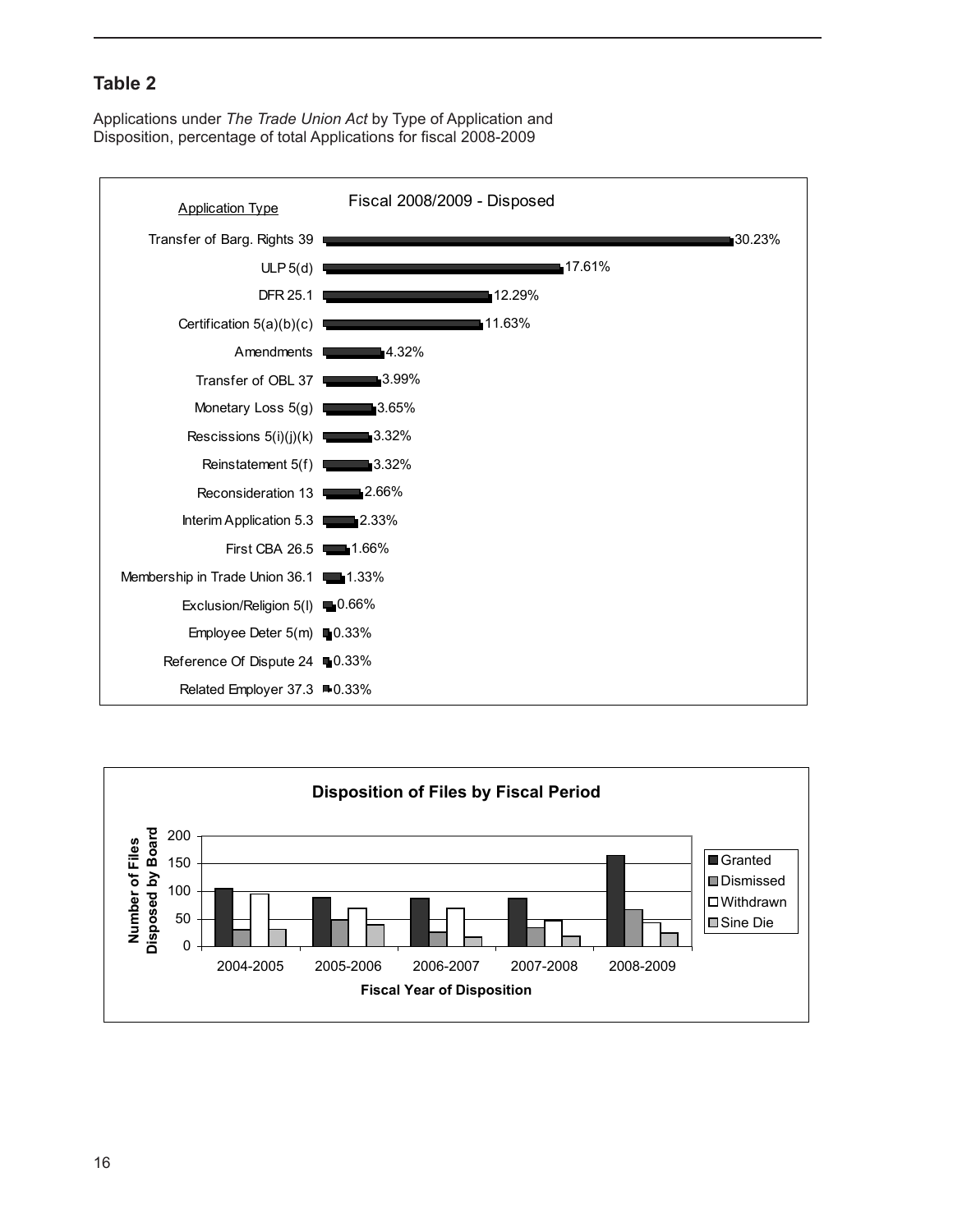## Table 2

Applications under *The Trade Union Act* by Type of Application and Disposition, percentage of total Applications for fiscal 2008-2009

**Fiscal 2008/2009 - Disposed**

| Application Type | Percentage |
|---|---|
| Transfer of Barg. Rights 39 | 30.23% |
| ULP 5(d) | 17.61% |
| DFR 25.1 | 12.29% |
| Certification 5(a)(b)(c) | 11.63% |
| Amendments | 4.32% |
| Transfer of OBL 37 | 3.99% |
| Monetary Loss 5(g) | 3.65% |
| Rescissions 5(i)(j)(k) | 3.32% |
| Reinstatement 5(f) | 3.32% |
| Reconsideration 13 | 2.66% |
| Interim Application 5.3 | 2.33% |
| First CBA 26.5 | 1.66% |
| Membership in Trade Union 36.1 | 1.33% |
| Exclusion/Religion 5(l) | 0.66% |
| Employee Deter 5(m) | 0.33% |
| Reference Of Dispute 24 | 0.33% |
| Related Employer 37.3 | 0.33% |

**Disposition of Files by Fiscal Period**

Number of Files Disposed by Board (Granted, Dismissed, Withdrawn, Sine Die) by Fiscal Year of Disposition: 2004-2005, 2005-2006, 2006-2007, 2007-2008, 2008-2009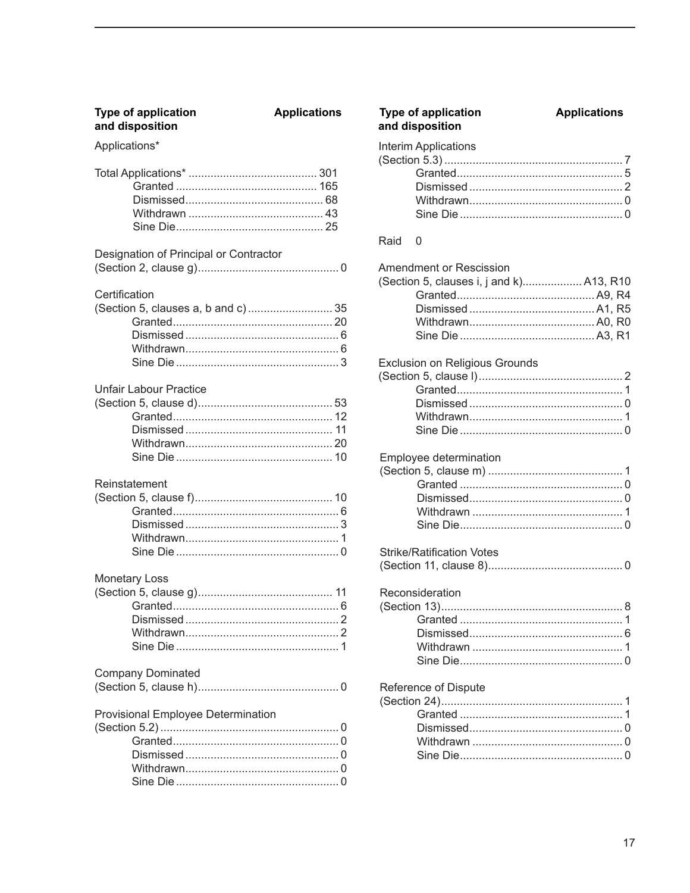| Type of application and disposition | Applications |
|---|---|
| Applications* | |
| Total Applications* | 301 |
| Granted | 165 |
| Dismissed | 68 |
| Withdrawn | 43 |
| Sine Die | 25 |
| Designation of Principal or Contractor (Section 2, clause g) | 0 |
| Certification (Section 5, clauses a, b and c) | 35 |
| Granted | 20 |
| Dismissed | 6 |
| Withdrawn | 6 |
| Sine Die | 3 |
| Unfair Labour Practice (Section 5, clause d) | 53 |
| Granted | 12 |
| Dismissed | 11 |
| Withdrawn | 20 |
| Sine Die | 10 |
| Reinstatement (Section 5, clause f) | 10 |
| Granted | 6 |
| Dismissed | 3 |
| Withdrawn | 1 |
| Sine Die | 0 |
| Monetary Loss (Section 5, clause g) | 11 |
| Granted | 6 |
| Dismissed | 2 |
| Withdrawn | 2 |
| Sine Die | 1 |
| Company Dominated (Section 5, clause h) | 0 |
| Provisional Employee Determination (Section 5.2) | 0 |
| Granted | 0 |
| Dismissed | 0 |
| Withdrawn | 0 |
| Sine Die | 0 |

| Type of application and disposition | Applications |
|---|---|
| Interim Applications (Section 5.3) | 7 |
| Granted | 5 |
| Dismissed | 2 |
| Withdrawn | 0 |
| Sine Die | 0 |
| Raid | 0 |
| Amendment or Rescission (Section 5, clauses i, j and k) | A13, R10 |
| Granted | A9, R4 |
| Dismissed | A1, R5 |
| Withdrawn | A0, R0 |
| Sine Die | A3, R1 |
| Exclusion on Religious Grounds (Section 5, clause l) | 2 |
| Granted | 1 |
| Dismissed | 0 |
| Withdrawn | 1 |
| Sine Die | 0 |
| Employee determination (Section 5, clause m) | 1 |
| Granted | 0 |
| Dismissed | 0 |
| Withdrawn | 1 |
| Sine Die | 0 |
| Strike/Ratification Votes (Section 11, clause 8) | 0 |
| Reconsideration (Section 13) | 8 |
| Granted | 1 |
| Dismissed | 6 |
| Withdrawn | 1 |
| Sine Die | 0 |
| Reference of Dispute (Section 24) | 1 |
| Granted | 1 |
| Dismissed | 0 |
| Withdrawn | 0 |
| Sine Die | 0 |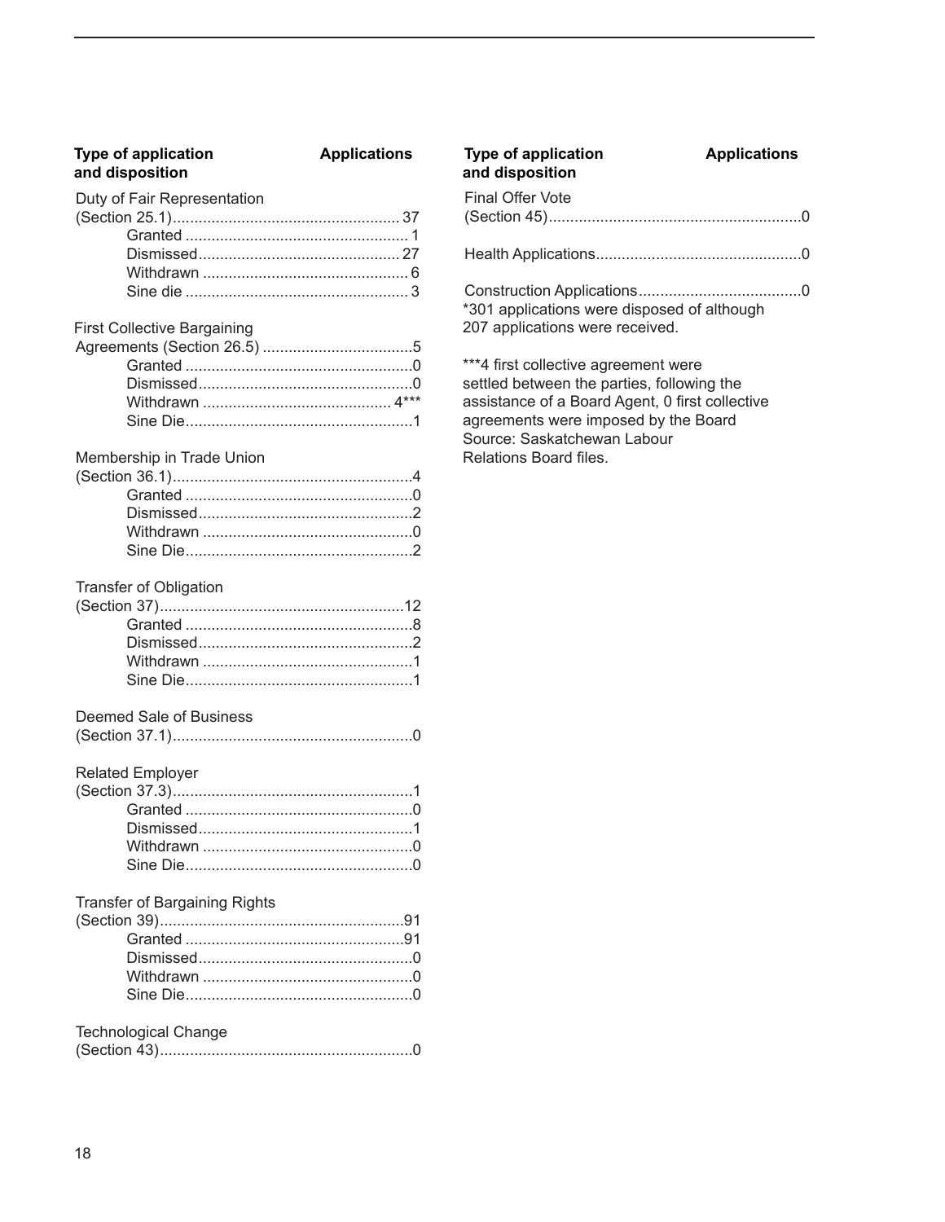| Type of application and disposition | Applications |
|---|---|
| Duty of Fair Representation (Section 25.1) | 37 |
| Granted | 1 |
| Dismissed | 27 |
| Withdrawn | 6 |
| Sine die | 3 |
| First Collective Bargaining Agreements (Section 26.5) | 5 |
| Granted | 0 |
| Dismissed | 0 |
| Withdrawn | 4*** |
| Sine Die | 1 |
| Membership in Trade Union (Section 36.1) | 4 |
| Granted | 0 |
| Dismissed | 2 |
| Withdrawn | 0 |
| Sine Die | 2 |
| Transfer of Obligation (Section 37) | 12 |
| Granted | 8 |
| Dismissed | 2 |
| Withdrawn | 1 |
| Sine Die | 1 |
| Deemed Sale of Business (Section 37.1) | 0 |
| Related Employer (Section 37.3) | 1 |
| Granted | 0 |
| Dismissed | 1 |
| Withdrawn | 0 |
| Sine Die | 0 |
| Transfer of Bargaining Rights (Section 39) | 91 |
| Granted | 91 |
| Dismissed | 0 |
| Withdrawn | 0 |
| Sine Die | 0 |
| Technological Change (Section 43) | 0 |
| Final Offer Vote (Section 45) | 0 |
| Health Applications | 0 |
| Construction Applications | 0 |

*301 applications were disposed of although 207 applications were received.

***4 first collective agreement were settled between the parties, following the assistance of a Board Agent, 0 first collective agreements were imposed by the Board

Source: Saskatchewan Labour Relations Board files.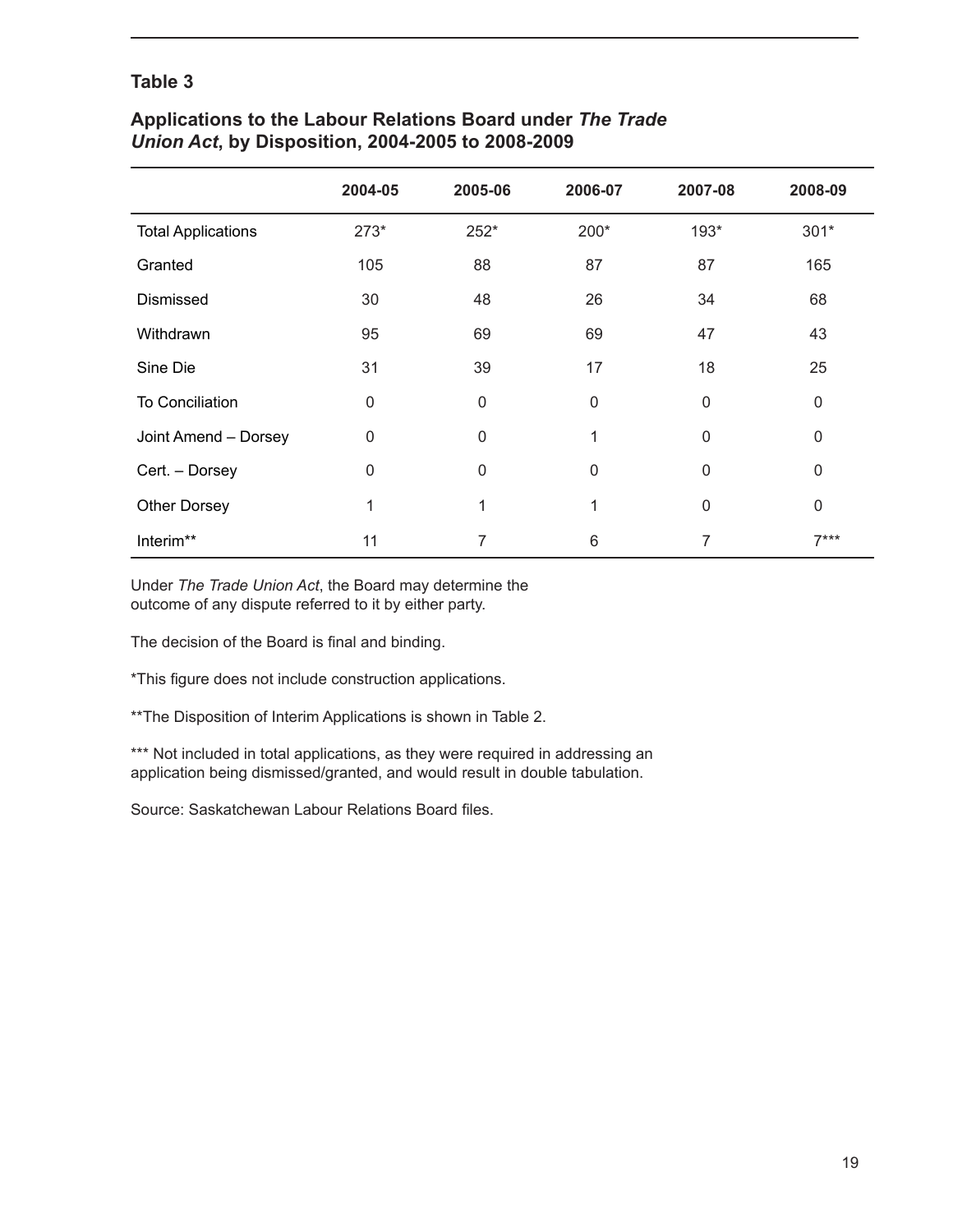## Table 3

### Applications to the Labour Relations Board under *The Trade Union Act*, by Disposition, 2004-2005 to 2008-2009

| | 2004-05 | 2005-06 | 2006-07 | 2007-08 | 2008-09 |
|---|---|---|---|---|---|
| Total Applications | 273* | 252* | 200* | 193* | 301* |
| Granted | 105 | 88 | 87 | 87 | 165 |
| Dismissed | 30 | 48 | 26 | 34 | 68 |
| Withdrawn | 95 | 69 | 69 | 47 | 43 |
| Sine Die | 31 | 39 | 17 | 18 | 25 |
| To Conciliation | 0 | 0 | 0 | 0 | 0 |
| Joint Amend – Dorsey | 0 | 0 | 1 | 0 | 0 |
| Cert. – Dorsey | 0 | 0 | 0 | 0 | 0 |
| Other Dorsey | 1 | 1 | 1 | 0 | 0 |
| Interim** | 11 | 7 | 6 | 7 | 7*** |

Under *The Trade Union Act*, the Board may determine the outcome of any dispute referred to it by either party.

The decision of the Board is final and binding.

*This figure does not include construction applications.

**The Disposition of Interim Applications is shown in Table 2.

*** Not included in total applications, as they were required in addressing an application being dismissed/granted, and would result in double tabulation.

Source: Saskatchewan Labour Relations Board files.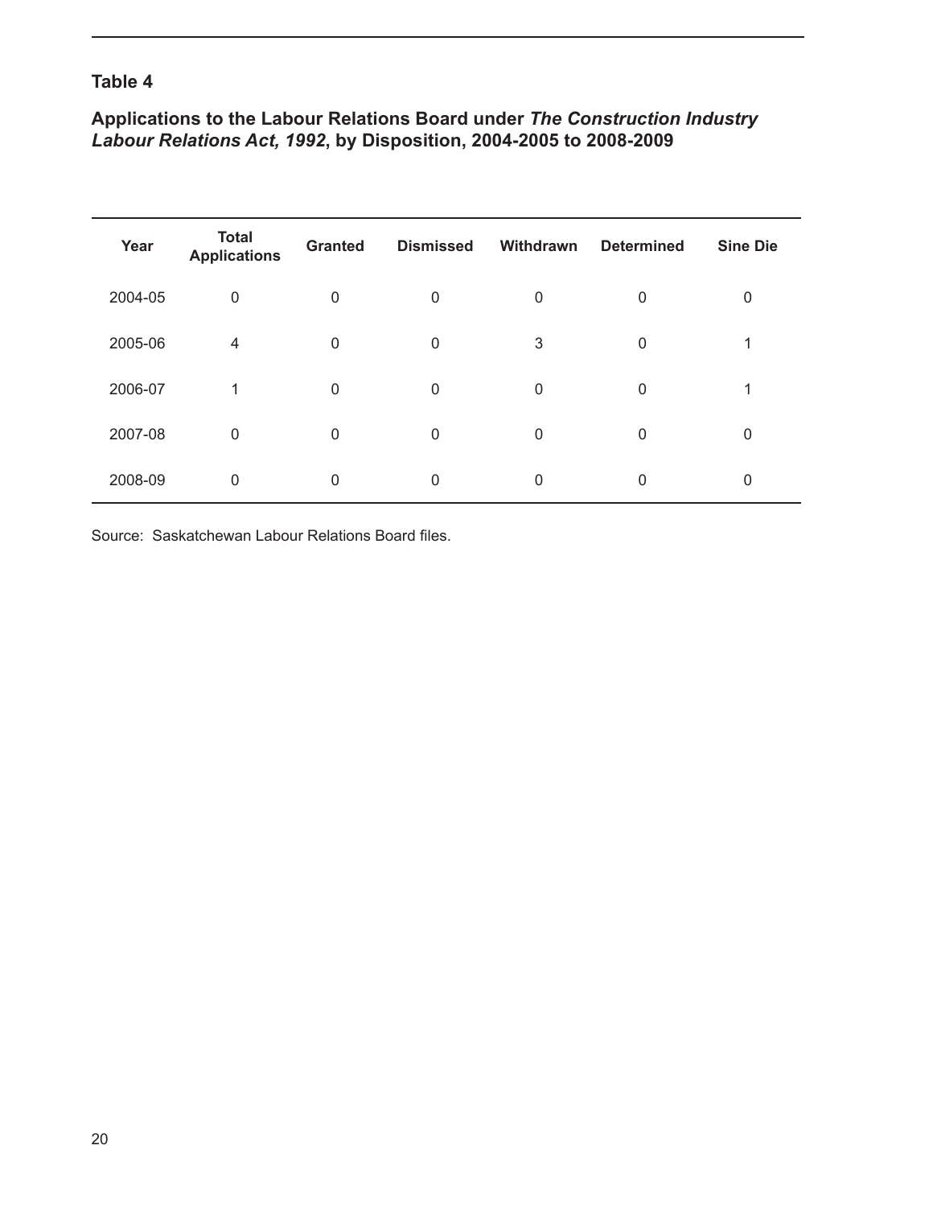## Table 4

### Applications to the Labour Relations Board under *The Construction Industry Labour Relations Act, 1992*, by Disposition, 2004-2005 to 2008-2009

| Year | Total Applications | Granted | Dismissed | Withdrawn | Determined | Sine Die |
|---|---|---|---|---|---|---|
| 2004-05 | 0 | 0 | 0 | 0 | 0 | 0 |
| 2005-06 | 4 | 0 | 0 | 3 | 0 | 1 |
| 2006-07 | 1 | 0 | 0 | 0 | 0 | 1 |
| 2007-08 | 0 | 0 | 0 | 0 | 0 | 0 |
| 2008-09 | 0 | 0 | 0 | 0 | 0 | 0 |

Source: Saskatchewan Labour Relations Board files.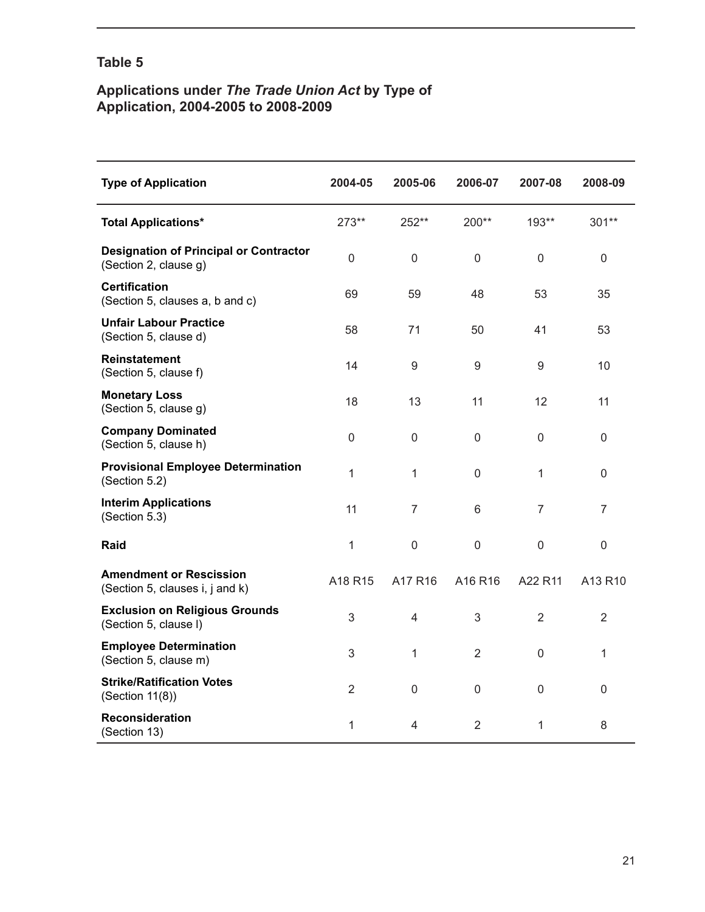## Table 5

### Applications under *The Trade Union Act* by Type of Application, 2004-2005 to 2008-2009

| Type of Application | 2004-05 | 2005-06 | 2006-07 | 2007-08 | 2008-09 |
|---|---|---|---|---|---|
| **Total Applications*** | 273** | 252** | 200** | 193** | 301** |
| **Designation of Principal or Contractor** (Section 2, clause g) | 0 | 0 | 0 | 0 | 0 |
| **Certification** (Section 5, clauses a, b and c) | 69 | 59 | 48 | 53 | 35 |
| **Unfair Labour Practice** (Section 5, clause d) | 58 | 71 | 50 | 41 | 53 |
| **Reinstatement** (Section 5, clause f) | 14 | 9 | 9 | 9 | 10 |
| **Monetary Loss** (Section 5, clause g) | 18 | 13 | 11 | 12 | 11 |
| **Company Dominated** (Section 5, clause h) | 0 | 0 | 0 | 0 | 0 |
| **Provisional Employee Determination** (Section 5.2) | 1 | 1 | 0 | 1 | 0 |
| **Interim Applications** (Section 5.3) | 11 | 7 | 6 | 7 | 7 |
| **Raid** | 1 | 0 | 0 | 0 | 0 |
| **Amendment or Rescission** (Section 5, clauses i, j and k) | A18 R15 | A17 R16 | A16 R16 | A22 R11 | A13 R10 |
| **Exclusion on Religious Grounds** (Section 5, clause l) | 3 | 4 | 3 | 2 | 2 |
| **Employee Determination** (Section 5, clause m) | 3 | 1 | 2 | 0 | 1 |
| **Strike/Ratification Votes** (Section 11(8)) | 2 | 0 | 0 | 0 | 0 |
| **Reconsideration** (Section 13) | 1 | 4 | 2 | 1 | 8 |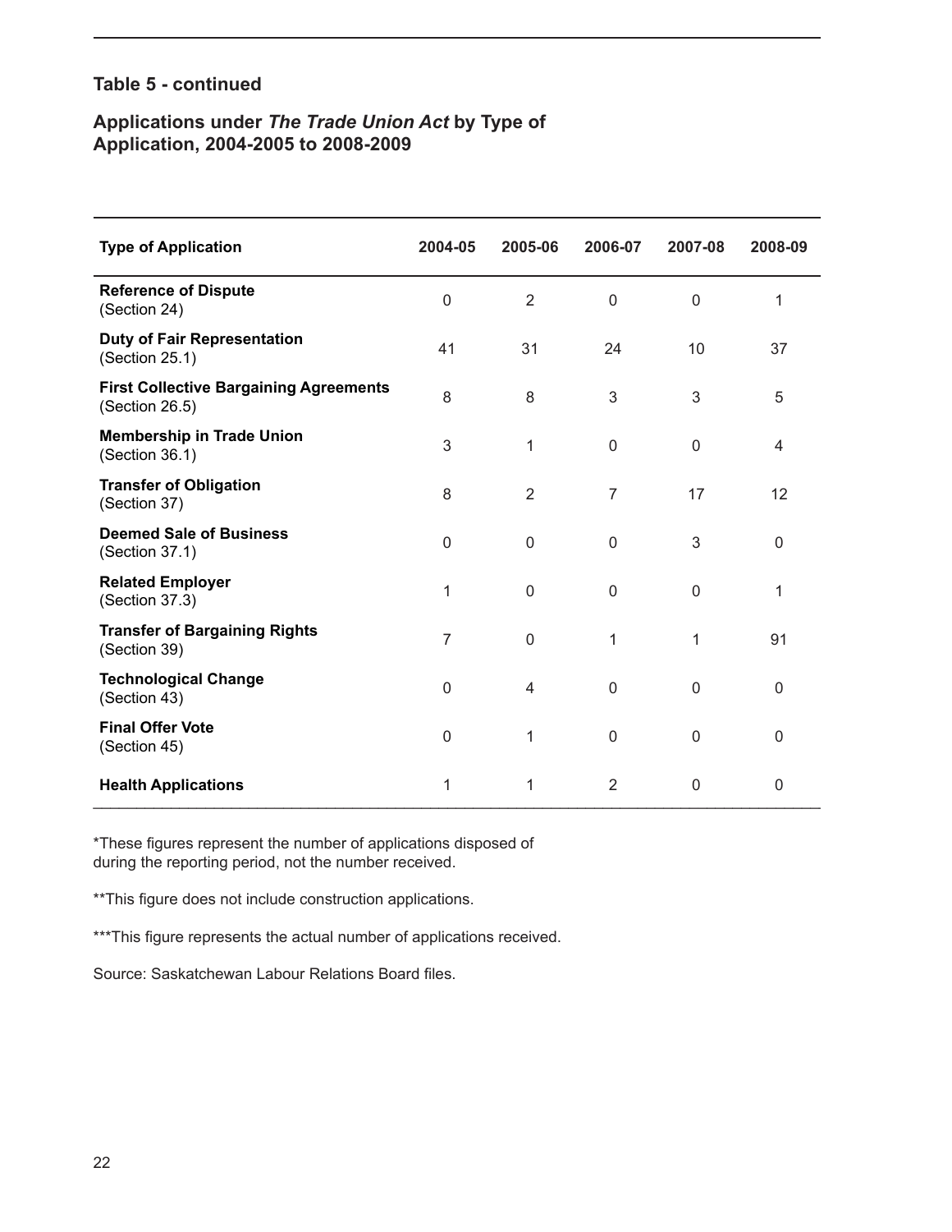### Table 5 - continued

### Applications under *The Trade Union Act* by Type of Application, 2004-2005 to 2008-2009

| Type of Application | 2004-05 | 2005-06 | 2006-07 | 2007-08 | 2008-09 |
|---|---|---|---|---|---|
| **Reference of Dispute** (Section 24) | 0 | 2 | 0 | 0 | 1 |
| **Duty of Fair Representation** (Section 25.1) | 41 | 31 | 24 | 10 | 37 |
| **First Collective Bargaining Agreements** (Section 26.5) | 8 | 8 | 3 | 3 | 5 |
| **Membership in Trade Union** (Section 36.1) | 3 | 1 | 0 | 0 | 4 |
| **Transfer of Obligation** (Section 37) | 8 | 2 | 7 | 17 | 12 |
| **Deemed Sale of Business** (Section 37.1) | 0 | 0 | 0 | 3 | 0 |
| **Related Employer** (Section 37.3) | 1 | 0 | 0 | 0 | 1 |
| **Transfer of Bargaining Rights** (Section 39) | 7 | 0 | 1 | 1 | 91 |
| **Technological Change** (Section 43) | 0 | 4 | 0 | 0 | 0 |
| **Final Offer Vote** (Section 45) | 0 | 1 | 0 | 0 | 0 |
| **Health Applications** | 1 | 1 | 2 | 0 | 0 |

*These figures represent the number of applications disposed of during the reporting period, not the number received.

**This figure does not include construction applications.

***This figure represents the actual number of applications received.

Source: Saskatchewan Labour Relations Board files.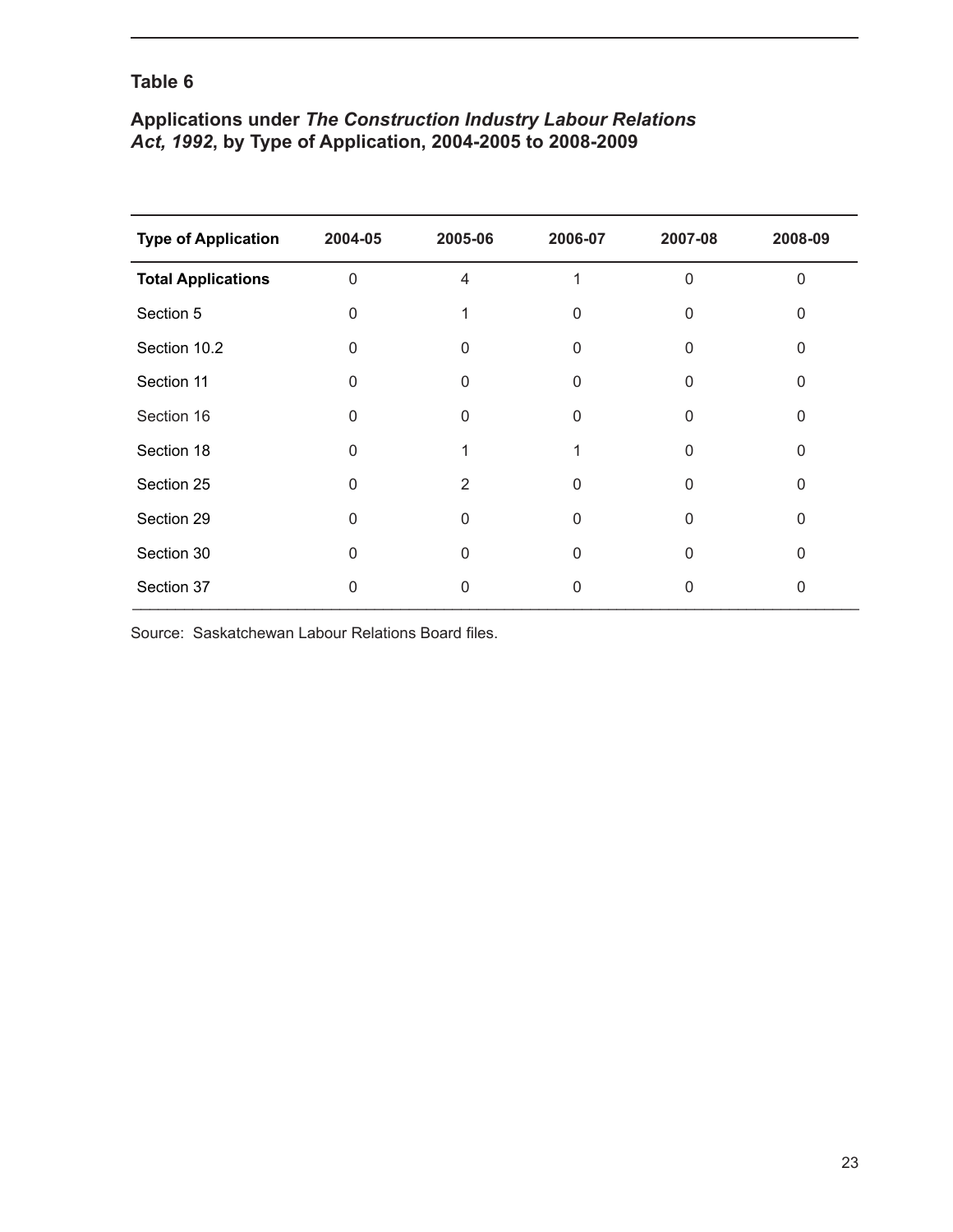## Table 6

### Applications under *The Construction Industry Labour Relations Act, 1992*, by Type of Application, 2004-2005 to 2008-2009

| Type of Application | 2004-05 | 2005-06 | 2006-07 | 2007-08 | 2008-09 |
|---|---|---|---|---|---|
| **Total Applications** | 0 | 4 | 1 | 0 | 0 |
| Section 5 | 0 | 1 | 0 | 0 | 0 |
| Section 10.2 | 0 | 0 | 0 | 0 | 0 |
| Section 11 | 0 | 0 | 0 | 0 | 0 |
| Section 16 | 0 | 0 | 0 | 0 | 0 |
| Section 18 | 0 | 1 | 1 | 0 | 0 |
| Section 25 | 0 | 2 | 0 | 0 | 0 |
| Section 29 | 0 | 0 | 0 | 0 | 0 |
| Section 30 | 0 | 0 | 0 | 0 | 0 |
| Section 37 | 0 | 0 | 0 | 0 | 0 |

Source: Saskatchewan Labour Relations Board files.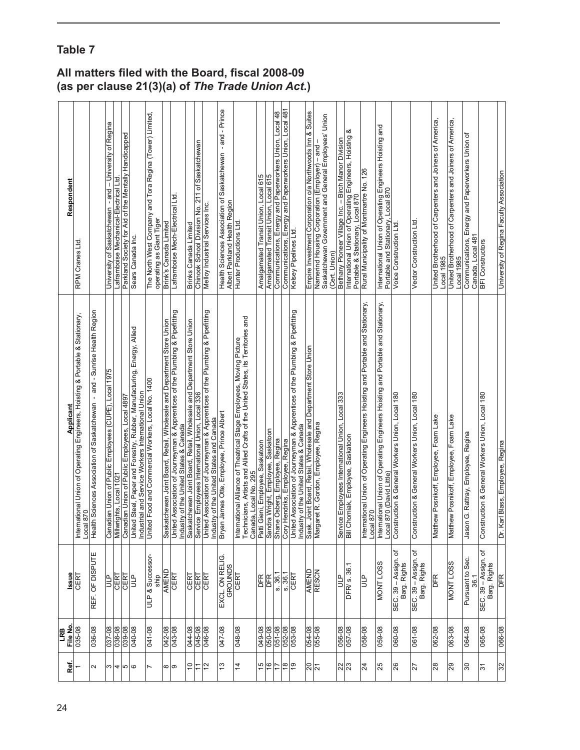## Table 7

## All matters filed with the Board, fiscal 2008-09 (as per clause 21(3)(a) of *The Trade Union Act*.)

| Ref. | LRB File No. | Issue | Applicant | Respondent |
|---|---|---|---|---|
| 1 | 035-08 | CERT | International Union of Operating Engineers, Hoisting & Portable & Stationary, Local 870 | RPM Cranes Ltd. |
| 2 | 036-08 | REF. OF DISPUTE | Health Sciences Association of Saskatchewan - and - Sunrise Health Region | |
| 3 | 037-08 | ULP | Canadian Union of Public Employees (CUPE), Local 1975 | University of Saskatchewan - and - University of Regina |
| 4 | 038-08 | CERT | Millwrights, Local 1021 | Laframboise Mechanical-Electrical Ltd. |
| 5 | 039-08 | CERT | Canadian Union of Public Employees, Local 4897 | Parkland Society for Aid of the Mentally Handicapped |
| 6 | 040-08 | ULP | United Steel, Paper and Forestry, Rubber, Manufacturing, Energy, Allied Industrial and Service Workers International Union | Sears Canada Inc. |
| 7 | 041-08 | ULP & Successorship | United Food and Commercial Workers, Local No. 1400 | The North West Company and Tora Regina (Tower) Limited, operating as Giant Tiger |
| 8 | 042-08 | AMEND | Saskatchewan Joint Board, Retail, Wholesale and Department Store Union | Brink's Canada Limited |
| 9 | 043-08 | CERT | United Association of Journeyman & Apprentices of the Plumbing & Pipefitting Industry of the United States & Canada | Laframboise Mech-Electrical Ltd. |
| 10 | 044-08 | CERT | Saskatchewan Joint Board, Retail, Wholesale and Department Store Union | Brinks Canada Limited |
| 11 | 045-08 | CERT | Service Employees International Union, Local 336 | Chinook School Division No. 211 of Saskatchewan |
| 12 | 046-08 | CERT | United Association of Journeyman & Apprentices of the Plumbing & Pipefitting Industry of the United States and Canada | Melloy Industrial Services Inc. |
| 13 | 047-08 | EXCL. ON RELIG. GROUNDS | Bryan James Otte, Employee, Prince Albert | Health Sciences Association of Saskatchewan - and - Prince Albert Parkland Health Region |
| 14 | 048-08 | CERT | International Alliance of Theatrical Stage Employees, Moving Picture Technicians, Artists and Allied Crafts of the United States, its Territories and Canada, Local No. 295 | Hunter Productions Ltd. |
| 15 | 049-08 | DFR | Patti Gieni, Employee, Saskatoon | Amalgamated Transit Union, Local 615 |
| 16 | 050-08 | DFR | Sandra Wright, Employee, Saskatoon | Amalgamated Transit Union, Local 615 |
| 17 | 051-08 | s. 36.1 | Shane Osberg, Employee, Regina | Communications, Energy and Paperworkers Union, Local 48 |
| 18 | 052-08 | s. 36.1 | Cory Hendriks, Employee, Regina | Communications, Energy and Paperworkers Union, Local 481 |
| 19 | 053-08 | CERT | United Association of Journeyman & Apprentices of the Plumbing & Pipefitting Industry of the United States & Canada | Kelsey Pipelines Ltd. |
| 20 | 054-08 | AMEND | Sask. Joint Board, Retail, Wholesale and Department Store Union | Empire Investment Corporation o/a Northwoods Inn & Suites |
| 21 | 055-08 | RESCN | Margaret R. Gordon, Employee, Regina | Namerind Housing Corporation (Employer) – and – Saskatchewan Government and General Employees' Union (Cert. Union) |
| 22 | 056-08 | ULP | Service Employees International Union, Local 333 | Bethany Pioneer Village Inc. – Birch Manor Division |
| 23 | 057-08 | DFR/ s. 36.1 | Bill Chomiak, Employee, Saskatoon | International Union of Operating Engineers, Hoisting & Portable & Stationary, Local 870 |
| 24 | 058-08 | ULP | International Union of Operating Engineers Hoisting and Portable and Stationary, Local 870 | Rural Municipality of Montmartre No. 126 |
| 25 | 059-08 | MONT LOSS | International Union of Operating Engineers Hoisting and Portable and Stationary, Local 870 (David Little) | International Union of Operating Engineers Hoisting and Portable and Stationary, Local 870 |
| 26 | 060-08 | SEC. 39 – Assign. of Barg. Rights | Construction & General Workers Union, Local 180 | Voice Construction Ltd. |
| 27 | 061-08 | SEC. 39 – Assign. of Barg. Rights | Construction & General Workers Union, Local 180 | Vector Construction Ltd. |
| 28 | 062-08 | DFR | Matthew Posnikoff, Employee, Foam Lake | United Brotherhood of Carpenters and Joiners of America, Local 1985 |
| 29 | 063-08 | MONT LOSS | Matthew Posnikoff, Employee, Foam Lake | United Brotherhood of Carpenters and Joiners of America, Local 1985 |
| 30 | 064-08 | Pursuant to Sec. 36.1 | Jason G. Rattray, Employee, Regina | Communications, Energy and Paperworkers Union of Canada, Local 481 |
| 31 | 065-08 | SEC. 39 – Assign. of Barg. Rights | Construction & General Workers Union, Local 180 | BFI Constructors |
| 32 | 066-08 | DFR | Dr. Karl Blass, Employee, Regina | University of Regina Faculty Association |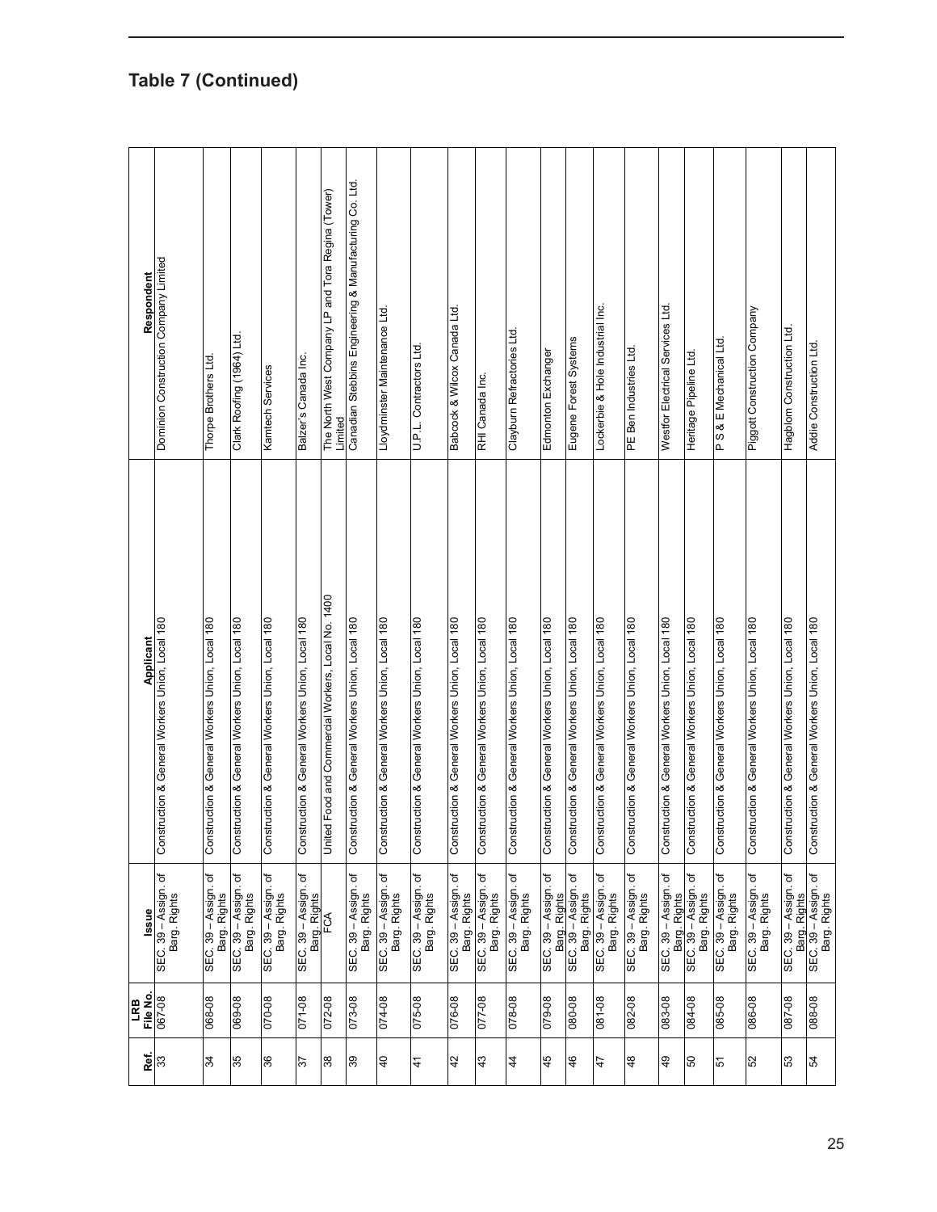## Table 7 (Continued)

| Ref. | LRB File No. | Issue | Applicant | Respondent |
|---|---|---|---|---|
| 33 | 067-08 | SEC. 39 – Assign. of Barg. Rights | Construction & General Workers Union, Local 180 | Dominion Construction Company Limited |
| 34 | 068-08 | SEC. 39 – Assign. of Barg. Rights | Construction & General Workers Union, Local 180 | Thorpe Brothers Ltd. |
| 35 | 069-08 | SEC. 39 – Assign. of Barg. Rights | Construction & General Workers Union, Local 180 | Clark Roofing (1964) Ltd. |
| 36 | 070-08 | SEC. 39 – Assign. of Barg. Rights | Construction & General Workers Union, Local 180 | Kamtech Services |
| 37 | 071-08 | SEC. 39 – Assign. of Barg. Rights | Construction & General Workers Union, Local 180 | Balzer's Canada Inc. |
| 38 | 072-08 | FCA | United Food and Commercial Workers, Local No. 1400 | The North West Company LP and Tora Regina (Tower) Limited |
| 39 | 073-08 | SEC. 39 – Assign. of Barg. Rights | Construction & General Workers Union, Local 180 | Canadian Stebbins Engineering & Manufacturing Co. Ltd. |
| 40 | 074-08 | SEC. 39 – Assign. of Barg. Rights | Construction & General Workers Union, Local 180 | Lloydminster Maintenance Ltd. |
| 41 | 075-08 | SEC. 39 – Assign. of Barg. Rights | Construction & General Workers Union, Local 180 | U.P.L. Contractors Ltd. |
| 42 | 076-08 | SEC. 39 – Assign. of Barg. Rights | Construction & General Workers Union, Local 180 | Babcock & Wilcox Canada Ltd. |
| 43 | 077-08 | SEC. 39 – Assign. of Barg. Rights | Construction & General Workers Union, Local 180 | RHI Canada Inc. |
| 44 | 078-08 | SEC. 39 – Assign. of Barg. Rights | Construction & General Workers Union, Local 180 | Clayburn Refractories Ltd. |
| 45 | 079-08 | SEC. 39 – Assign. of Barg. Rights | Construction & General Workers Union, Local 180 | Edmonton Exchanger |
| 46 | 080-08 | SEC. 39 – Assign. of Barg. Rights | Construction & General Workers Union, Local 180 | Eugene Forest Systems |
| 47 | 081-08 | SEC. 39 – Assign. of Barg. Rights | Construction & General Workers Union, Local 180 | Lockerbie & Hole Industrial Inc. |
| 48 | 082-08 | SEC. 39 – Assign. of Barg. Rights | Construction & General Workers Union, Local 180 | PE Ben Industries Ltd. |
| 49 | 083-08 | SEC. 39 – Assign. of Barg. Rights | Construction & General Workers Union, Local 180 | Westfor Electrical Services Ltd. |
| 50 | 084-08 | SEC. 39 – Assign. of Barg. Rights | Construction & General Workers Union, Local 180 | Heritage Pipeline Ltd. |
| 51 | 085-08 | SEC. 39 – Assign. of Barg. Rights | Construction & General Workers Union, Local 180 | P S & E Mechanical Ltd. |
| 52 | 086-08 | SEC. 39 – Assign. of Barg. Rights | Construction & General Workers Union, Local 180 | Piggott Construction Company |
| 53 | 087-08 | SEC. 39 – Assign. of Barg. Rights | Construction & General Workers Union, Local 180 | Hagblom Construction Ltd. |
| 54 | 088-08 | SEC. 39 – Assign. of Barg. Rights | Construction & General Workers Union, Local 180 | Addie Construction Ltd. |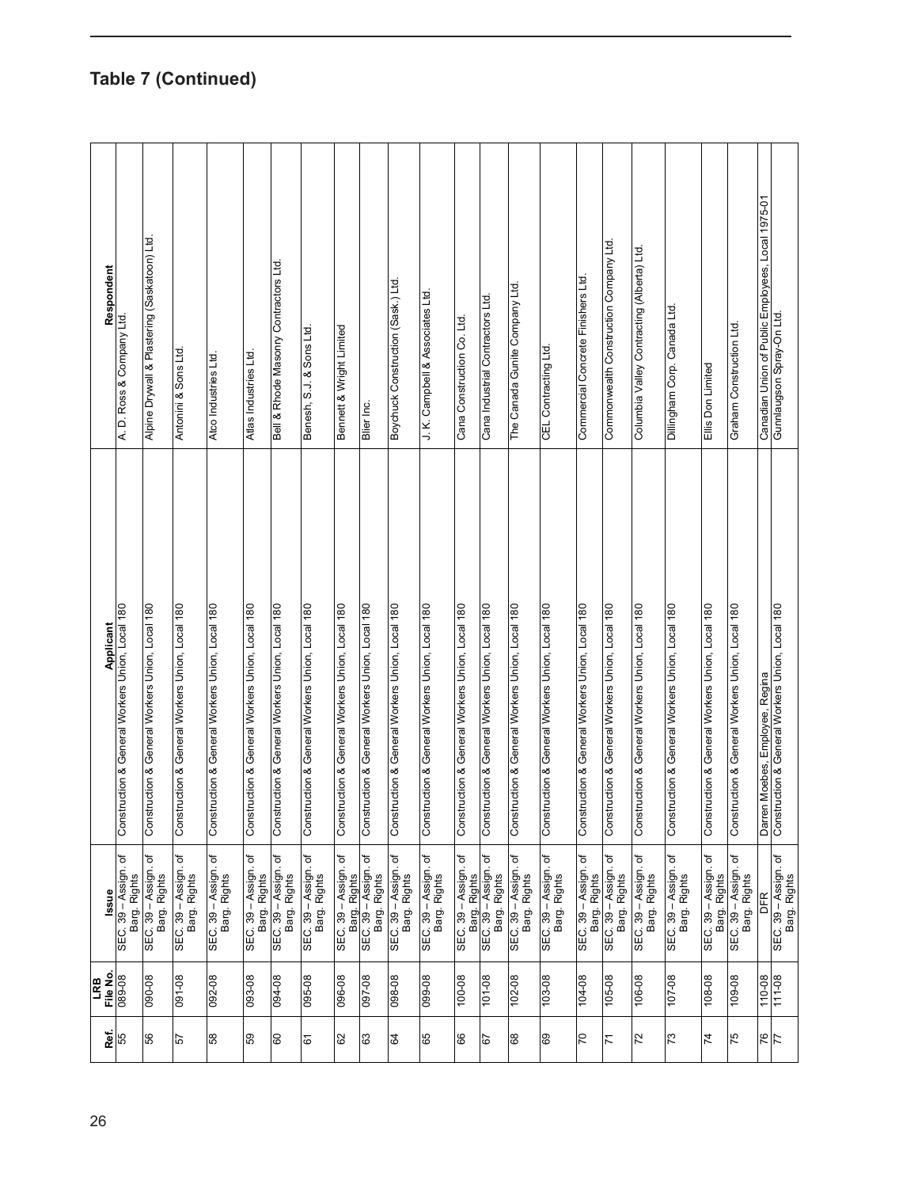## Table 7 (Continued)

| Ref. | LRB File No. | Issue | Applicant | Respondent |
|---|---|---|---|---|
| 55 | 089-08 | SEC. 39 – Assign. of Barg. Rights | Construction & General Workers Union, Local 180 | A. D. Ross & Company Ltd. |
| 56 | 090-08 | SEC. 39 – Assign. of Barg. Rights | Construction & General Workers Union, Local 180 | Alpine Drywall & Plastering (Saskatoon) Ltd. |
| 57 | 091-08 | SEC. 39 – Assign. of Barg. Rights | Construction & General Workers Union, Local 180 | Antonini & Sons Ltd. |
| 58 | 092-08 | SEC. 39 – Assign. of Barg. Rights | Construction & General Workers Union, Local 180 | Atco Industries Ltd. |
| 59 | 093-08 | SEC. 39 – Assign. of Barg. Rights | Construction & General Workers Union, Local 180 | Atlas Industries Ltd. |
| 60 | 094-08 | SEC. 39 – Assign. of Barg. Rights | Construction & General Workers Union, Local 180 | Bell & Rhode Masonry Contractors Ltd. |
| 61 | 095-08 | SEC. 39 – Assign. of Barg. Rights | Construction & General Workers Union, Local 180 | Benesh, S.J. & Sons Ltd. |
| 62 | 096-08 | SEC. 39 – Assign. of Barg. Rights | Construction & General Workers Union, Local 180 | Bennett & Wright Limited |
| 63 | 097-08 | SEC. 39 – Assign. of Barg. Rights | Construction & General Workers Union, Local 180 | Blier Inc. |
| 64 | 098-08 | SEC. 39 – Assign. of Barg. Rights | Construction & General Workers Union, Local 180 | Boychuck Construction (Sask.) Ltd. |
| 65 | 099-08 | SEC. 39 – Assign. of Barg. Rights | Construction & General Workers Union, Local 180 | J. K. Campbell & Associates Ltd. |
| 66 | 100-08 | SEC. 39 – Assign. of Barg. Rights | Construction & General Workers Union, Local 180 | Cana Construction Co. Ltd. |
| 67 | 101-08 | SEC. 39 – Assign. of Barg. Rights | Construction & General Workers Union, Local 180 | Cana Industrial Contractors Ltd. |
| 68 | 102-08 | SEC. 39 – Assign. of Barg. Rights | Construction & General Workers Union, Local 180 | The Canada Gunite Company Ltd. |
| 69 | 103-08 | SEC. 39 – Assign. of Barg. Rights | Construction & General Workers Union, Local 180 | CEL Contracting Ltd. |
| 70 | 104-08 | SEC. 39 – Assign. of Barg. Rights | Construction & General Workers Union, Local 180 | Commercial Concrete Finishers Ltd. |
| 71 | 105-08 | SEC. 39 – Assign. of Barg. Rights | Construction & General Workers Union, Local 180 | Commonwealth Construction Company Ltd. |
| 72 | 106-08 | SEC. 39 – Assign. of Barg. Rights | Construction & General Workers Union, Local 180 | Columbia Valley Contracting (Alberta) Ltd. |
| 73 | 107-08 | SEC. 39 – Assign. of Barg. Rights | Construction & General Workers Union, Local 180 | Dillingham Corp. Canada Ltd. |
| 74 | 108-08 | SEC. 39 – Assign. of Barg. Rights | Construction & General Workers Union, Local 180 | Ellis Don Limited |
| 75 | 109-08 | SEC. 39 – Assign. of Barg. Rights | Construction & General Workers Union, Local 180 | Graham Construction Ltd. |
| 76 | 110-08 | DFR | Darren Moebes, Employee, Regina | Canadian Union of Public Employees, Local 1975-01 |
| 77 | 111-08 | SEC. 39 – Assign. of Barg. Rights | Construction & General Workers Union, Local 180 | Gunnlaugson Spray-On Ltd. |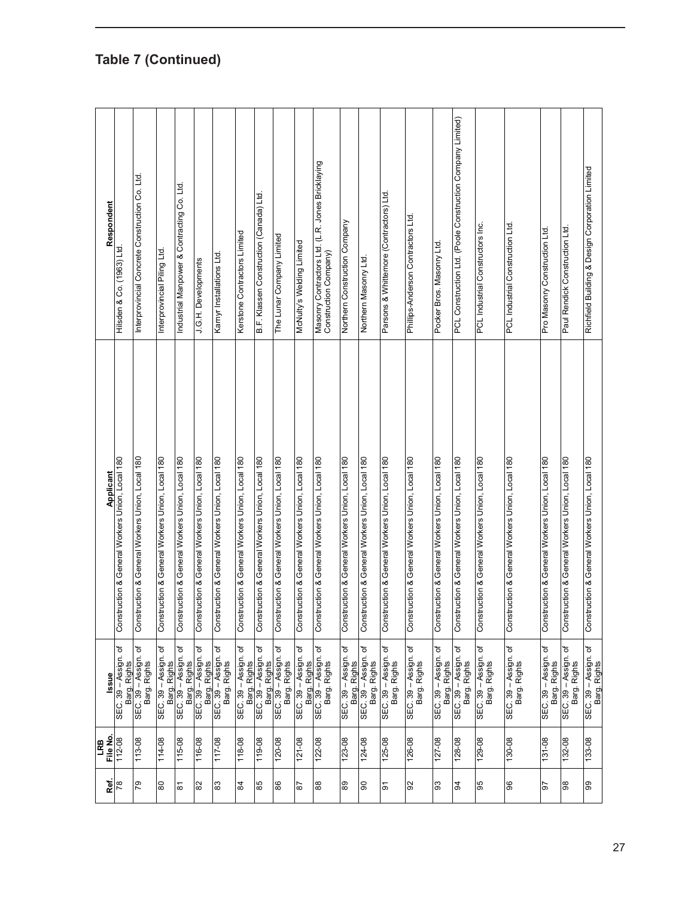## Table 7 (Continued)

| Ref. | LRB File No. | Issue | Applicant | Respondent |
|---|---|---|---|---|
| 78 | 112-08 | SEC. 39 – Assign. of Barg. Rights | Construction & General Workers Union, Local 180 | Hilsden & Co. (1963) Ltd. |
| 79 | 113-08 | SEC. 39 – Assign. of Barg. Rights | Construction & General Workers Union, Local 180 | Interprovincial Concrete Construction Co. Ltd. |
| 80 | 114-08 | SEC. 39 – Assign. of Barg. Rights | Construction & General Workers Union, Local 180 | Interprovincial Piling Ltd. |
| 81 | 115-08 | SEC. 39 – Assign. of Barg. Rights | Construction & General Workers Union, Local 180 | Industrial Manpower & Contracting Co. Ltd. |
| 82 | 116-08 | SEC. 39 – Assign. of Barg. Rights | Construction & General Workers Union, Local 180 | J.G.H. Developments |
| 83 | 117-08 | SEC. 39 – Assign. of Barg. Rights | Construction & General Workers Union, Local 180 | Kamyr Installations Ltd. |
| 84 | 118-08 | SEC. 39 – Assign. of Barg. Rights | Construction & General Workers Union, Local 180 | Kerstone Contractors Limited |
| 85 | 119-08 | SEC. 39 – Assign. of Barg. Rights | Construction & General Workers Union, Local 180 | B.F. Klassen Construction (Canada) Ltd. |
| 86 | 120-08 | SEC. 39 – Assign. of Barg. Rights | Construction & General Workers Union, Local 180 | The Lunar Company Limited |
| 87 | 121-08 | SEC. 39 – Assign. of Barg. Rights | Construction & General Workers Union, Local 180 | McNulty's Welding Limited |
| 88 | 122-08 | SEC. 39 – Assign. of Barg. Rights | Construction & General Workers Union, Local 180 | Masonry Contractors Ltd. (L.R. Jones Bricklaying Construction Company) |
| 89 | 123-08 | SEC. 39 – Assign. of Barg. Rights | Construction & General Workers Union, Local 180 | Northern Construction Company |
| 90 | 124-08 | SEC. 39 – Assign. of Barg. Rights | Construction & General Workers Union, Local 180 | Northern Masonry Ltd. |
| 91 | 125-08 | SEC. 39 – Assign. of Barg. Rights | Construction & General Workers Union, Local 180 | Parsons & Whittemore (Contractors) Ltd. |
| 92 | 126-08 | SEC. 39 – Assign. of Barg. Rights | Construction & General Workers Union, Local 180 | Phillips-Anderson Contractors Ltd. |
| 93 | 127-08 | SEC. 39 – Assign. of Barg. Rights | Construction & General Workers Union, Local 180 | Pocker Bros. Masonry Ltd. |
| 94 | 128-08 | SEC. 39 – Assign. of Barg. Rights | Construction & General Workers Union, Local 180 | PCL Construction Ltd. (Poole Construction Company Limited) |
| 95 | 129-08 | SEC. 39 – Assign. of Barg. Rights | Construction & General Workers Union, Local 180 | PCL Industrial Constructors Inc. |
| 96 | 130-08 | SEC. 39 – Assign. of Barg. Rights | Construction & General Workers Union, Local 180 | PCL Industrial Construction Ltd. |
| 97 | 131-08 | SEC. 39 – Assign. of Barg. Rights | Construction & General Workers Union, Local 180 | Pro Masonry Construction Ltd. |
| 98 | 132-08 | SEC. 39 – Assign. of Barg. Rights | Construction & General Workers Union, Local 180 | Paul Rendick Construction Ltd. |
| 99 | 133-08 | SEC. 39 – Assign. of Barg. Rights | Construction & General Workers Union, Local 180 | Richfield Building & Design Corporation Limited |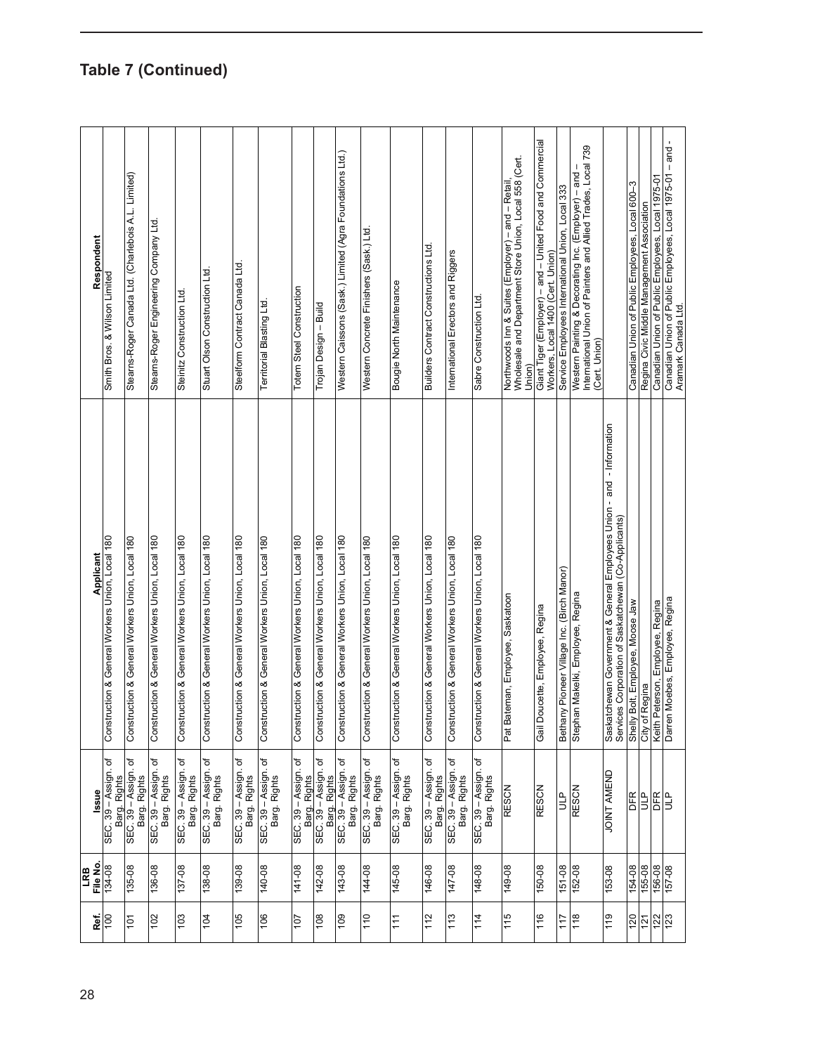## Table 7 (Continued)

| Ref. | LRB File No. | Issue | Applicant | Respondent |
|---|---|---|---|---|
| 100 | 134-08 | SEC. 39 – Assign. of Barg. Rights | Construction & General Workers Union, Local 180 | Smith Bros. & Wilson Limited |
| 101 | 135-08 | SEC. 39 – Assign. of Barg. Rights | Construction & General Workers Union, Local 180 | Stearns-Roger Canada Ltd. (Charlebois A.L. Limited) |
| 102 | 136-08 | SEC. 39 – Assign. of Barg. Rights | Construction & General Workers Union, Local 180 | Stearns-Roger Engineering Company Ltd. |
| 103 | 137-08 | SEC. 39 – Assign. of Barg. Rights | Construction & General Workers Union, Local 180 | Steinitz Construction Ltd. |
| 104 | 138-08 | SEC. 39 – Assign. of Barg. Rights | Construction & General Workers Union, Local 180 | Stuart Olson Construction Ltd. |
| 105 | 139-08 | SEC. 39 – Assign. of Barg. Rights | Construction & General Workers Union, Local 180 | Steelform Contract Canada Ltd. |
| 106 | 140-08 | SEC. 39 – Assign. of Barg. Rights | Construction & General Workers Union, Local 180 | Territorial Blasting Ltd. |
| 107 | 141-08 | SEC. 39 – Assign. of Barg. Rights | Construction & General Workers Union, Local 180 | Totem Steel Construction |
| 108 | 142-08 | SEC. 39 – Assign. of Barg. Rights | Construction & General Workers Union, Local 180 | Trojan Design – Build |
| 109 | 143-08 | SEC. 39 – Assign. of Barg. Rights | Construction & General Workers Union, Local 180 | Western Caissons (Sask.) Limited (Agra Foundations Ltd.) |
| 110 | 144-08 | SEC. 39 – Assign. of Barg. Rights | Construction & General Workers Union, Local 180 | Western Concrete Finishers (Sask.) Ltd. |
| 111 | 145-08 | SEC. 39 – Assign. of Barg. Rights | Construction & General Workers Union, Local 180 | Bougie North Maintenance |
| 112 | 146-08 | SEC. 39 – Assign. of Barg. Rights | Construction & General Workers Union, Local 180 | Builders Contract Constructions Ltd. |
| 113 | 147-08 | SEC. 39 – Assign. of Barg. Rights | Construction & General Workers Union, Local 180 | International Erectors and Riggers |
| 114 | 148-08 | SEC. 39 – Assign. of Barg. Rights | Construction & General Workers Union, Local 180 | Sabre Construction Ltd. |
| 115 | 149-08 | RESCN | Pat Bateman, Employee, Saskatoon | Northwoods Inn & Suites (Employer) – and – Retail, Wholesale and Department Store Union, Local 558 (Cert. Union) |
| 116 | 150-08 | RESCN | Gail Doucette, Employee, Regina | Giant Tiger (Employer) – and – United Food and Commercial Workers, Local 1400 (Cert. Union) |
| 117 | 151-08 | ULP | Bethany Pioneer Village Inc. (Birch Manor) | Service Employees International Union, Local 333 |
| 118 | 152-08 | RESCN | Stephan Makelki, Employee, Regina | Western Painting & Decorating Inc. (Employer) – and – International Union of Painters and Allied Trades, Local 739 (Cert. Union) |
| 119 | 153-08 | JOINT AMEND | Saskatchewan Government & General Employees Union - and - Information Services Corporation of Saskatchewan (Co-Applicants) | |
| 120 | 154-08 | DFR | Shelly Bolt, Employee, Moose Jaw | Canadian Union of Public Employees, Local 600-3 |
| 121 | 155-08 | ULP | City of Regina | Regina Civic Middle Management Association |
| 122 | 156-08 | DFR | Keith Peterson, Employee, Regina | Canadian Union of Public Employees, Local 1975-01 |
| 123 | 157-08 | ULP | Darren Moebes, Employee, Regina | Canadian Union of Public Employees, Local 1975-01 – and - Aramark Canada Ltd. |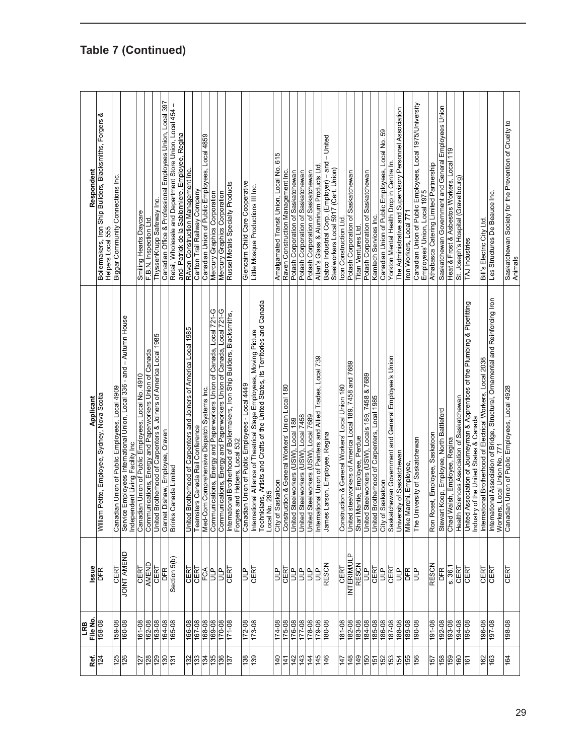## Table 7 (Continued)

| Ref. | LRB File No. | Issue | Applicant | Respondent |
|---|---|---|---|---|
| 124 | 158-08 | DFR | William Petite, Employee, Sydney, Nova Scotia | Boilermakers, Iron Ship Builders, Blacksmiths, Forgers & Helpers Local 555 |
| 125 | 159-08 | CERT | Canadian Union of Public Employees, Local 4909 | Biggar Community Connections Inc. |
| 126 | 160-08 | JOINT AMEND | Service Employees International Union, Local 336 - and – Autumn House Independent Living Facility Inc. | |
| 127 | 161-08 | CERT | Canadian Union of Public Employees, Local No. 4910 | Smiling Hearts Daycare |
| 128 | 162-08 | AMEND | Communications, Energy and Paperworkers Union of Canada | F.B.N. Inspection Ltd. |
| 129 | 163-08 | CERT | United Brotherhood of Carpenters & Joiners of America Local 1985 | ThyssenKrupp Safeway Inc. |
| 130 | 164-08 | DFR | Garnet Dishaw, Employee, Craven | Canadian Office & Professional Employees Union, Local 397 |
| 131 | 165-08 | Section 5(b) | Brinks Canada Limited | Retail, Wholesale and Department Store Union, Local 454 – and- Patrick de la Sablonniere, Employee, Regina |
| 132 | 166-08 | CERT | United Brotherhood of Carpenters and Joiners of America Local 1985 | RAven Construction Management Inc. |
| 133 | 167-08 | CERT | Teamsters Canada Rail Conference | Carlton Trail Railway Company |
| 134 | 168-08 | FCA | Med-Com Comprehensive Dispatch Systems Inc. | Canadian Union of Public Employees, Local 4859 |
| 135 | 169-08 | ULP | Communications, Energy and Paperworkers Union of Canada, Local 721-G | Mercury Graphics Corporation |
| 136 | 170-08 | ULP | Communications, Energy and Paperworkers Union of Canada, Local 721-G | Mercury Graphics Corporation |
| 137 | 171-08 | CERT | International Brotherhood of Boilermakers, Iron Ship Builders, Blacksmiths, Forgers and Helpers, Local 532 | Russel Metals Specialty Products |
| 138 | 172-08 | ULP | Canadian Union of Public Employees - Local 4449 | Glencairn Child Care Cooperative |
| 139 | 173-08 | CERT | International Alliance of Theatrical Stage Employees, Moving Picture Technicians, Artists and Crafts of the United States, its Territories and Canada Local No. 295 | Little Mosque Productions III Inc. |
| 140 | 174-08 | ULP | City of Saskatoon | Amalgamated Transit Union, Local No. 615 |
| 141 | 175-08 | CERT | Construction & General Workers' Union Local 180 | Raven Construction Management Inc. |
| 142 | 176-08 | ULP | United Steelworkers (USW), Local 189 | Potash Corporation of Saskatchewan |
| 143 | 177-08 | ULP | United Steelworkers (USW), Local 7458 | Potash Corporation of Saskatchewan |
| 144 | 178-08 | ULP | United Steelworkers (USW), Local 7689 | Potash Corporation of Saskatchewan |
| 145 | 179-08 | ULP | International Union of Painters and Allied Trades, Local 739 | Allan's Glass & Aluminum Products Ltd. |
| 146 | 180-08 | RESCN | James Larson, Employee, Regina | Babco Industrial Corp. (Employer) – and – United Steelworkers Local 5917 (Cert. Union) |
| 147 | 181-08 | CERT | Construction & General Workers' Local Union 180 | Icon Construction Ltd. |
| 148 | 182-08 | INTERIM/ULP | United steelworkers of America Local 189, 7458 and 7689 | Potash Corporation of Saskatchewan |
| 149 | 183-08 | RESCN | Shari Mantie, Employee, Perdue | Titan Ventures Ltd. |
| 150 | 184-08 | ULP | United Steelworkers (USW), Locals 189, 7458 & 7689 | Potash Corporation of Saskatchewan |
| 151 | 185-08 | CERT | United Brotherhood of Carpenters, Local 1985 | Kamtech Services Inc. |
| 152 | 186-08 | ULP | City of Saskatoon | Canadian Union of Public Employees, Local No. 59 |
| 153 | 187-08 | CERT | Saskatchewan Government and General Employee's Union | Yorkton Mental Health Drop in Centre In. |
| 154 | 188-08 | ULP | University of Saskatchewan | The Administrative and Supervisory Personnel Association |
| 155 | 189-08 | DFR | Mike Marchi, Employee, | Iron Workers, Local 771 |
| 156 | 190-08 | ULP | The University of Saskatchewan | Canadian Union of Public Employees, Local 1975/University Employees' Union, Local 1975 |
| 157 | 191-08 | RESCN | Ron Roset, Employee, Saskatoon | Athabasca Catering Limited Partnership |
| 158 | 192-08 | DFR | Stewart Koop, Employee, North Battleford | Saskatchewan Government and General Employees Union |
| 159 | 193-08 | s. 36.1 | Chad Walsh, Employee, Regina | Heat & Frost & Asbestos Workers, Local 119 |
| 160 | 194-08 | CERT | Health Sciences Association of Saskatchewan | St. Joseph's Hospital (Gravelbourg) |
| 161 | 195-08 | CERT | United Association of Journeyman & Apprentices of the Plumbing & Pipefitting Industry of the United States & Canada | TAJ Industries |
| 162 | 196-08 | CERT | International Brotherhood of Electrical Workers, Local 2038 | Bill's Electric City Ltd. |
| 163 | 197-08 | CERT | International Association of Bridge, Structural, Ornamental and Reinforcing Iron Workers, Local Union No. 771 | Les Structures De Beauce Inc. |
| 164 | 198-08 | CERT | Canadian Union of Public Employees, Local 4928 | Saskatchewan Society for the Prevention of Cruelty to Animals |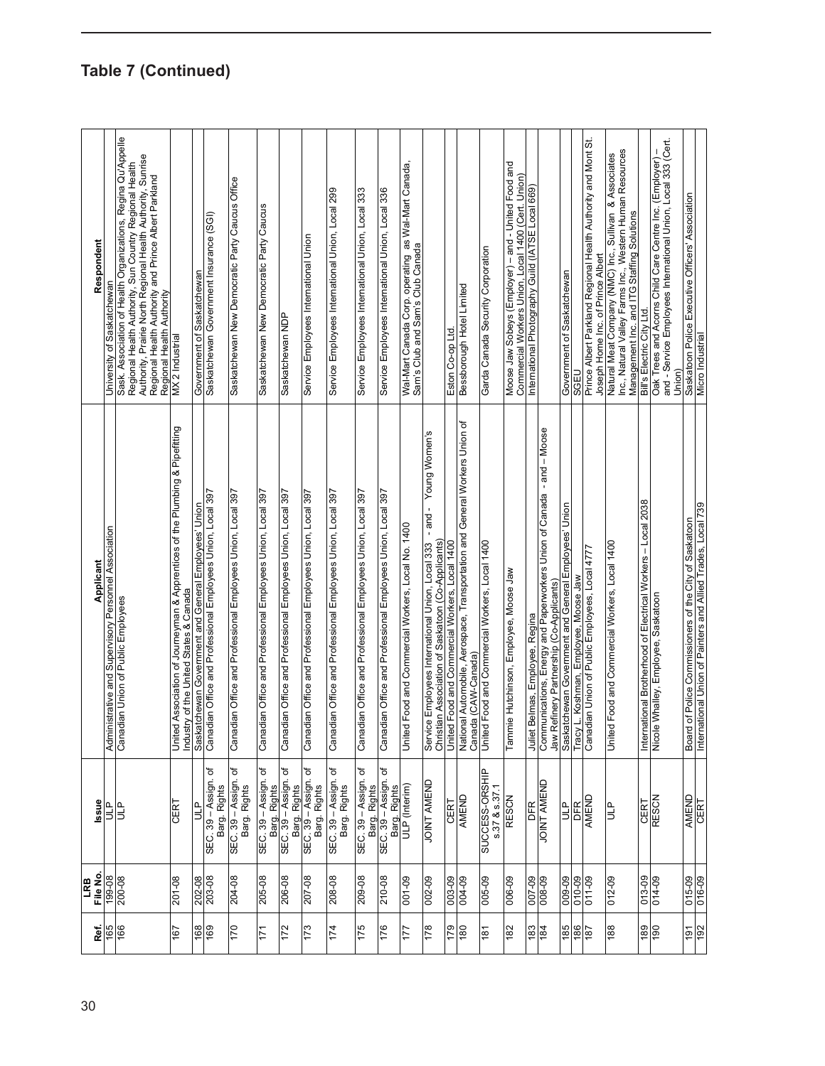## Table 7 (Continued)

| Ref. | LRB File No. | Issue | Applicant | Respondent |
|---|---|---|---|---|
| 165 | 199-08 | ULP | Administrative and Supervisory Personnel Association | University of Saskatchewan |
| 166 | 200-08 | ULP | Canadian Union of Public Employees | Sask. Association of Health Organizations, Regina Qu'Appelle Regional Health Authority, Sun Country Regional Health Authority, Prairie North Regional Health Authority, Sunrise Regional Health Authority and Prince Albert Parkland Regional Health Authority |
| 167 | 201-08 | CERT | United Association of Journeyman & Apprentices of the Plumbing & Pipefitting Industry of the United States & Canada | MX 2 Industrial |
| 168 | 202-08 | ULP | Saskatchewan Government and General Employees' Union | Government of Saskatchewan |
| 169 | 203-08 | SEC. 39 – Assign. of Barg. Rights | Canadian Office and Professional Employees Union, Local 397 | Saskatchewan Government Insurance (SGI) |
| 170 | 204-08 | SEC. 39 – Assign. of Barg. Rights | Canadian Office and Professional Employees Union, Local 397 | Saskatchewan New Democratic Party Caucus Office |
| 171 | 205-08 | SEC. 39 – Assign. of Barg. Rights | Canadian Office and Professional Employees Union, Local 397 | Saskatchewan New Democratic Party Caucus |
| 172 | 206-08 | SEC. 39 – Assign. of Barg. Rights | Canadian Office and Professional Employees Union, Local 397 | Saskatchewan NDP |
| 173 | 207-08 | SEC. 39 – Assign. of Barg. Rights | Canadian Office and Professional Employees Union, Local 397 | Service Employees International Union |
| 174 | 208-08 | SEC. 39 – Assign. of Barg. Rights | Canadian Office and Professional Employees Union, Local 397 | Service Employees International Union, Local 299 |
| 175 | 209-08 | SEC. 39 – Assign. of Barg. Rights | Canadian Office and Professional Employees Union, Local 397 | Service Employees International Union, Local 333 |
| 176 | 210-08 | SEC. 39 – Assign. of Barg. Rights | Canadian Office and Professional Employees Union, Local 397 | Service Employees International Union, Local 336 |
| 177 | 001-09 | ULP (Interim) | United Food and Commercial Workers, Local No. 1400 | Wal-Mart Canada Corp. operating as Wal-Mart Canada, Sam's Club and Sam's Club Canada |
| 178 | 002-09 | JOINT AMEND | Service Employees International Union, Local 333 - and - Young Women's Christian Association of Saskatoon (Co-Applicants) | |
| 179 | 003-09 | CERT | United Food and Commercial Workers, Local 1400 | Eston Co-op Ltd. |
| 180 | 004-09 | AMEND | National Automobile, Aerospace, Transportation and General Workers Union of Canada (CAW-Canada) | Bessborough Hotel Limited |
| 181 | 005-09 | SUCCESS-ORSHIP s.37 & s.37.1 | United Food and Commercial Workers, Local 1400 | Garda Canada Security Corporation |
| 182 | 006-09 | RESCN | Tammie Hutchinson, Employee, Moose Jaw | Moose Jaw Sobeys (Employer) – and - United Food and Commercial Workers Union, Local 1400 (Cert. Union) |
| 183 | 007-09 | DFR | Juliet Belmas, Employee, Regina | International Photography Guild (IATSE Local 669) |
| 184 | 008-09 | JOINT AMEND | Communications, Energy and Paperworkers Union of Canada - and – Moose Jaw Refinery Partnership (Co-Applicants) | |
| 185 | 009-09 | ULP | Saskatchewan Government and General Employees' Union | Government of Saskatchewan |
| 186 | 010-09 | DFR | Tracy L. Koshman, Employee, Moose Jaw | SGEU |
| 187 | 011-09 | AMEND | Canadian Union of Public Employees, Local 4777 | Prince Albert Parkland Regional Health Authority and Mont St. Joseph Home Inc. of Prince Albert |
| 188 | 012-09 | ULP | United Food and Commercial Workers, Local 1400 | Natural Meat Company (NMC) Inc., Sullivan & Associates Inc., Natural Valley Farms Inc., Western Human Resources Management Inc. and ITG Staffing Solutions |
| 189 | 013-09 | CERT | International Brotherhood of Electrical Workers – Local 2038 | Bill's Electric City Ltd. |
| 190 | 014-09 | RESCN | Nicole Whalley, Employee, Saskatoon | Oak Trees and Acorns Child Care Centre Inc. (Employer) – and - Service Employees International Union, Local 333 (Cert. Union) |
| 191 | 015-09 | AMEND | Board of Police Commissioners of the City of Saskatoon | Saskatoon Police Executive Officers' Association |
| 192 | 016-09 | CERT | International Union of Painters and Allied Trades, Local 739 | Micro Industrial |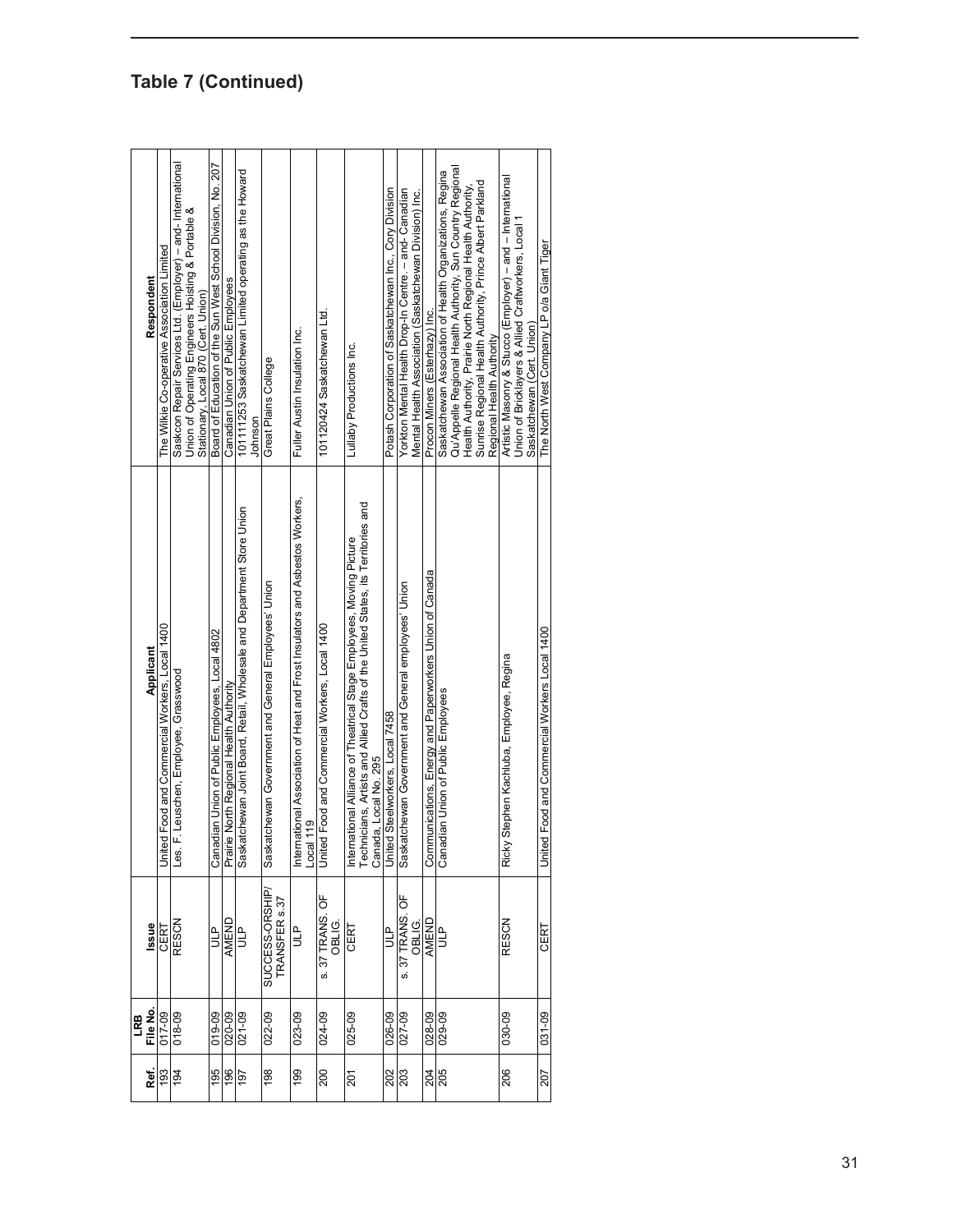## Table 7 (Continued)

| Ref. | LRB File No. | Issue | Applicant | Respondent |
|---|---|---|---|---|
| 193 | 017-09 | CERT | United Food and Commercial Workers, Local 1400 | The Wilkie Co-operative Association Limited |
| 194 | 018-09 | RESCN | Les. F. Leuschen, Employee, Grasswood | Saskcon Repair Services Ltd. (Employer) – and- International Union of Operating Engineers Hoisting & Portable & Stationary, Local 870 (Cert. Union) |
| 195 | 019-09 | ULP | Canadian Union of Public Employees, Local 4802 | Board of Education of the Sun West School Division, No. 207 |
| 196 | 020-09 | AMEND | Prairie North Regional Health Authority | Canadian Union of Public Employees |
| 197 | 021-09 | ULP | Saskatchewan Joint Board, Retail, Wholesale and Department Store Union | 101111253 Saskatchewan Limited operating as the Howard Johnson |
| 198 | 022-09 | SUCCESS-ORSHIP/ TRANSFER s.37 | Saskatchewan Government and General Employees' Union | Great Plains College |
| 199 | 023-09 | ULP | International Association of Heat and Frost Insulators and Asbestos Workers, Local 119 | Fuller Austin Insulation Inc. |
| 200 | 024-09 | s. 37 TRANS. OF OBLIG. | United Food and Commercial Workers, Local 1400 | 101120424 Saskatchewan Ltd. |
| 201 | 025-09 | CERT | International Alliance of Theatrical Stage Employees, Moving Picture Technicians, Artists and Allied Crafts of the United States, its Territories and Canada, Local No. 295 | Lullaby Productions Inc. |
| 202 | 026-09 | ULP | United Steelworkers, Local 7458 | Potash Corporation of Saskatchewan Inc., Cory Division |
| 203 | 027-09 | s. 37 TRANS. OF OBLIG. | Saskatchewan Government and General employees' Union | Yorkton Mental Health Drop-In Centre. – and- Canadian Mental Health Association (Saskatchewan Division) Inc. |
| 204 | 028-09 | AMEND | Communications, Energy and Paperworkers Union of Canada | Procon Miners (Esterhazy) Inc. |
| 205 | 029-09 | ULP | Canadian Union of Public Employees | Saskatchewan Association of Health Organizations, Regina Qu'Appelle Regional Health Authority, Sun Country Regional Health Authority, Prairie North Regional Health Authority, Sunrise Regional Health Authority, Prince Albert Parkland Regional Health Authority |
| 206 | 030-09 | RESCN | Ricky Stephen Kachluba, Employee, Regina | Artistic Masonry & Stucco (Employer) – and – International Union of Bricklayers & Allied Craftworkers, Local 1 Saskatchewan (Cert. Union) |
| 207 | 031-09 | CERT | United Food and Commercial Workers Local 1400 | The North West Company LP o/a Giant Tiger |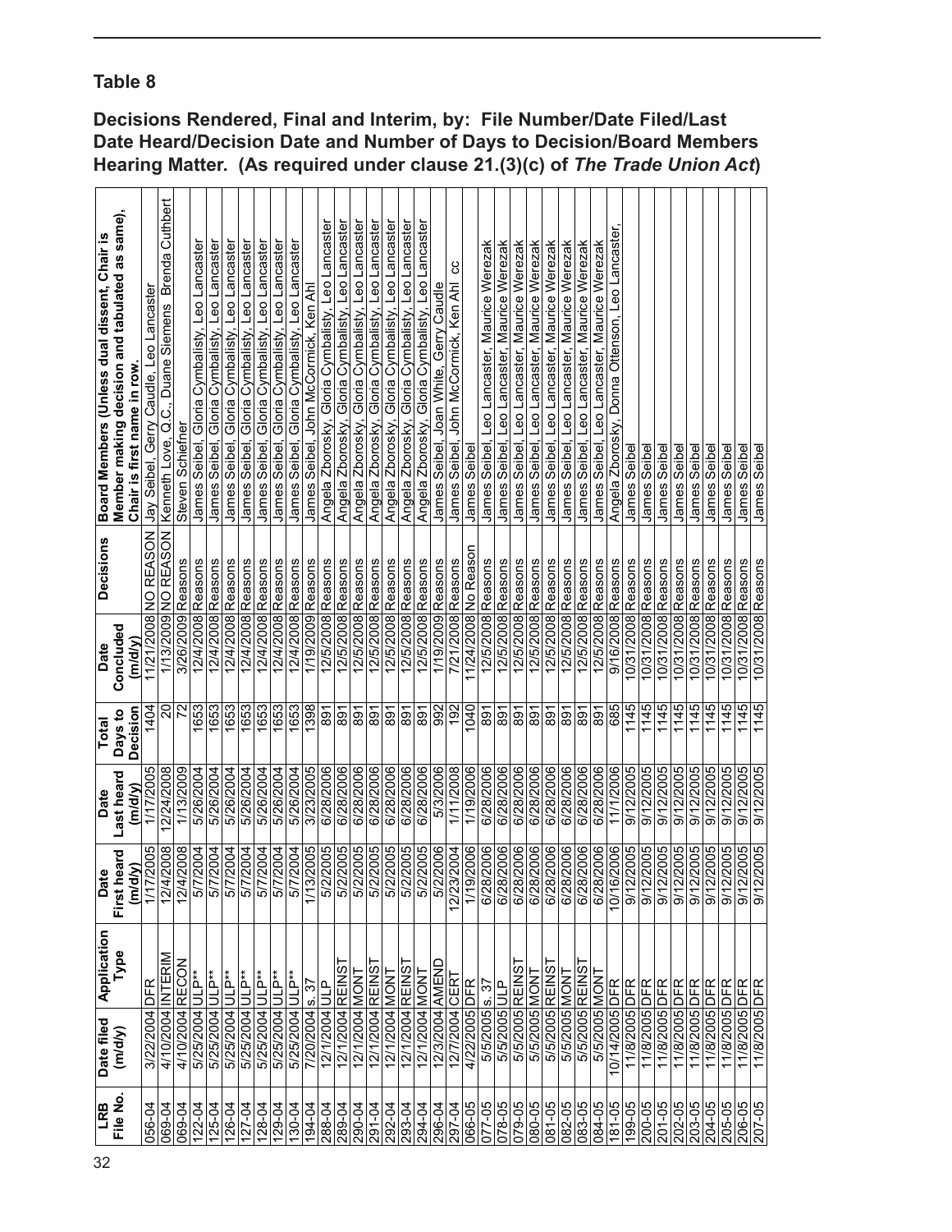## Table 8

**Decisions Rendered, Final and Interim, by: File Number/Date Filed/Last Date Heard/Decision Date and Number of Days to Decision/Board Members Hearing Matter. (As required under clause 21.(3)(c) of *The Trade Union Act*)**

| LRB File No. | Date filed (m/d/y) | Application Type | Date First heard (m/d/y) | Date Last heard (m/d/y) | Total Days to Decision | Date Concluded (m/d/y) | Decisions | Board Members (Unless dual dissent, Chair is Member making decision and tabulated as same), Chair is first name in row. |
|---|---|---|---|---|---|---|---|---|
| 056-04 | 3/22/2004 | DFR | 1/17/2005 | 1/17/2005 | 1404 | 11/21/2008 | NO REASON | Jay Seibel, Gerry Caudle, Leo Lancaster |
| 069-04 | 4/10/2004 | INTERIM | 12/4/2008 | 12/24/2008 | 20 | 1/13/2009 | NO REASON | Kenneth Love, Q.C., Duane Siemens Brenda Cuthbert |
| 069-04 | 4/10/2004 | RECON | 12/4/2008 | 1/13/2009 | 72 | 3/26/2009 | Reasons | Steven Schiefner |
| 122-04 | 5/25/2004 | ULP** | 5/7/2004 | 5/26/2004 | 1653 | 12/4/2008 | Reasons | James Seibel, Gloria Cymbalisty, Leo Lancaster |
| 125-04 | 5/25/2004 | ULP** | 5/7/2004 | 5/26/2004 | 1653 | 12/4/2008 | Reasons | James Seibel, Gloria Cymbalisty, Leo Lancaster |
| 126-04 | 5/25/2004 | ULP** | 5/7/2004 | 5/26/2004 | 1653 | 12/4/2008 | Reasons | James Seibel, Gloria Cymbalisty, Leo Lancaster |
| 127-04 | 5/25/2004 | ULP** | 5/7/2004 | 5/26/2004 | 1653 | 12/4/2008 | Reasons | James Seibel, Gloria Cymbalisty, Leo Lancaster |
| 128-04 | 5/25/2004 | ULP** | 5/7/2004 | 5/26/2004 | 1653 | 12/4/2008 | Reasons | James Seibel, Gloria Cymbalisty, Leo Lancaster |
| 129-04 | 5/25/2004 | ULP** | 5/7/2004 | 5/26/2004 | 1653 | 12/4/2008 | Reasons | James Seibel, Gloria Cymbalisty, Leo Lancaster |
| 130-04 | 5/25/2004 | ULP** | 5/7/2004 | 5/26/2004 | 1653 | 12/4/2008 | Reasons | James Seibel, Gloria Cymbalisty, Leo Lancaster |
| 194-04 | 7/20/2004 | s. 37 | 1/13/2005 | 3/23/2005 | 1398 | 1/19/2009 | Reasons | James Seibel, John McCormick, Ken Ahl |
| 288-04 | 12/1/2004 | ULP | 5/2/2005 | 6/28/2006 | 891 | 12/5/2008 | Reasons | Angela Zborosky, Gloria Cymbalisty, Leo Lancaster |
| 289-04 | 12/1/2004 | REINST | 5/2/2005 | 6/28/2006 | 891 | 12/5/2008 | Reasons | Angela Zborosky, Gloria Cymbalisty, Leo Lancaster |
| 290-04 | 12/1/2004 | MONT | 5/2/2005 | 6/28/2006 | 891 | 12/5/2008 | Reasons | Angela Zborosky, Gloria Cymbalisty, Leo Lancaster |
| 291-04 | 12/1/2004 | REINST | 5/2/2005 | 6/28/2006 | 891 | 12/5/2008 | Reasons | Angela Zborosky, Gloria Cymbalisty, Leo Lancaster |
| 292-04 | 12/1/2004 | MONT | 5/2/2005 | 6/28/2006 | 891 | 12/5/2008 | Reasons | Angela Zborosky, Gloria Cymbalisty, Leo Lancaster |
| 293-04 | 12/1/2004 | REINST | 5/2/2005 | 6/28/2006 | 891 | 12/5/2008 | Reasons | Angela Zborosky, Gloria Cymbalisty, Leo Lancaster |
| 294-04 | 12/1/2004 | MONT | 5/2/2005 | 6/28/2006 | 891 | 12/5/2008 | Reasons | Angela Zborosky, Gloria Cymbalisty, Leo Lancaster |
| 296-04 | 12/3/2004 | AMEND | 5/2/2006 | 5/3/2006 | 992 | 1/19/2009 | Reasons | James Seibel, Joan White, Gerry Caudle |
| 297-04 | 12/7/2004 | CERT | 12/23/2004 | 1/11/2008 | 192 | 7/21/2008 | Reasons | James Seibel, John McCormick, Ken Ahl cc |
| 066-05 | 4/22/2005 | DFR | 1/19/2006 | 1/19/2006 | 1040 | 11/24/2008 | No Reason | James Seibel |
| 077-05 | 5/5/2005 | s. 37 | 6/28/2006 | 6/28/2006 | 891 | 12/5/2008 | Reasons | James Seibel, Leo Lancaster, Maurice Werezak |
| 078-05 | 5/5/2005 | ULP | 6/28/2006 | 6/28/2006 | 891 | 12/5/2008 | Reasons | James Seibel, Leo Lancaster, Maurice Werezak |
| 079-05 | 5/5/2005 | REINST | 6/28/2006 | 6/28/2006 | 891 | 12/5/2008 | Reasons | James Seibel, Leo Lancaster, Maurice Werezak |
| 080-05 | 5/5/2005 | MONT | 6/28/2006 | 6/28/2006 | 891 | 12/5/2008 | Reasons | James Seibel, Leo Lancaster, Maurice Werezak |
| 081-05 | 5/5/2005 | REINST | 6/28/2006 | 6/28/2006 | 891 | 12/5/2008 | Reasons | James Seibel, Leo Lancaster, Maurice Werezak |
| 082-05 | 5/5/2005 | MONT | 6/28/2006 | 6/28/2006 | 891 | 12/5/2008 | Reasons | James Seibel, Leo Lancaster, Maurice Werezak |
| 083-05 | 5/5/2005 | REINST | 6/28/2006 | 6/28/2006 | 891 | 12/5/2008 | Reasons | James Seibel, Leo Lancaster, Maurice Werezak |
| 084-05 | 5/5/2005 | MONT | 6/28/2006 | 6/28/2006 | 891 | 12/5/2008 | Reasons | James Seibel, Leo Lancaster, Maurice Werezak |
| 181-05 | 10/14/2005 | DFR | 10/16/2006 | 11/1/2006 | 685 | 9/16/2008 | Reasons | Angela Zborosky, Donna Ottenson, Leo Lancaster, |
| 199-05 | 11/8/2005 | DFR | 9/12/2005 | 9/12/2005 | 1145 | 10/31/2008 | Reasons | James Seibel |
| 200-05 | 11/8/2005 | DFR | 9/12/2005 | 9/12/2005 | 1145 | 10/31/2008 | Reasons | James Seibel |
| 201-05 | 11/8/2005 | DFR | 9/12/2005 | 9/12/2005 | 1145 | 10/31/2008 | Reasons | James Seibel |
| 202-05 | 11/8/2005 | DFR | 9/12/2005 | 9/12/2005 | 1145 | 10/31/2008 | Reasons | James Seibel |
| 203-05 | 11/8/2005 | DFR | 9/12/2005 | 9/12/2005 | 1145 | 10/31/2008 | Reasons | James Seibel |
| 204-05 | 11/8/2005 | DFR | 9/12/2005 | 9/12/2005 | 1145 | 10/31/2008 | Reasons | James Seibel |
| 205-05 | 11/8/2005 | DFR | 9/12/2005 | 9/12/2005 | 1145 | 10/31/2008 | Reasons | James Seibel |
| 206-05 | 11/8/2005 | DFR | 9/12/2005 | 9/12/2005 | 1145 | 10/31/2008 | Reasons | James Seibel |
| 207-05 | 11/8/2005 | DFR | 9/12/2005 | 9/12/2005 | 1145 | 10/31/2008 | Reasons | James Seibel |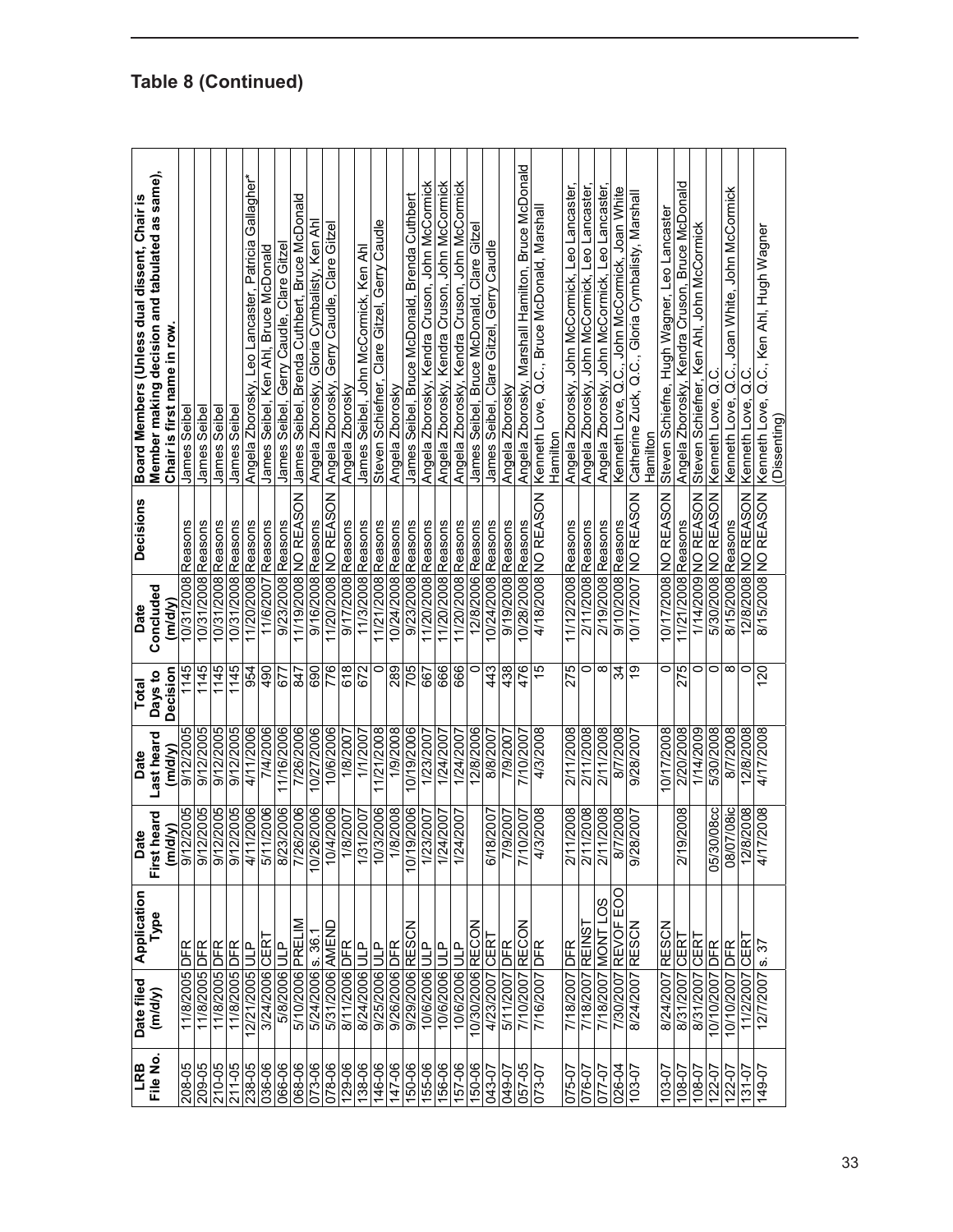## Table 8 (Continued)

| LRB File No. | Date filed (m/d/y) | Application Type | Date First heard (m/d/y) | Date Last heard (m/d/y) | Total Days to Decision | Date Concluded (m/d/y) | Decisions | Board Members (Unless dual dissent, Chair is Member making decision and tabulated as same), Chair is first name in row. |
|---|---|---|---|---|---|---|---|---|
| 208-05 | 11/8/2005 | DFR | 9/12/2005 | 9/12/2005 | 1145 | 10/31/2008 | Reasons | James Seibel |
| 209-05 | 11/8/2005 | DFR | 9/12/2005 | 9/12/2005 | 1145 | 10/31/2008 | Reasons | James Seibel |
| 210-05 | 11/8/2005 | DFR | 9/12/2005 | 9/12/2005 | 1145 | 10/31/2008 | Reasons | James Seibel |
| 211-05 | 11/8/2005 | DFR | 9/12/2005 | 9/12/2005 | 1145 | 10/31/2008 | Reasons | James Seibel |
| 238-05 | 12/21/2005 | ULP | 4/11/2006 | 4/11/2006 | 954 | 11/20/2008 | Reasons | Angela Zborosky, Leo Lancaster, Patricia Gallagher* |
| 036-06 | 3/24/2006 | CERT | 5/11/2006 | 7/4/2006 | 490 | 11/6/2007 | Reasons | James Seibel, Ken Ahl, Bruce McDonald |
| 066-06 | 5/8/2006 | ULP | 8/23/2006 | 11/16/2006 | 677 | 9/23/2008 | Reasons | James Seibel, Gerry Caudle, Clare Gitzel |
| 068-06 | 5/10/2006 | PRELIM | 7/26/2006 | 7/26/2006 | 847 | 11/19/2008 | NO REASON | James Seibel, Brenda Cuthbert, Bruce McDonald |
| 073-06 | 5/24/2006 | s. 36.1 | 10/26/2006 | 10/27/2006 | 690 | 9/16/2008 | Reasons | Angela Zborosky, Gloria Cymbalisty, Ken Ahl |
| 078-06 | 5/31/2006 | AMEND | 10/4/2006 | 10/6/2006 | 776 | 11/20/2008 | NO REASON | Angela Zborosky, Gerry Caudle, Clare Gitzel |
| 129-06 | 8/11/2006 | DFR | 1/8/2007 | 1/8/2007 | 618 | 9/17/2008 | Reasons | Angela Zborosky |
| 138-06 | 8/24/2006 | ULP | 1/31/2007 | 1/1/2007 | 672 | 11/3/2008 | Reasons | James Seibel, John McCormick, Ken Ahl |
| 146-06 | 9/25/2006 | ULP | 10/3/2006 | 11/21/2008 | 0 | 11/21/2008 | Reasons | Steven Schiefner, Clare Gitzel, Gerry Caudle |
| 147-06 | 9/26/2006 | DFR | 1/8/2008 | 1/9/2008 | 289 | 10/24/2008 | Reasons | Angela Zborosky |
| 150-06 | 9/29/2006 | RESCN | 10/19/2006 | 10/19/2006 | 705 | 9/23/2008 | Reasons | James Seibel, Bruce McDonald, Brenda Cuthbert |
| 155-06 | 10/6/2006 | ULP | 1/23/2007 | 1/23/2007 | 667 | 11/20/2008 | Reasons | Angela Zborosky, Kendra Cruson, John McCormick |
| 156-06 | 10/6/2006 | ULP | 1/24/2007 | 1/24/2007 | 666 | 11/20/2008 | Reasons | Angela Zborosky, Kendra Cruson, John McCormick |
| 157-06 | 10/6/2006 | ULP | 1/24/2007 | 1/24/2007 | 666 | 11/20/2008 | Reasons | Angela Zborosky, Kendra Cruson, John McCormick |
| 150-06 | 10/30/2006 | RECON | | 12/8/2006 | 0 | 12/8/2006 | Reasons | James Seibel, Bruce McDonald, Clare Gitzel |
| 043-07 | 4/23/2007 | CERT | 6/18/2007 | 8/8/2007 | 443 | 10/24/2008 | Reasons | James Seibel, Clare Gitzel, Gerry Caudle |
| 049-07 | 5/11/2007 | DFR | 7/9/2007 | 7/9/2007 | 438 | 9/19/2008 | Reasons | Angela Zborosky |
| 057-05 | 7/10/2007 | RECON | 7/10/2007 | 7/10/2007 | 476 | 10/28/2008 | Reasons | Angela Zborosky, Marshall Hamilton, Bruce McDonald |
| 073-07 | 7/16/2007 | DFR | 4/3/2008 | 4/3/2008 | 15 | 4/18/2008 | NO REASON | Kenneth Love, Q.C., Bruce McDonald, Marshall Hamilton |
| 075-07 | 7/18/2007 | DFR | 2/11/2008 | 2/11/2008 | 275 | 11/12/2008 | Reasons | Angela Zborosky, John McCormick, Leo Lancaster, |
| 076-07 | 7/18/2007 | REINST | 2/11/2008 | 2/11/2008 | 0 | 2/11/2008 | Reasons | Angela Zborosky, John McCormick, Leo Lancaster, |
| 077-07 | 7/18/2007 | MONT LOS | 2/11/2008 | 2/11/2008 | 8 | 2/19/2008 | Reasons | Angela Zborosky, John McCormick, Leo Lancaster, |
| 026-04 | 7/30/2007 | REVOF EOO | 8/7/2008 | 8/7/2008 | 34 | 9/10/2008 | Reasons | Kenneth Love, Q.C., John McCormick, Joan White |
| 103-07 | 8/24/2007 | RESCN | 9/28/2007 | 9/28/2007 | 19 | 10/17/2007 | NO REASON | Catherine Zuck, Q.C., Gloria Cymbalisty, Marshall Hamilton |
| 103-07 | 8/24/2007 | RESCN | | 10/17/2008 | 0 | 10/17/2008 | NO REASON | Steven Schiefne, Hugh Wagner, Leo Lancaster |
| 108-07 | 8/31/2007 | CERT | 2/19/2008 | 2/20/2008 | 275 | 11/21/2008 | Reasons | Angela Zborosky, Kendra Cruson, Bruce McDonald |
| 108-07 | 8/31/2007 | CERT | | 1/14/2009 | 0 | 1/14/2009 | NO REASON | Steven Schiefner, Ken Ahl, John McCormick |
| 122-07 | 10/10/2007 | DFR | 05/30/08cc | 5/30/2008 | 0 | 5/30/2008 | NO REASON | Kenneth Love, Q.C. |
| 122-07 | 10/10/2007 | DFR | 08/07/08ic | 8/7/2008 | 8 | 8/15/2008 | Reasons | Kenneth Love, Q.C., Joan White, John McCormick |
| 131-07 | 11/2/2007 | CERT | 12/8/2008 | 12/8/2008 | 0 | 12/8/2008 | NO REASON | Kenneth Love, Q.C. |
| 149-07 | 12/7/2007 | s. 37 | 4/17/2008 | 4/17/2008 | 120 | 8/15/2008 | NO REASON | Kenneth Love, Q.C., Ken Ahl, Hugh Wagner (Dissenting) |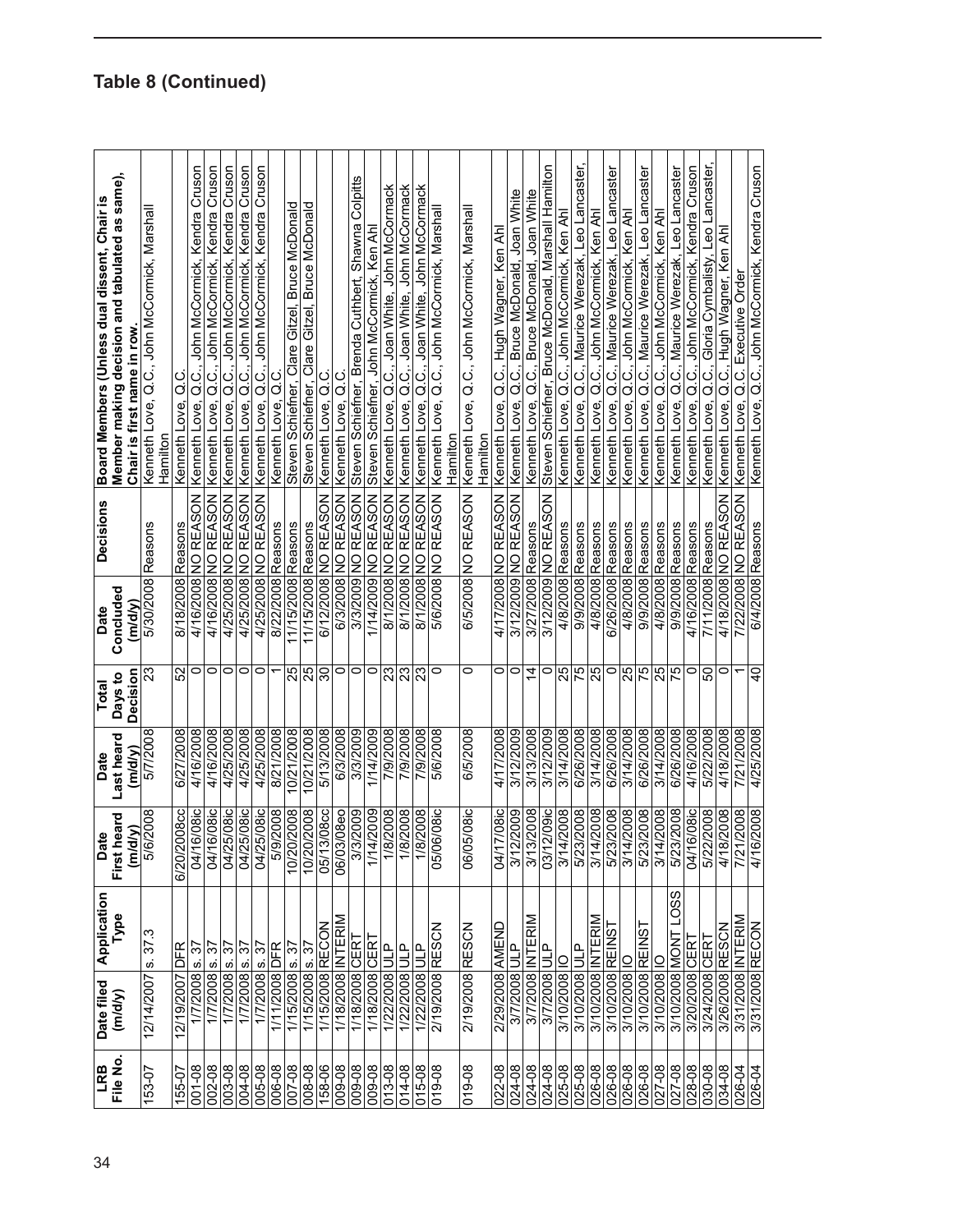## Table 8 (Continued)

| LRB File No. | Date filed (m/d/y) | Application Type | Date First heard (m/d/y) | Date Last heard (m/d/y) | Total Days to Decision | Date Concluded (m/d/y) | Decisions | Board Members (Unless dual dissent, Chair is Member making decision and tabulated as same), Chair is first name in row. |
|---|---|---|---|---|---|---|---|---|
| 153-07 | 12/14/2007 | s. 37.3 | 5/6/2008 | 5/7/2008 | 23 | 5/30/2008 | Reasons | Kenneth Love, Q.C., John McCormick, Marshall Hamilton |
| 155-07 | 12/19/2007 | DFR | 6/20/2008cc | 6/27/2008 | 52 | 8/18/2008 | Reasons | Kenneth Love, Q.C. |
| 001-08 | 1/7/2008 | s. 37 | 04/16/08ic | 4/16/2008 | 0 | 4/16/2008 | NO REASON | Kenneth Love, Q.C., John McCormick, Kendra Cruson |
| 002-08 | 1/7/2008 | s. 37 | 04/16/08ic | 4/16/2008 | 0 | 4/16/2008 | NO REASON | Kenneth Love, Q.C., John McCormick, Kendra Cruson |
| 003-08 | 1/7/2008 | s. 37 | 04/25/08ic | 4/25/2008 | 0 | 4/25/2008 | NO REASON | Kenneth Love, Q.C., John McCormick, Kendra Cruson |
| 004-08 | 1/7/2008 | s. 37 | 04/25/08ic | 4/25/2008 | 0 | 4/25/2008 | NO REASON | Kenneth Love, Q.C., John McCormick, Kendra Cruson |
| 005-08 | 1/7/2008 | s. 37 | 04/25/08ic | 4/25/2008 | 0 | 4/25/2008 | NO REASON | Kenneth Love, Q.C., John McCormick, Kendra Cruson |
| 006-08 | 1/11/2008 | DFR | 5/9/2008 | 8/21/2008 | 1 | 8/22/2008 | Reasons | Kenneth Love, Q.C. |
| 007-08 | 1/15/2008 | s. 37 | 10/20/2008 | 10/21/2008 | 25 | 11/15/2008 | Reasons | Steven Schiefner, Clare Gitzel, Bruce McDonald |
| 008-08 | 1/15/2008 | s. 37 | 10/20/2008 | 10/21/2008 | 25 | 11/15/2008 | Reasons | Steven Schiefner, Clare Gitzel, Bruce McDonald |
| 158-06 | 1/15/2008 | RECON | 05/13/08cc | 5/13/2008 | 30 | 6/12/2008 | NO REASON | Kenneth Love, Q.C. |
| 009-08 | 1/18/2008 | INTERIM | 06/03/08eo | 6/3/2008 | 0 | 6/3/2008 | NO REASON | Kenneth Love, Q.C. |
| 009-08 | 1/18/2008 | CERT | 3/3/2009 | 3/3/2009 | 0 | 3/3/2009 | NO REASON | Steven Schiefner, Brenda Cuthbert, Shawna Colpitts |
| 009-08 | 1/18/2008 | CERT | 1/14/2009 | 1/14/2009 | 0 | 1/14/2009 | NO REASON | Steven Schiefner, John McCormick, Ken Ahl |
| 013-08 | 1/22/2008 | ULP | 1/8/2008 | 7/9/2008 | 23 | 8/1/2008 | NO REASON | Kenneth Love, Q.C., Joan White, John McCormack |
| 014-08 | 1/22/2008 | ULP | 1/8/2008 | 7/9/2008 | 23 | 8/1/2008 | NO REASON | Kenneth Love, Q.C., Joan White, John McCormack |
| 015-08 | 1/22/2008 | ULP | 1/8/2008 | 7/9/2008 | 23 | 8/1/2008 | NO REASON | Kenneth Love, Q.C., Joan White, John McCormack |
| 019-08 | 2/19/2008 | RESCN | 05/06/08ic | 5/6/2008 | 0 | 5/6/2008 | NO REASON | Kenneth Love, Q.C., John McCormick, Marshall Hamilton |
| 019-08 | 2/19/2008 | RESCN | 06/05/08ic | 6/5/2008 | 0 | 6/5/2008 | NO REASON | Kenneth Love, Q.C., John McCormick, Marshall Hamilton |
| 022-08 | 2/29/2008 | AMEND | 04/17/08ic | 4/17/2008 | 0 | 4/17/2008 | NO REASON | Kenneth Love, Q.C., Hugh Wagner, Ken Ahl |
| 024-08 | 3/7/2008 | ULP | 3/12/2009 | 3/12/2009 | 0 | 3/12/2009 | NO REASON | Kenneth Love, Q.C., Bruce McDonald, Joan White |
| 024-08 | 3/7/2008 | INTERIM | 3/13/2008 | 3/13/2008 | 14 | 3/27/2008 | Reasons | Kenneth Love, Q.C., Bruce McDonald, Joan White |
| 024-08 | 3/7/2008 | ULP | 03/12/09ic | 3/12/2009 | 0 | 3/12/2009 | NO REASON | Steven Schiefner, Bruce McDonald, Marshall Hamilton |
| 025-08 | 3/10/2008 | IO | 3/14/2008 | 3/14/2008 | 25 | 4/8/2008 | Reasons | Kenneth Love, Q.C., John McCormick, Ken Ahl |
| 025-08 | 3/10/2008 | ULP | 5/23/2008 | 6/26/2008 | 75 | 9/9/2008 | Reasons | Kenneth Love, Q.C., Maurice Werezak, Leo Lancaster, |
| 026-08 | 3/10/2008 | INTERIM | 3/14/2008 | 3/14/2008 | 25 | 4/8/2008 | Reasons | Kenneth Love, Q.C., John McCormick, Ken Ahl |
| 026-08 | 3/10/2008 | REINST | 5/23/2008 | 6/26/2008 | 0 | 6/26/2008 | Reasons | Kenneth Love, Q.C., Maurice Werezak, Leo Lancaster |
| 026-08 | 3/10/2008 | IO | 3/14/2008 | 3/14/2008 | 25 | 4/8/2008 | Reasons | Kenneth Love, Q.C., John McCormick, Ken Ahl |
| 026-08 | 3/10/2008 | REINST | 5/23/2008 | 6/26/2008 | 75 | 9/9/2008 | Reasons | Kenneth Love, Q.C., Maurice Werezak, Leo Lancaster |
| 027-08 | 3/10/2008 | IO | 3/14/2008 | 3/14/2008 | 25 | 4/8/2008 | Reasons | Kenneth Love, Q.C., John McCormick, Ken Ahl |
| 027-08 | 3/10/2008 | MONT LOSS | 5/23/2008 | 6/26/2008 | 75 | 9/9/2008 | Reasons | Kenneth Love, Q.C., Maurice Werezak, Leo Lancaster |
| 028-08 | 3/20/2008 | CERT | 04/16/08ic | 4/16/2008 | 0 | 4/16/2008 | Reasons | Kenneth Love, Q.C., John McCormick, Kendra Cruson |
| 030-08 | 3/24/2008 | CERT | 5/22/2008 | 5/22/2008 | 50 | 7/11/2008 | Reasons | Kenneth Love, Q.C., Gloria Cymbalisty, Leo Lancaster, |
| 034-08 | 3/26/2008 | RESCN | 4/18/2008 | 4/18/2008 | 0 | 4/18/2008 | NO REASON | Kenneth Love, Q.C., Hugh Wagner, Ken Ahl |
| 026-04 | 3/31/2008 | INTERIM | 7/21/2008 | 7/21/2008 | 1 | 7/22/2008 | NO REASON | Kenneth Love, Q.C. Executive Order |
| 026-04 | 3/31/2008 | RECON | 4/16/2008 | 4/25/2008 | 40 | 6/4/2008 | Reasons | Kenneth Love, Q.C., John McCormick, Kendra Cruson |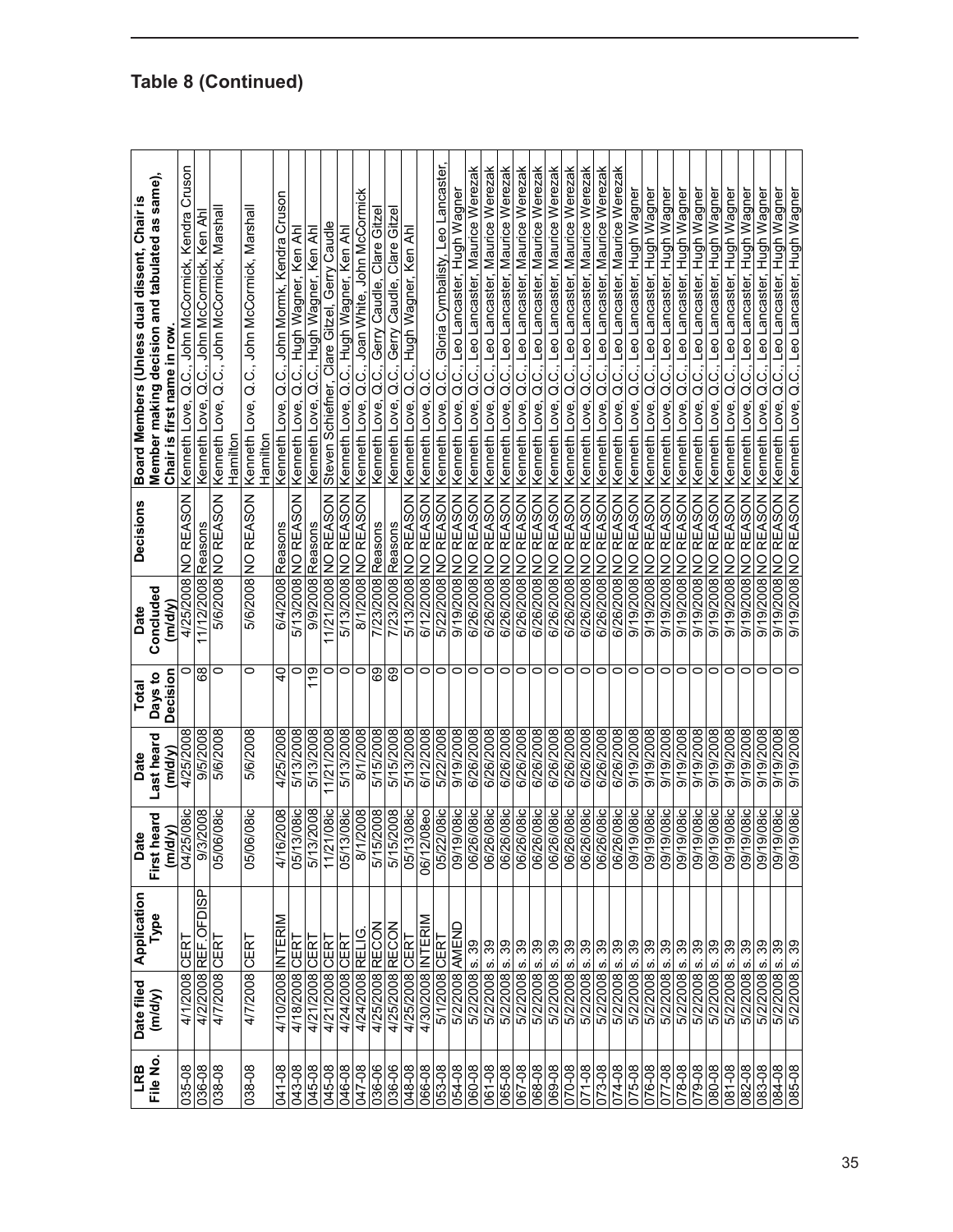## Table 8 (Continued)

| LRB File No. | Date filed (m/d/y) | Application Type | Date First heard (m/d/y) | Date Last heard (m/d/y) | Total Days to Decision | Date Concluded (m/d/y) | Decisions | Board Members (Unless dual dissent, Chair is Member making decision and tabulated as same). Chair is first name in row. |
|---|---|---|---|---|---|---|---|---|
| 035-08 | 4/1/2008 | CERT | 04/25/08ic | 4/25/2008 | 0 | 4/25/2008 | NO REASON | Kenneth Love, Q.C., John McCormick, Kendra Cruson |
| 036-08 | 4/2/2008 | REF. OFDISP | 9/3/2008 | 9/5/2008 | 68 | 11/12/2008 | Reasons | Kenneth Love, Q.C., John McCormick, Ken Ahl |
| 038-08 | 4/7/2008 | CERT | 05/06/08ic | 5/6/2008 | 0 | 5/6/2008 | NO REASON | Kenneth Love, Q.C., John McCormick, Marshall Hamilton |
| 038-08 | 4/7/2008 | CERT | 05/06/08ic | 5/6/2008 | 0 | 5/6/2008 | NO REASON | Kenneth Love, Q.C., John McCormick, Marshall Hamilton |
| 041-08 | 4/10/2008 | INTERIM | 4/16/2008 | 4/25/2008 | 40 | 6/4/2008 | Reasons | Kenneth Love, Q.C., John Mormk, Kendra Cruson |
| 043-08 | 4/18/2008 | CERT | 05/13/08ic | 5/13/2008 | 0 | 5/13/2008 | NO REASON | Kenneth Love, Q.C., Hugh Wagner, Ken Ahl |
| 045-08 | 4/21/2008 | CERT | 5/13/2008 | 5/13/2008 | 119 | 9/9/2008 | Reasons | Kenneth Love, Q.C., Hugh Wagner, Ken Ahl |
| 045-08 | 4/21/2008 | CERT | 11/21/08ic | 11/21/2008 | 0 | 11/21/2008 | NO REASON | Steven Schiefner, Clare Gitzel, Gerry Caudle |
| 046-08 | 4/24/2008 | CERT | 05/13/08ic | 5/13/2008 | 0 | 5/13/2008 | NO REASON | Kenneth Love, Q.C., Hugh Wagner, Ken Ahl |
| 047-08 | 4/24/2008 | RELIG. | 8/1/2008 | 8/1/2008 | 0 | 8/1/2008 | NO REASON | Kenneth Love, Q.C., Joan White, John McCormick |
| 036-06 | 4/25/2008 | RECON | 5/15/2008 | 5/15/2008 | 69 | 7/23/2008 | Reasons | Kenneth Love, Q.C., Gerry Caudle, Clare Gitzel |
| 036-06 | 4/25/2008 | RECON | 5/15/2008 | 5/15/2008 | 69 | 7/23/2008 | Reasons | Kenneth Love, Q.C., Gerry Caudle, Clare Gitzel |
| 048-08 | 4/25/2008 | CERT | 05/13/08ic | 5/13/2008 | 0 | 5/13/2008 | NO REASON | Kenneth Love, Q.C., Hugh Wagner, Ken Ahl |
| 066-08 | 4/30/2008 | INTERIM | 06/12/08eo | 6/12/2008 | 0 | 6/12/2008 | NO REASON | Kenneth Love, Q.C. |
| 053-08 | 5/1/2008 | CERT | 05/22/08ic | 5/22/2008 | 0 | 5/22/2008 | NO REASON | Kenneth Love, Q.C., Gloria Cymbalisty, Leo Lancaster, |
| 054-08 | 5/2/2008 | AMEND | 09/19/08ic | 9/19/2008 | 0 | 9/19/2008 | NO REASON | Kenneth Love, Q.C., Leo Lancaster, Hugh Wagner |
| 060-08 | 5/2/2008 | s. 39 | 06/26/08ic | 6/26/2008 | 0 | 6/26/2008 | NO REASON | Kenneth Love, Q.C., Leo Lancaster, Maurice Werezak |
| 061-08 | 5/2/2008 | s. 39 | 06/26/08ic | 6/26/2008 | 0 | 6/26/2008 | NO REASON | Kenneth Love, Q.C., Leo Lancaster, Maurice Werezak |
| 065-08 | 5/2/2008 | s. 39 | 06/26/08ic | 6/26/2008 | 0 | 6/26/2008 | NO REASON | Kenneth Love, Q.C., Leo Lancaster, Maurice Werezak |
| 067-08 | 5/2/2008 | s. 39 | 06/26/08ic | 6/26/2008 | 0 | 6/26/2008 | NO REASON | Kenneth Love, Q.C., Leo Lancaster, Maurice Werezak |
| 068-08 | 5/2/2008 | s. 39 | 06/26/08ic | 6/26/2008 | 0 | 6/26/2008 | NO REASON | Kenneth Love, Q.C., Leo Lancaster, Maurice Werezak |
| 069-08 | 5/2/2008 | s. 39 | 06/26/08ic | 6/26/2008 | 0 | 6/26/2008 | NO REASON | Kenneth Love, Q.C., Leo Lancaster, Maurice Werezak |
| 070-08 | 5/2/2008 | s. 39 | 06/26/08ic | 6/26/2008 | 0 | 6/26/2008 | NO REASON | Kenneth Love, Q.C., Leo Lancaster, Maurice Werezak |
| 071-08 | 5/2/2008 | s. 39 | 06/26/08ic | 6/26/2008 | 0 | 6/26/2008 | NO REASON | Kenneth Love, Q.C., Leo Lancaster, Maurice Werezak |
| 073-08 | 5/2/2008 | s. 39 | 06/26/08ic | 6/26/2008 | 0 | 6/26/2008 | NO REASON | Kenneth Love, Q.C., Leo Lancaster, Maurice Werezak |
| 074-08 | 5/2/2008 | s. 39 | 06/26/08ic | 6/26/2008 | 0 | 6/26/2008 | NO REASON | Kenneth Love, Q.C., Leo Lancaster, Maurice Werezak |
| 075-08 | 5/2/2008 | s. 39 | 09/19/08ic | 9/19/2008 | 0 | 9/19/2008 | NO REASON | Kenneth Love, Q.C., Leo Lancaster, Hugh Wagner |
| 076-08 | 5/2/2008 | s. 39 | 09/19/08ic | 9/19/2008 | 0 | 9/19/2008 | NO REASON | Kenneth Love, Q.C., Leo Lancaster, Hugh Wagner |
| 077-08 | 5/2/2008 | s. 39 | 09/19/08ic | 9/19/2008 | 0 | 9/19/2008 | NO REASON | Kenneth Love, Q.C., Leo Lancaster, Hugh Wagner |
| 078-08 | 5/2/2008 | s. 39 | 09/19/08ic | 9/19/2008 | 0 | 9/19/2008 | NO REASON | Kenneth Love, Q.C., Leo Lancaster, Hugh Wagner |
| 079-08 | 5/2/2008 | s. 39 | 09/19/08ic | 9/19/2008 | 0 | 9/19/2008 | NO REASON | Kenneth Love, Q.C., Leo Lancaster, Hugh Wagner |
| 080-08 | 5/2/2008 | s. 39 | 09/19/08ic | 9/19/2008 | 0 | 9/19/2008 | NO REASON | Kenneth Love, Q.C., Leo Lancaster, Hugh Wagner |
| 081-08 | 5/2/2008 | s. 39 | 09/19/08ic | 9/19/2008 | 0 | 9/19/2008 | NO REASON | Kenneth Love, Q.C., Leo Lancaster, Hugh Wagner |
| 082-08 | 5/2/2008 | s. 39 | 09/19/08ic | 9/19/2008 | 0 | 9/19/2008 | NO REASON | Kenneth Love, Q.C., Leo Lancaster, Hugh Wagner |
| 083-08 | 5/2/2008 | s. 39 | 09/19/08ic | 9/19/2008 | 0 | 9/19/2008 | NO REASON | Kenneth Love, Q.C., Leo Lancaster, Hugh Wagner |
| 084-08 | 5/2/2008 | s. 39 | 09/19/08ic | 9/19/2008 | 0 | 9/19/2008 | NO REASON | Kenneth Love, Q.C., Leo Lancaster, Hugh Wagner |
| 085-08 | 5/2/2008 | s. 39 | 09/19/08ic | 9/19/2008 | 0 | 9/19/2008 | NO REASON | Kenneth Love, Q.C., Leo Lancaster, Hugh Wagner |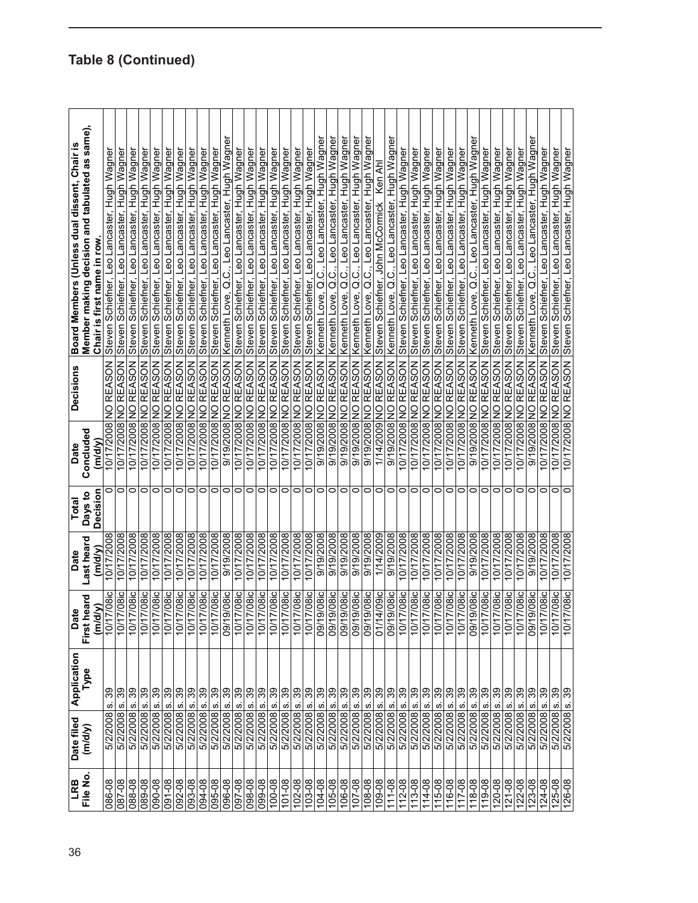## Table 8 (Continued)

| LRB File No. | Date filed (m/d/y) | Application Type | Date First heard (m/d/y) | Date Last heard (m/d/y) | Total Days to Decision | Date Concluded (m/d/y) | Decisions | Board Members (Unless dual dissent, Chair is Member making decision and tabulated as same), Chair is first name in row. |
|---|---|---|---|---|---|---|---|---|
| 086-08 | 5/2/2008 | s. 39 | 10/17/08ic | 10/17/2008 | 0 | 10/17/2008 | NO REASON | Steven Schiefner, Leo Lancaster, Hugh Wagner |
| 087-08 | 5/2/2008 | s. 39 | 10/17/08ic | 10/17/2008 | 0 | 10/17/2008 | NO REASON | Steven Schiefner, Leo Lancaster, Hugh Wagner |
| 088-08 | 5/2/2008 | s. 39 | 10/17/08ic | 10/17/2008 | 0 | 10/17/2008 | NO REASON | Steven Schiefner, Leo Lancaster, Hugh Wagner |
| 089-08 | 5/2/2008 | s. 39 | 10/17/08ic | 10/17/2008 | 0 | 10/17/2008 | NO REASON | Steven Schiefner, Leo Lancaster, Hugh Wagner |
| 090-08 | 5/2/2008 | s. 39 | 10/17/08ic | 10/17/2008 | 0 | 10/17/2008 | NO REASON | Steven Schiefner, Leo Lancaster, Hugh Wagner |
| 091-08 | 5/2/2008 | s. 39 | 10/17/08ic | 10/17/2008 | 0 | 10/17/2008 | NO REASON | Steven Schiefner, Leo Lancaster, Hugh Wagner |
| 092-08 | 5/2/2008 | s. 39 | 10/17/08ic | 10/17/2008 | 0 | 10/17/2008 | NO REASON | Steven Schiefner, Leo Lancaster, Hugh Wagner |
| 093-08 | 5/2/2008 | s. 39 | 10/17/08ic | 10/17/2008 | 0 | 10/17/2008 | NO REASON | Steven Schiefner, Leo Lancaster, Hugh Wagner |
| 094-08 | 5/2/2008 | s. 39 | 10/17/08ic | 10/17/2008 | 0 | 10/17/2008 | NO REASON | Steven Schiefner, Leo Lancaster, Hugh Wagner |
| 095-08 | 5/2/2008 | s. 39 | 10/17/08ic | 10/17/2008 | 0 | 10/17/2008 | NO REASON | Steven Schiefner, Leo Lancaster, Hugh Wagner |
| 096-08 | 5/2/2008 | s. 39 | 09/19/08ic | 9/19/2008 | 0 | 9/19/2008 | NO REASON | Kenneth Love, Q.C., Leo Lancaster, Hugh Wagner |
| 097-08 | 5/2/2008 | s. 39 | 10/17/08ic | 10/17/2008 | 0 | 10/17/2008 | NO REASON | Steven Schiefner, Leo Lancaster, Hugh Wagner |
| 098-08 | 5/2/2008 | s. 39 | 10/17/08ic | 10/17/2008 | 0 | 10/17/2008 | NO REASON | Steven Schiefner, Leo Lancaster, Hugh Wagner |
| 099-08 | 5/2/2008 | s. 39 | 10/17/08ic | 10/17/2008 | 0 | 10/17/2008 | NO REASON | Steven Schiefner, Leo Lancaster, Hugh Wagner |
| 100-08 | 5/2/2008 | s. 39 | 10/17/08ic | 10/17/2008 | 0 | 10/17/2008 | NO REASON | Steven Schiefner, Leo Lancaster, Hugh Wagner |
| 101-08 | 5/2/2008 | s. 39 | 10/17/08ic | 10/17/2008 | 0 | 10/17/2008 | NO REASON | Steven Schiefner, Leo Lancaster, Hugh Wagner |
| 102-08 | 5/2/2008 | s. 39 | 10/17/08ic | 10/17/2008 | 0 | 10/17/2008 | NO REASON | Steven Schiefner, Leo Lancaster, Hugh Wagner |
| 103-08 | 5/2/2008 | s. 39 | 10/17/08ic | 10/17/2008 | 0 | 10/17/2008 | NO REASON | Steven Schiefner, Leo Lancaster, Hugh Wagner |
| 104-08 | 5/2/2008 | s. 39 | 09/19/08ic | 9/19/2008 | 0 | 9/19/2008 | NO REASON | Kenneth Love, Q.C., Leo Lancaster, Hugh Wagner |
| 105-08 | 5/2/2008 | s. 39 | 09/19/08ic | 9/19/2008 | 0 | 9/19/2008 | NO REASON | Kenneth Love, Q.C., Leo Lancaster, Hugh Wagner |
| 106-08 | 5/2/2008 | s. 39 | 09/19/08ic | 9/19/2008 | 0 | 9/19/2008 | NO REASON | Kenneth Love, Q.C., Leo Lancaster, Hugh Wagner |
| 107-08 | 5/2/2008 | s. 39 | 09/19/08ic | 9/19/2008 | 0 | 9/19/2008 | NO REASON | Kenneth Love, Q.C., Leo Lancaster, Hugh Wagner |
| 108-08 | 5/2/2008 | s. 39 | 09/19/08ic | 9/19/2008 | 0 | 9/19/2008 | NO REASON | Kenneth Love, Q.C., Leo Lancaster, Hugh Wagner |
| 109-08 | 5/2/2008 | s. 39 | 01/14/09ic | 1/14/2009 | 0 | 1/14/2009 | NO REASON | Steven Schiefner, John McCormick Ken Ahl |
| 111-08 | 5/2/2008 | s. 39 | 09/19/08ic | 9/19/2008 | 0 | 9/19/2008 | NO REASON | Kenneth Love, Q.C., Leo Lancaster, Hugh Wagner |
| 112-08 | 5/2/2008 | s. 39 | 10/17/08ic | 10/17/2008 | 0 | 10/17/2008 | NO REASON | Steven Schiefner, Leo Lancaster, Hugh Wagner |
| 113-08 | 5/2/2008 | s. 39 | 10/17/08ic | 10/17/2008 | 0 | 10/17/2008 | NO REASON | Steven Schiefner, Leo Lancaster, Hugh Wagner |
| 114-08 | 5/2/2008 | s. 39 | 10/17/08ic | 10/17/2008 | 0 | 10/17/2008 | NO REASON | Steven Schiefner, Leo Lancaster, Hugh Wagner |
| 115-08 | 5/2/2008 | s. 39 | 10/17/08ic | 10/17/2008 | 0 | 10/17/2008 | NO REASON | Steven Schiefner, Leo Lancaster, Hugh Wagner |
| 116-08 | 5/2/2008 | s. 39 | 10/17/08ic | 10/17/2008 | 0 | 10/17/2008 | NO REASON | Steven Schiefner, Leo Lancaster, Hugh Wagner |
| 117-08 | 5/2/2008 | s. 39 | 10/17/08ic | 10/17/2008 | 0 | 10/17/2008 | NO REASON | Steven Schiefner, Leo Lancaster, Hugh Wagner |
| 118-08 | 5/2/2008 | s. 39 | 09/19/08ic | 9/19/2008 | 0 | 9/19/2008 | NO REASON | Kenneth Love, Q.C., Leo Lancaster, Hugh Wagner |
| 119-08 | 5/2/2008 | s. 39 | 10/17/08ic | 10/17/2008 | 0 | 10/17/2008 | NO REASON | Steven Schiefner, Leo Lancaster, Hugh Wagner |
| 120-08 | 5/2/2008 | s. 39 | 10/17/08ic | 10/17/2008 | 0 | 10/17/2008 | NO REASON | Steven Schiefner, Leo Lancaster, Hugh Wagner |
| 121-08 | 5/2/2008 | s. 39 | 10/17/08ic | 10/17/2008 | 0 | 10/17/2008 | NO REASON | Steven Schiefner, Leo Lancaster, Hugh Wagner |
| 122-08 | 5/2/2008 | s. 39 | 10/17/08ic | 10/17/2008 | 0 | 10/17/2008 | NO REASON | Steven Schiefner, Leo Lancaster, Hugh Wagner |
| 123-08 | 5/2/2008 | s. 39 | 09/19/08ic | 9/19/2008 | 0 | 9/19/2008 | NO REASON | Kenneth Love, Q.C., Leo Lancaster, Hugh Wagner |
| 124-08 | 5/2/2008 | s. 39 | 10/17/08ic | 10/17/2008 | 0 | 10/17/2008 | NO REASON | Steven Schiefner, Leo Lancaster, Hugh Wagner |
| 125-08 | 5/2/2008 | s. 39 | 10/17/08ic | 10/17/2008 | 0 | 10/17/2008 | NO REASON | Steven Schiefner, Leo Lancaster, Hugh Wagner |
| 126-08 | 5/2/2008 | s. 39 | 10/17/08ic | 10/17/2008 | 0 | 10/17/2008 | NO REASON | Steven Schiefner, Leo Lancaster, Hugh Wagner |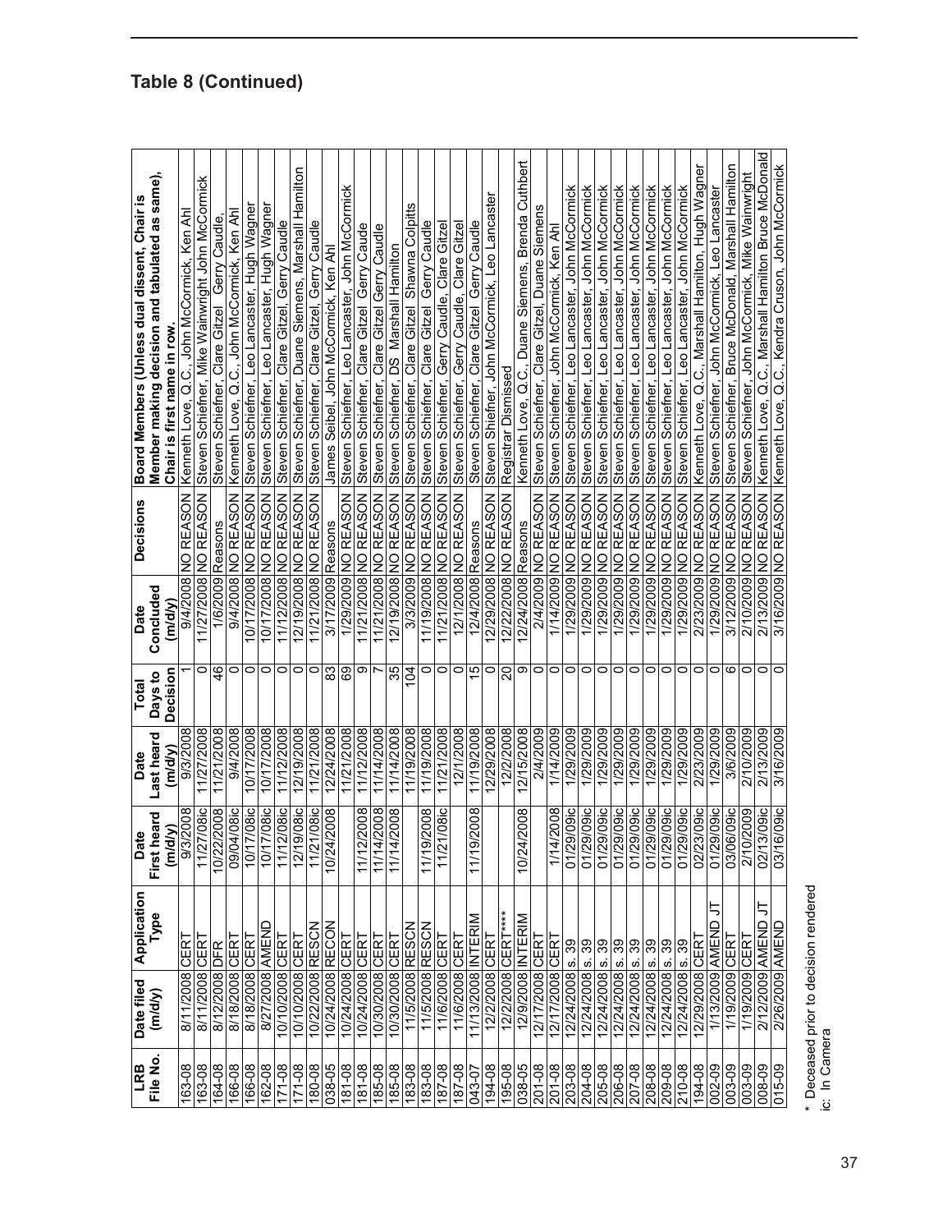## Table 8 (Continued)

| LRB File No. | Date filed (m/d/y) | Application Type | Date First heard (m/d/y) | Date Last heard (m/d/y) | Total Days to Decision | Date Concluded (m/d/y) | Decisions | Board Members (Unless dual dissent, Chair is Member making decision and tabulated as same), Chair is first name in row. |
|---|---|---|---|---|---|---|---|---|
| 163-08 | 8/11/2008 | CERT | 9/3/2008 | 9/3/2008 | 1 | 9/4/2008 | NO REASON | Kenneth Love, Q.C., John McCormick, Ken Ahl |
| 163-08 | 8/11/2008 | CERT | 11/27/08ic | 11/27/2008 | 0 | 11/27/2008 | NO REASON | Steven Schiefner, Mike Wainwright John McCormick |
| 164-08 | 8/12/2008 | DFR | 10/22/2008 | 11/21/2008 | 46 | 1/6/2009 | Reasons | Steven Schiefner, Clare Gitzel Gerry Caudle, |
| 166-08 | 8/18/2008 | CERT | 09/04/08ic | 9/4/2008 | 0 | 9/4/2008 | NO REASON | Kenneth Love, Q.C., John McCormick, Ken Ahl |
| 166-08 | 8/18/2008 | CERT | 10/17/08ic | 10/17/2008 | 0 | 10/17/2008 | NO REASON | Steven Schiefner, Leo Lancaster, Hugh Wagner |
| 162-08 | 8/27/2008 | AMEND | 10/17/08ic | 10/17/2008 | 0 | 10/17/2008 | NO REASON | Steven Schiefner, Leo Lancaster, Hugh Wagner |
| 171-08 | 10/10/2008 | CERT | 11/12/08ic | 11/12/2008 | 0 | 11/12/2008 | NO REASON | Steven Schiefner, Clare Gitzel, Gerry Caudle |
| 171-08 | 10/10/2008 | CERT | 12/19/08ic | 12/19/2008 | 0 | 12/19/2008 | NO REASON | Steven Schiefner, Duane Siemens, Marshall Hamilton |
| 180-08 | 10/22/2008 | RESCN | 11/21/08ic | 11/21/2008 | 0 | 11/21/2008 | NO REASON | Steven Schiefner, Clare Gitzel, Gerry Caudle |
| 038-05 | 10/24/2008 | RECON | 10/24/2008 | 12/24/2008 | 83 | 3/17/2009 | Reasons | James Seibel, John McCormick, Ken Ahl |
| 181-08 | 10/24/2008 | CERT | | 11/21/2008 | 69 | 1/29/2009 | NO REASON | Steven Schiefner, Leo Lancaster, John McCormick |
| 181-08 | 10/24/2008 | CERT | 11/12/2008 | 11/12/2008 | 9 | 11/21/2008 | NO REASON | Steven Schiefner, Clare Gitzel Gerry Caude |
| 185-08 | 10/30/2008 | CERT | 11/14/2008 | 11/14/2008 | 7 | 11/21/2008 | NO REASON | Steven Schiefner, Clare Gitzel Gerry Caudle |
| 185-08 | 10/30/2008 | CERT | 11/14/2008 | 11/14/2008 | 35 | 12/19/2008 | NO REASON | Steven Schiefner, DS Marshall Hamilton |
| 183-08 | 11/5/2008 | RESCN | | 11/19/2008 | 104 | 3/3/2009 | NO REASON | Steven Schiefner, Clare Gitzel Shawna Colpitts |
| 183-08 | 11/5/2008 | RESCN | 11/19/2008 | 11/19/2008 | 0 | 11/19/2008 | NO REASON | Steven Schiefner, Clare Gitzel Gerry Caudle |
| 187-08 | 11/6/2008 | CERT | 11/21/08ic | 11/21/2008 | 0 | 11/21/2008 | NO REASON | Steven Schiefner, Gerry Caudle, Clare Gitzel |
| 187-08 | 11/6/2008 | CERT | | 12/1/2008 | 0 | 12/1/2008 | NO REASON | Steven Schiefner, Gerry Caudle, Clare Gitzel |
| 043-07 | 11/13/2008 | INTERIM | 11/19/2008 | 11/19/2008 | 15 | 12/4/2008 | Reasons | Steven Schiefner, Clare Gitzel Gerry Caudle |
| 194-08 | 12/2/2008 | CERT | | 12/29/2008 | 0 | 12/29/2008 | NO REASON | Steven Shiefner, John McCormick, Leo Lancaster |
| 195-08 | 12/2/2008 | CERT**** | | 12/2/2008 | 20 | 12/22/2008 | NO REASON | Registrar Dismissed |
| 038-05 | 12/9/2008 | INTERIM | 10/24/2008 | 12/15/2008 | 9 | 12/24/2008 | Reasons | Kenneth Love, Q.C., Duane Siemens, Brenda Cuthbert |
| 201-08 | 12/17/2008 | CERT | | 2/4/2009 | 0 | 2/4/2009 | NO REASON | Steven Schiefner, Clare Gitzel, Duane Siemens |
| 201-08 | 12/17/2008 | CERT | 1/14/2008 | 1/14/2009 | 0 | 1/14/2009 | NO REASON | Steven Schiefner, John McCormick, Ken Ahl |
| 203-08 | 12/24/2008 | s. 39 | 01/29/09ic | 1/29/2009 | 0 | 1/29/2009 | NO REASON | Steven Schiefner, Leo Lancaster, John McCormick |
| 204-08 | 12/24/2008 | s. 39 | 01/29/09ic | 1/29/2009 | 0 | 1/29/2009 | NO REASON | Steven Schiefner, Leo Lancaster, John McCormick |
| 205-08 | 12/24/2008 | s. 39 | 01/29/09ic | 1/29/2009 | 0 | 1/29/2009 | NO REASON | Steven Schiefner, Leo Lancaster, John McCormick |
| 206-08 | 12/24/2008 | s. 39 | 01/29/09ic | 1/29/2009 | 0 | 1/29/2009 | NO REASON | Steven Schiefner, Leo Lancaster, John McCormick |
| 207-08 | 12/24/2008 | s. 39 | 01/29/09ic | 1/29/2009 | 0 | 1/29/2009 | NO REASON | Steven Schiefner, Leo Lancaster, John McCormick |
| 208-08 | 12/24/2008 | s. 39 | 01/29/09ic | 1/29/2009 | 0 | 1/29/2009 | NO REASON | Steven Schiefner, Leo Lancaster, John McCormick |
| 209-08 | 12/24/2008 | s. 39 | 01/29/09ic | 1/29/2009 | 0 | 1/29/2009 | NO REASON | Steven Schiefner, Leo Lancaster, John McCormick |
| 210-08 | 12/24/2008 | s. 39 | 01/29/09ic | 1/29/2009 | 0 | 1/29/2009 | NO REASON | Steven Schiefner, Leo Lancaster, John McCormick |
| 194-08 | 12/29/2008 | CERT | 02/23/09ic | 2/23/2009 | 0 | 2/23/2009 | NO REASON | Kenneth Love, Q.C., Marshall Hamilton, Hugh Wagner |
| 002-09 | 1/13/2009 | AMEND JT | 01/29/09ic | 1/29/2009 | 0 | 1/29/2009 | NO REASON | Steven Schiefner, John McCormick, Leo Lancaster |
| 003-09 | 1/19/2009 | CERT | 03/06/09ic | 3/6/2009 | 6 | 3/12/2009 | NO REASON | Steven Schiefner, Bruce McDonald, Marshall Hamilton |
| 003-09 | 1/19/2009 | CERT | 2/10/2009 | 2/10/2009 | 0 | 2/10/2009 | NO REASON | Steven Schiefner, John McCormick, Mike Wainwright |
| 008-09 | 2/12/2009 | AMEND JT | 02/13/09ic | 2/13/2009 | 0 | 2/13/2009 | NO REASON | Kenneth Love, Q.C., Marshall Hamilton Bruce McDonald |
| 015-09 | 2/26/2009 | AMEND | 03/16/09ic | 3/16/2009 | 0 | 3/16/2009 | NO REASON | Kenneth Love, Q.C., Kendra Cruson, John McCormick |

\* Deceased prior to decision rendered
ic: In Camera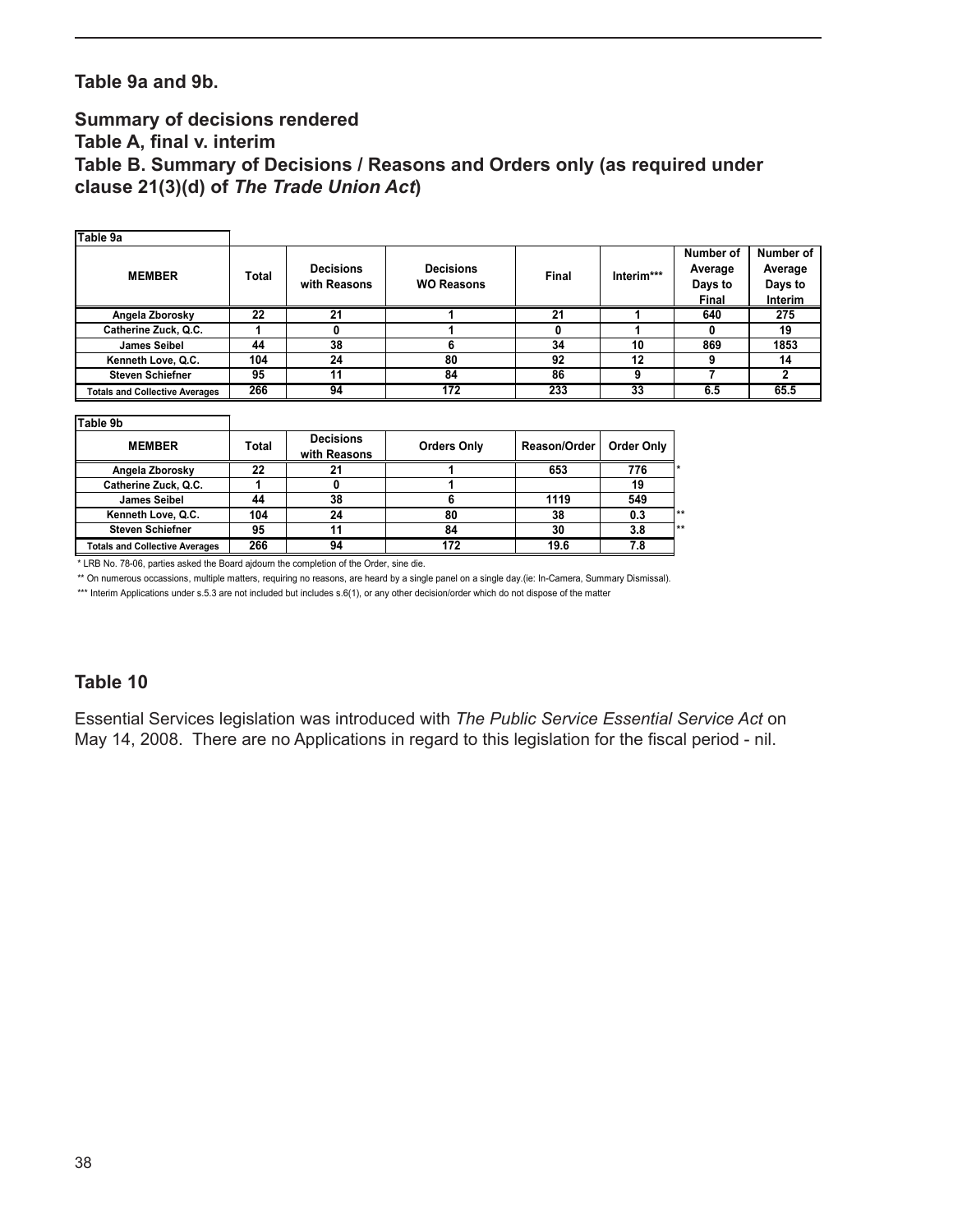### Table 9a and 9b.

### Summary of decisions rendered
### Table A, final v. interim
### Table B. Summary of Decisions / Reasons and Orders only (as required under clause 21(3)(d) of *The Trade Union Act*)

**Table 9a**

| MEMBER | Total | Decisions with Reasons | Decisions WO Reasons | Final | Interim*** | Number of Average Days to Final | Number of Average Days to Interim |
|---|---|---|---|---|---|---|---|
| Angela Zborosky | 22 | 21 | 1 | 21 | 1 | 640 | 275 |
| Catherine Zuck, Q.C. | 1 | 0 | 1 | 0 | 1 | 0 | 19 |
| James Seibel | 44 | 38 | 6 | 34 | 10 | 869 | 1853 |
| Kenneth Love, Q.C. | 104 | 24 | 80 | 92 | 12 | 9 | 14 |
| Steven Schiefner | 95 | 11 | 84 | 86 | 9 | 7 | 2 |
| Totals and Collective Averages | 266 | 94 | 172 | 233 | 33 | 6.5 | 65.5 |

**Table 9b**

| MEMBER | Total | Decisions with Reasons | Orders Only | Reason/Order | Order Only | |
|---|---|---|---|---|---|---|
| Angela Zborosky | 22 | 21 | 1 | 653 | 776 | * |
| Catherine Zuck, Q.C. | 1 | 0 | 1 | | 19 | |
| James Seibel | 44 | 38 | 6 | 1119 | 549 | |
| Kenneth Love, Q.C. | 104 | 24 | 80 | 38 | 0.3 | ** |
| Steven Schiefner | 95 | 11 | 84 | 30 | 3.8 | ** |
| Totals and Collective Averages | 266 | 94 | 172 | 19.6 | 7.8 | |

* LRB No. 78-06, parties asked the Board ajdourn the completion of the Order, sine die.

** On numerous occassions, multiple matters, requiring no reasons, are heard by a single panel on a single day.(ie: In-Camera, Summary Dismissal).

*** Interim Applications under s.5.3 are not included but includes s.6(1), or any other decision/order which do not dispose of the matter

### Table 10

Essential Services legislation was introduced with *The Public Service Essential Service Act* on May 14, 2008. There are no Applications in regard to this legislation for the fiscal period - nil.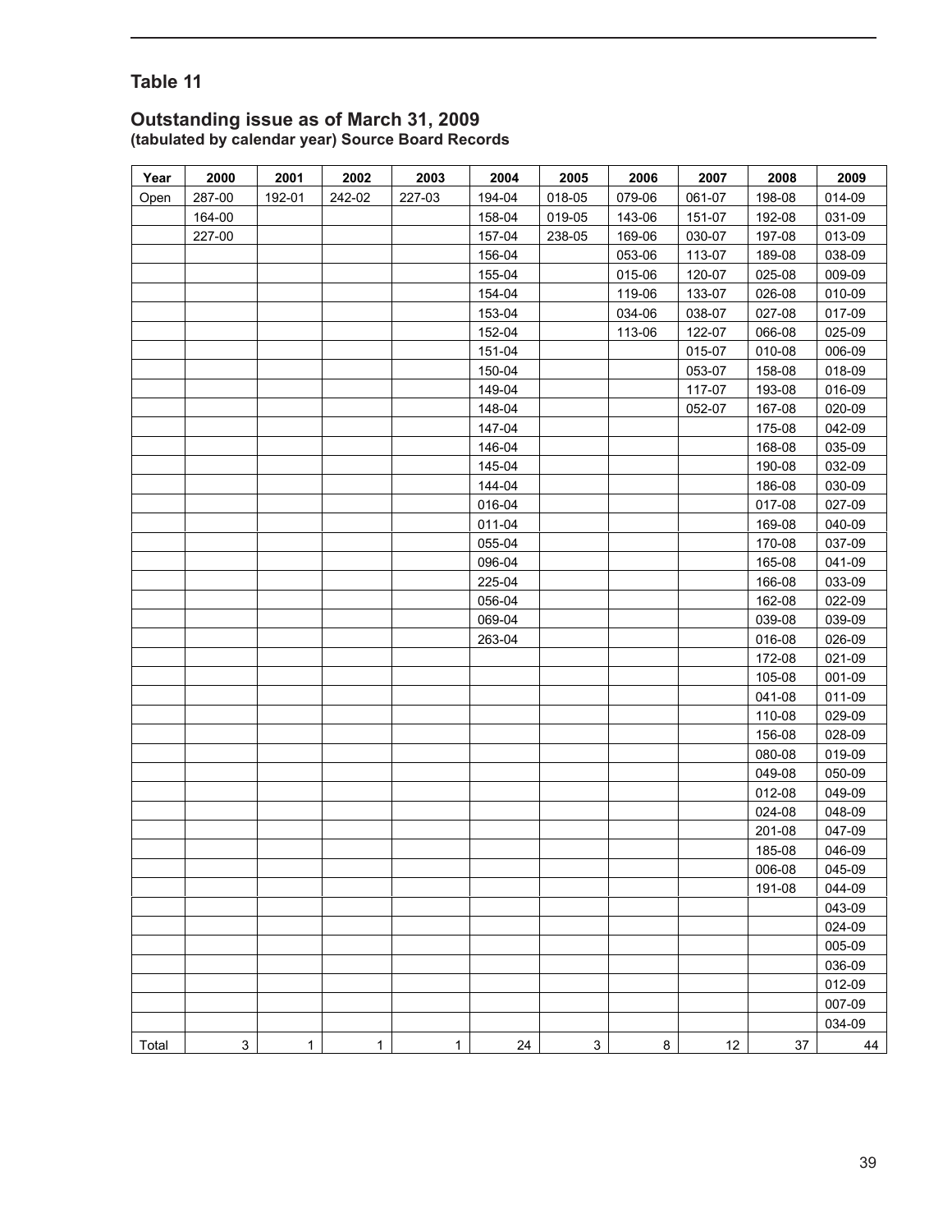## Table 11

### Outstanding issue as of March 31, 2009
**(tabulated by calendar year) Source Board Records**

| Year | 2000 | 2001 | 2002 | 2003 | 2004 | 2005 | 2006 | 2007 | 2008 | 2009 |
|---|---|---|---|---|---|---|---|---|---|---|
| Open | 287-00 | 192-01 | 242-02 | 227-03 | 194-04 | 018-05 | 079-06 | 061-07 | 198-08 | 014-09 |
| | 164-00 | | | | 158-04 | 019-05 | 143-06 | 151-07 | 192-08 | 031-09 |
| | 227-00 | | | | 157-04 | 238-05 | 169-06 | 030-07 | 197-08 | 013-09 |
| | | | | | 156-04 | | 053-06 | 113-07 | 189-08 | 038-09 |
| | | | | | 155-04 | | 015-06 | 120-07 | 025-08 | 009-09 |
| | | | | | 154-04 | | 119-06 | 133-07 | 026-08 | 010-09 |
| | | | | | 153-04 | | 034-06 | 038-07 | 027-08 | 017-09 |
| | | | | | 152-04 | | 113-06 | 122-07 | 066-08 | 025-09 |
| | | | | | 151-04 | | | 015-07 | 010-08 | 006-09 |
| | | | | | 150-04 | | | 053-07 | 158-08 | 018-09 |
| | | | | | 149-04 | | | 117-07 | 193-08 | 016-09 |
| | | | | | 148-04 | | | 052-07 | 167-08 | 020-09 |
| | | | | | 147-04 | | | | 175-08 | 042-09 |
| | | | | | 146-04 | | | | 168-08 | 035-09 |
| | | | | | 145-04 | | | | 190-08 | 032-09 |
| | | | | | 144-04 | | | | 186-08 | 030-09 |
| | | | | | 016-04 | | | | 017-08 | 027-09 |
| | | | | | 011-04 | | | | 169-08 | 040-09 |
| | | | | | 055-04 | | | | 170-08 | 037-09 |
| | | | | | 096-04 | | | | 165-08 | 041-09 |
| | | | | | 225-04 | | | | 166-08 | 033-09 |
| | | | | | 056-04 | | | | 162-08 | 022-09 |
| | | | | | 069-04 | | | | 039-08 | 039-09 |
| | | | | | 263-04 | | | | 016-08 | 026-09 |
| | | | | | | | | | 172-08 | 021-09 |
| | | | | | | | | | 105-08 | 001-09 |
| | | | | | | | | | 041-08 | 011-09 |
| | | | | | | | | | 110-08 | 029-09 |
| | | | | | | | | | 156-08 | 028-09 |
| | | | | | | | | | 080-08 | 019-09 |
| | | | | | | | | | 049-08 | 050-09 |
| | | | | | | | | | 012-08 | 049-09 |
| | | | | | | | | | 024-08 | 048-09 |
| | | | | | | | | | 201-08 | 047-09 |
| | | | | | | | | | 185-08 | 046-09 |
| | | | | | | | | | 006-08 | 045-09 |
| | | | | | | | | | 191-08 | 044-09 |
| | | | | | | | | | | 043-09 |
| | | | | | | | | | | 024-09 |
| | | | | | | | | | | 005-09 |
| | | | | | | | | | | 036-09 |
| | | | | | | | | | | 012-09 |
| | | | | | | | | | | 007-09 |
| | | | | | | | | | | 034-09 |
| Total | 3 | 1 | 1 | 1 | 24 | 3 | 8 | 12 | 37 | 44 |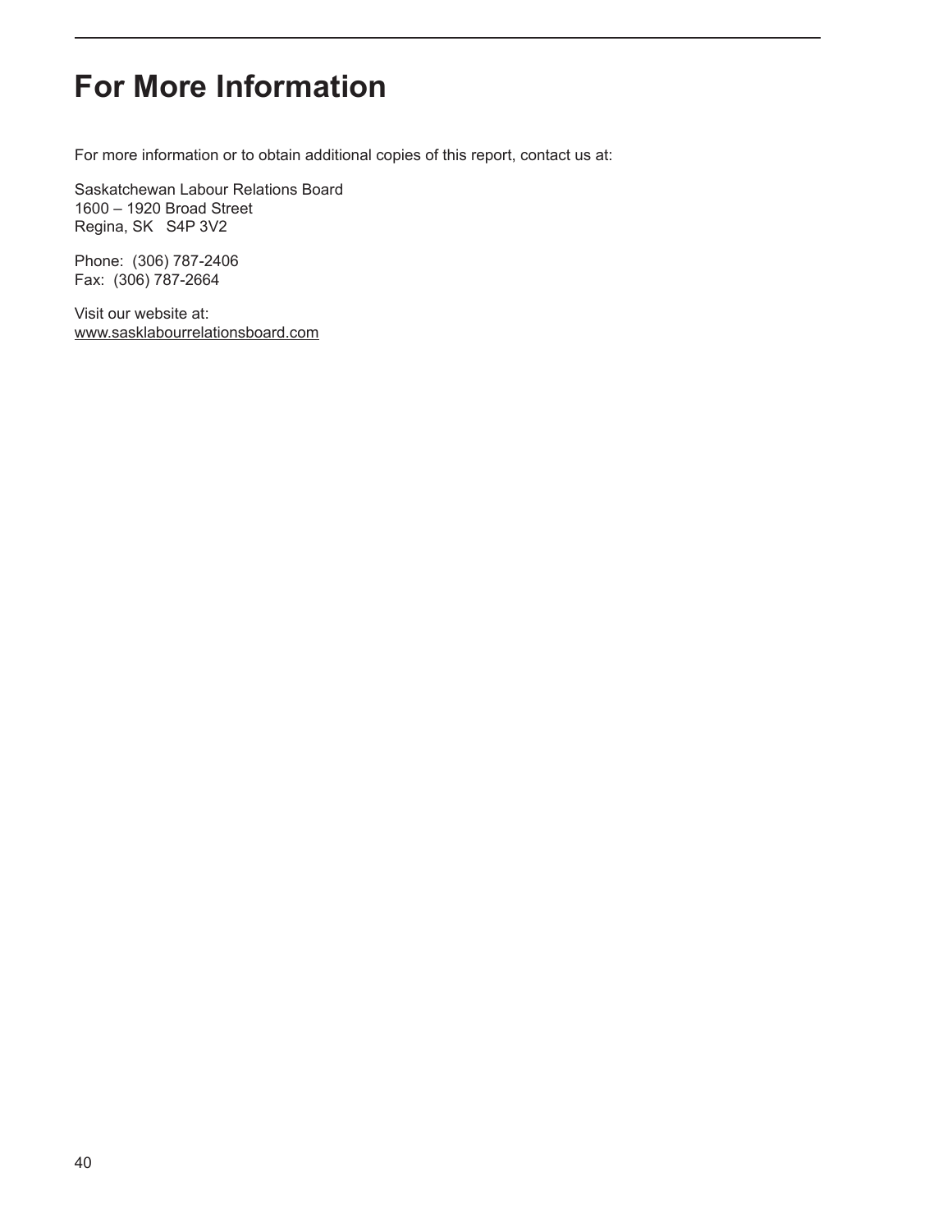# For More Information

For more information or to obtain additional copies of this report, contact us at:

Saskatchewan Labour Relations Board
1600 – 1920 Broad Street
Regina, SK   S4P 3V2

Phone:  (306) 787-2406
Fax:  (306) 787-2664

Visit our website at:
www.sasklabourrelationsboard.com